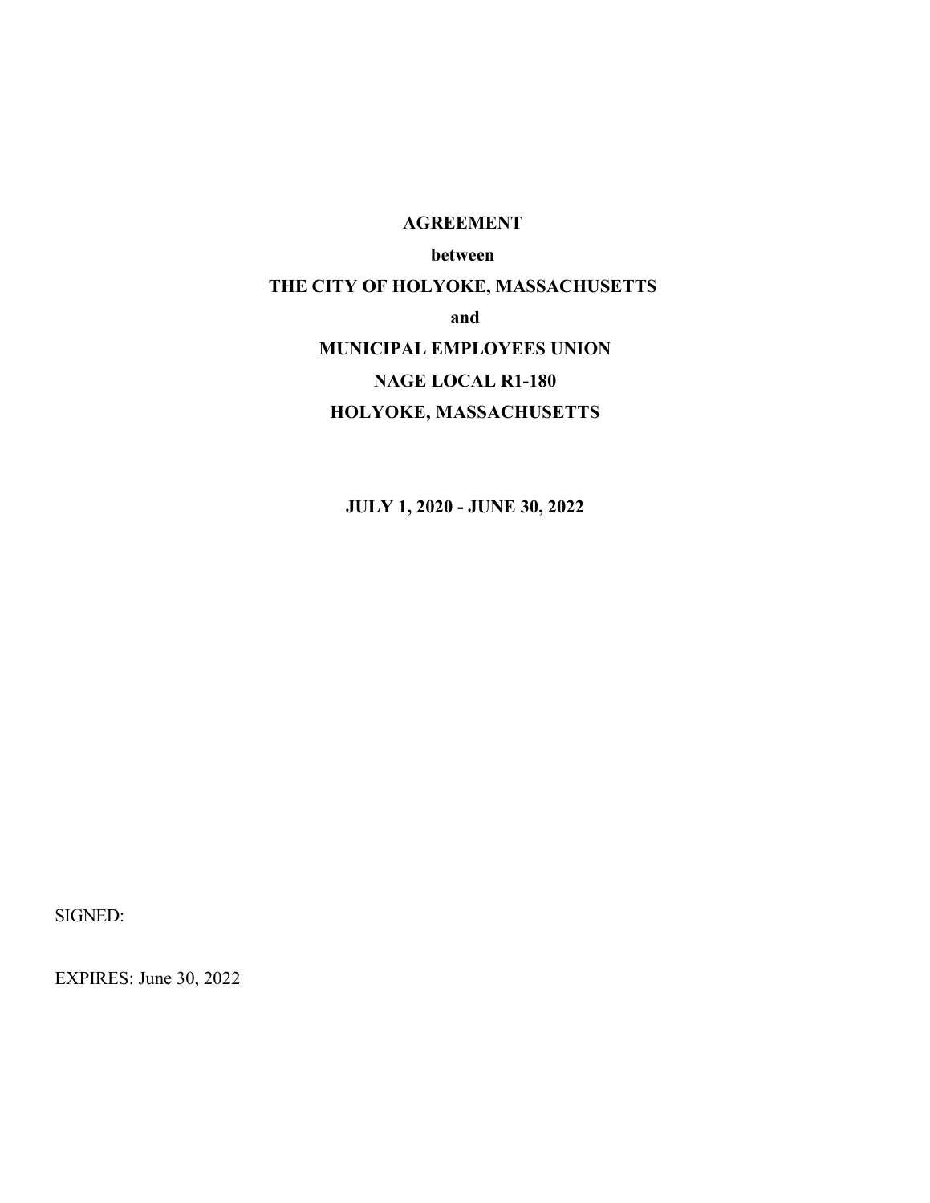**AGREEMENT**

**between**

**THE CITY OF HOLYOKE, MASSACHUSETTS**

**and**

**MUNICIPAL EMPLOYEES UNION**

**NAGE LOCAL R1-180**

**HOLYOKE, MASSACHUSETTS**

**JULY 1, 2020 - JUNE 30, 2022**

SIGNED:

EXPIRES: June 30, 2022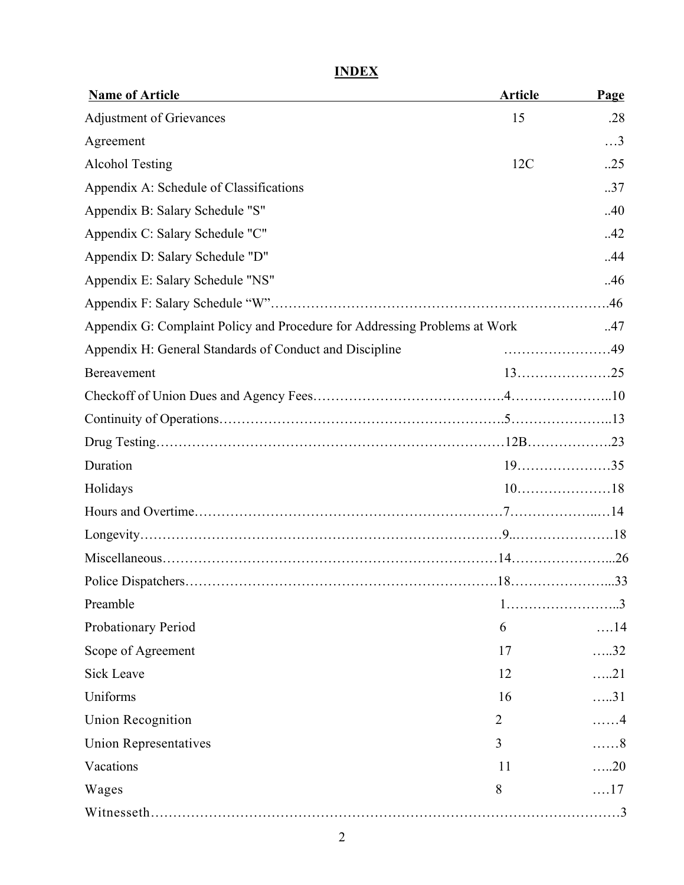## INDEX

| Name of Article | Article | Page |
|---|---|---|
| Adjustment of Grievances | 15 | 28 |
| Agreement | | 3 |
| Alcohol Testing | 12C | 25 |
| Appendix A: Schedule of Classifications | | 37 |
| Appendix B: Salary Schedule "S" | | 40 |
| Appendix C: Salary Schedule "C" | | 42 |
| Appendix D: Salary Schedule "D" | | 44 |
| Appendix E: Salary Schedule "NS" | | 46 |
| Appendix F: Salary Schedule "W" | | 46 |
| Appendix G: Complaint Policy and Procedure for Addressing Problems at Work | | 47 |
| Appendix H: General Standards of Conduct and Discipline | | 49 |
| Bereavement | 13 | 25 |
| Checkoff of Union Dues and Agency Fees | 4 | 10 |
| Continuity of Operations | 5 | 13 |
| Drug Testing | 12B | 23 |
| Duration | 19 | 35 |
| Holidays | 10 | 18 |
| Hours and Overtime | 7 | 14 |
| Longevity | 9 | 18 |
| Miscellaneous | 14 | 26 |
| Police Dispatchers | 18 | 33 |
| Preamble | 1 | 3 |
| Probationary Period | 6 | 14 |
| Scope of Agreement | 17 | 32 |
| Sick Leave | 12 | 21 |
| Uniforms | 16 | 31 |
| Union Recognition | 2 | 4 |
| Union Representatives | 3 | 8 |
| Vacations | 11 | 20 |
| Wages | 8 | 17 |
| Witnesseth | | 3 |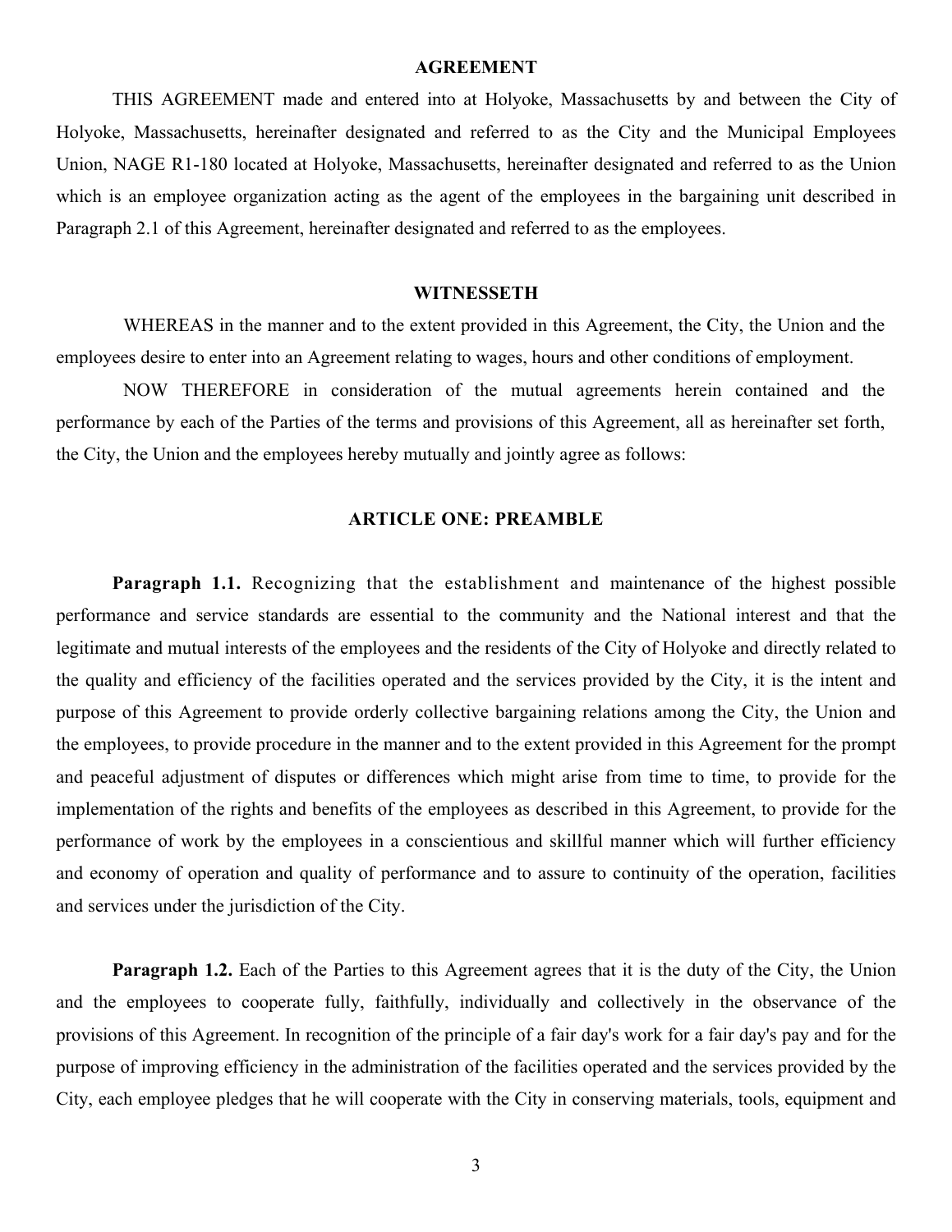## AGREEMENT

THIS AGREEMENT made and entered into at Holyoke, Massachusetts by and between the City of Holyoke, Massachusetts, hereinafter designated and referred to as the City and the Municipal Employees Union, NAGE R1-180 located at Holyoke, Massachusetts, hereinafter designated and referred to as the Union which is an employee organization acting as the agent of the employees in the bargaining unit described in Paragraph 2.1 of this Agreement, hereinafter designated and referred to as the employees.

## WITNESSETH

WHEREAS in the manner and to the extent provided in this Agreement, the City, the Union and the employees desire to enter into an Agreement relating to wages, hours and other conditions of employment.

NOW THEREFORE in consideration of the mutual agreements herein contained and the performance by each of the Parties of the terms and provisions of this Agreement, all as hereinafter set forth, the City, the Union and the employees hereby mutually and jointly agree as follows:

## ARTICLE ONE: PREAMBLE

**Paragraph 1.1.** Recognizing that the establishment and maintenance of the highest possible performance and service standards are essential to the community and the National interest and that the legitimate and mutual interests of the employees and the residents of the City of Holyoke and directly related to the quality and efficiency of the facilities operated and the services provided by the City, it is the intent and purpose of this Agreement to provide orderly collective bargaining relations among the City, the Union and the employees, to provide procedure in the manner and to the extent provided in this Agreement for the prompt and peaceful adjustment of disputes or differences which might arise from time to time, to provide for the implementation of the rights and benefits of the employees as described in this Agreement, to provide for the performance of work by the employees in a conscientious and skillful manner which will further efficiency and economy of operation and quality of performance and to assure to continuity of the operation, facilities and services under the jurisdiction of the City.

**Paragraph 1.2.** Each of the Parties to this Agreement agrees that it is the duty of the City, the Union and the employees to cooperate fully, faithfully, individually and collectively in the observance of the provisions of this Agreement. In recognition of the principle of a fair day's work for a fair day's pay and for the purpose of improving efficiency in the administration of the facilities operated and the services provided by the City, each employee pledges that he will cooperate with the City in conserving materials, tools, equipment and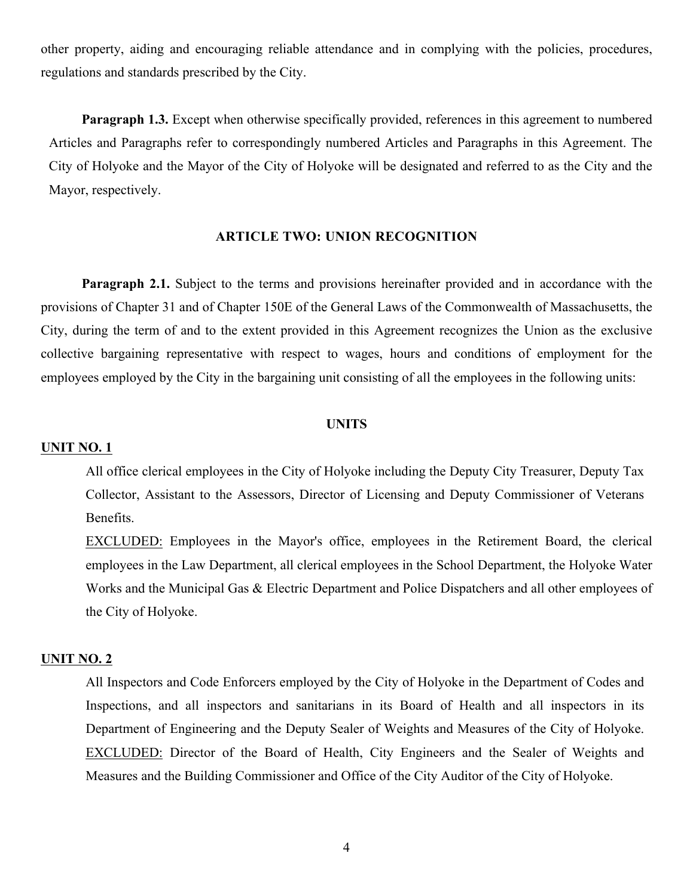other property, aiding and encouraging reliable attendance and in complying with the policies, procedures, regulations and standards prescribed by the City.

**Paragraph 1.3.** Except when otherwise specifically provided, references in this agreement to numbered Articles and Paragraphs refer to correspondingly numbered Articles and Paragraphs in this Agreement. The City of Holyoke and the Mayor of the City of Holyoke will be designated and referred to as the City and the Mayor, respectively.

## ARTICLE TWO: UNION RECOGNITION

**Paragraph 2.1.** Subject to the terms and provisions hereinafter provided and in accordance with the provisions of Chapter 31 and of Chapter 150E of the General Laws of the Commonwealth of Massachusetts, the City, during the term of and to the extent provided in this Agreement recognizes the Union as the exclusive collective bargaining representative with respect to wages, hours and conditions of employment for the employees employed by the City in the bargaining unit consisting of all the employees in the following units:

### UNITS

**UNIT NO. 1**

All office clerical employees in the City of Holyoke including the Deputy City Treasurer, Deputy Tax Collector, Assistant to the Assessors, Director of Licensing and Deputy Commissioner of Veterans Benefits.

EXCLUDED: Employees in the Mayor's office, employees in the Retirement Board, the clerical employees in the Law Department, all clerical employees in the School Department, the Holyoke Water Works and the Municipal Gas & Electric Department and Police Dispatchers and all other employees of the City of Holyoke.

**UNIT NO. 2**

All Inspectors and Code Enforcers employed by the City of Holyoke in the Department of Codes and Inspections, and all inspectors and sanitarians in its Board of Health and all inspectors in its Department of Engineering and the Deputy Sealer of Weights and Measures of the City of Holyoke.

EXCLUDED: Director of the Board of Health, City Engineers and the Sealer of Weights and Measures and the Building Commissioner and Office of the City Auditor of the City of Holyoke.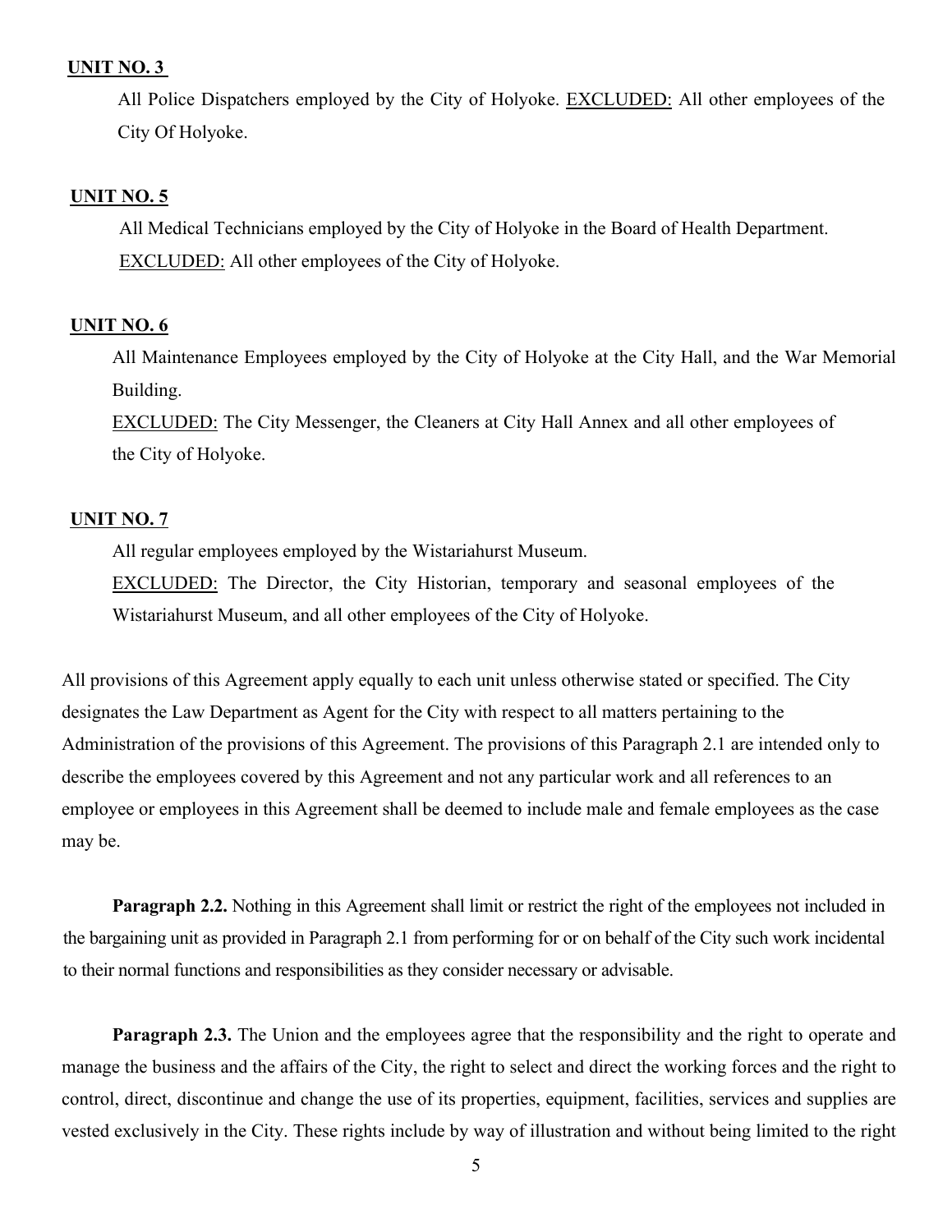**UNIT NO. 3**

All Police Dispatchers employed by the City of Holyoke. <u>EXCLUDED:</u> All other employees of the City Of Holyoke.

**UNIT NO. 5**

All Medical Technicians employed by the City of Holyoke in the Board of Health Department. <u>EXCLUDED:</u> All other employees of the City of Holyoke.

**UNIT NO. 6**

All Maintenance Employees employed by the City of Holyoke at the City Hall, and the War Memorial Building.
<u>EXCLUDED:</u> The City Messenger, the Cleaners at City Hall Annex and all other employees of the City of Holyoke.

**UNIT NO. 7**

All regular employees employed by the Wistariahurst Museum.
<u>EXCLUDED:</u> The Director, the City Historian, temporary and seasonal employees of the Wistariahurst Museum, and all other employees of the City of Holyoke.

All provisions of this Agreement apply equally to each unit unless otherwise stated or specified. The City designates the Law Department as Agent for the City with respect to all matters pertaining to the Administration of the provisions of this Agreement. The provisions of this Paragraph 2.1 are intended only to describe the employees covered by this Agreement and not any particular work and all references to an employee or employees in this Agreement shall be deemed to include male and female employees as the case may be.

**Paragraph 2.2.** Nothing in this Agreement shall limit or restrict the right of the employees not included in the bargaining unit as provided in Paragraph 2.1 from performing for or on behalf of the City such work incidental to their normal functions and responsibilities as they consider necessary or advisable.

**Paragraph 2.3.** The Union and the employees agree that the responsibility and the right to operate and manage the business and the affairs of the City, the right to select and direct the working forces and the right to control, direct, discontinue and change the use of its properties, equipment, facilities, services and supplies are vested exclusively in the City. These rights include by way of illustration and without being limited to the right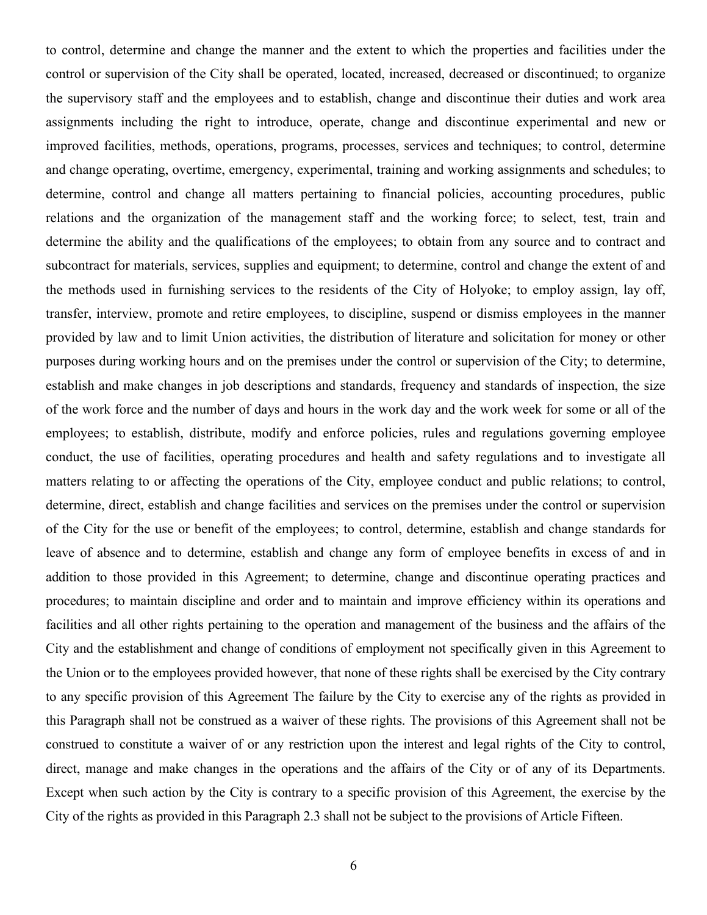to control, determine and change the manner and the extent to which the properties and facilities under the control or supervision of the City shall be operated, located, increased, decreased or discontinued; to organize the supervisory staff and the employees and to establish, change and discontinue their duties and work area assignments including the right to introduce, operate, change and discontinue experimental and new or improved facilities, methods, operations, programs, processes, services and techniques; to control, determine and change operating, overtime, emergency, experimental, training and working assignments and schedules; to determine, control and change all matters pertaining to financial policies, accounting procedures, public relations and the organization of the management staff and the working force; to select, test, train and determine the ability and the qualifications of the employees; to obtain from any source and to contract and subcontract for materials, services, supplies and equipment; to determine, control and change the extent of and the methods used in furnishing services to the residents of the City of Holyoke; to employ assign, lay off, transfer, interview, promote and retire employees, to discipline, suspend or dismiss employees in the manner provided by law and to limit Union activities, the distribution of literature and solicitation for money or other purposes during working hours and on the premises under the control or supervision of the City; to determine, establish and make changes in job descriptions and standards, frequency and standards of inspection, the size of the work force and the number of days and hours in the work day and the work week for some or all of the employees; to establish, distribute, modify and enforce policies, rules and regulations governing employee conduct, the use of facilities, operating procedures and health and safety regulations and to investigate all matters relating to or affecting the operations of the City, employee conduct and public relations; to control, determine, direct, establish and change facilities and services on the premises under the control or supervision of the City for the use or benefit of the employees; to control, determine, establish and change standards for leave of absence and to determine, establish and change any form of employee benefits in excess of and in addition to those provided in this Agreement; to determine, change and discontinue operating practices and procedures; to maintain discipline and order and to maintain and improve efficiency within its operations and facilities and all other rights pertaining to the operation and management of the business and the affairs of the City and the establishment and change of conditions of employment not specifically given in this Agreement to the Union or to the employees provided however, that none of these rights shall be exercised by the City contrary to any specific provision of this Agreement The failure by the City to exercise any of the rights as provided in this Paragraph shall not be construed as a waiver of these rights. The provisions of this Agreement shall not be construed to constitute a waiver of or any restriction upon the interest and legal rights of the City to control, direct, manage and make changes in the operations and the affairs of the City or of any of its Departments. Except when such action by the City is contrary to a specific provision of this Agreement, the exercise by the City of the rights as provided in this Paragraph 2.3 shall not be subject to the provisions of Article Fifteen.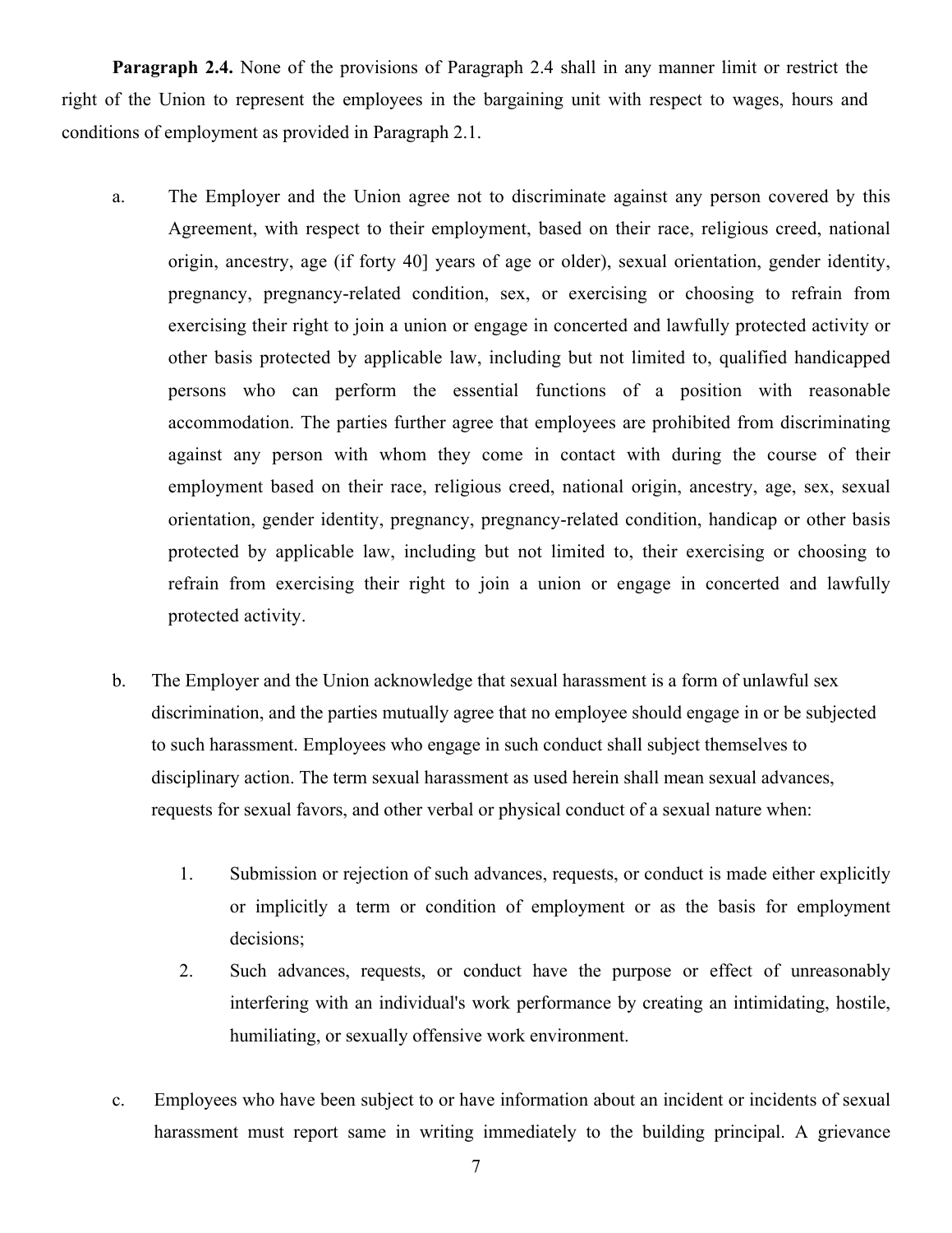**Paragraph 2.4.** None of the provisions of Paragraph 2.4 shall in any manner limit or restrict the right of the Union to represent the employees in the bargaining unit with respect to wages, hours and conditions of employment as provided in Paragraph 2.1.

a. The Employer and the Union agree not to discriminate against any person covered by this Agreement, with respect to their employment, based on their race, religious creed, national origin, ancestry, age (if forty 40] years of age or older), sexual orientation, gender identity, pregnancy, pregnancy-related condition, sex, or exercising or choosing to refrain from exercising their right to join a union or engage in concerted and lawfully protected activity or other basis protected by applicable law, including but not limited to, qualified handicapped persons who can perform the essential functions of a position with reasonable accommodation. The parties further agree that employees are prohibited from discriminating against any person with whom they come in contact with during the course of their employment based on their race, religious creed, national origin, ancestry, age, sex, sexual orientation, gender identity, pregnancy, pregnancy-related condition, handicap or other basis protected by applicable law, including but not limited to, their exercising or choosing to refrain from exercising their right to join a union or engage in concerted and lawfully protected activity.

b. The Employer and the Union acknowledge that sexual harassment is a form of unlawful sex discrimination, and the parties mutually agree that no employee should engage in or be subjected to such harassment. Employees who engage in such conduct shall subject themselves to disciplinary action. The term sexual harassment as used herein shall mean sexual advances, requests for sexual favors, and other verbal or physical conduct of a sexual nature when:

   1. Submission or rejection of such advances, requests, or conduct is made either explicitly or implicitly a term or condition of employment or as the basis for employment decisions;
   2. Such advances, requests, or conduct have the purpose or effect of unreasonably interfering with an individual's work performance by creating an intimidating, hostile, humiliating, or sexually offensive work environment.

c. Employees who have been subject to or have information about an incident or incidents of sexual harassment must report same in writing immediately to the building principal. A grievance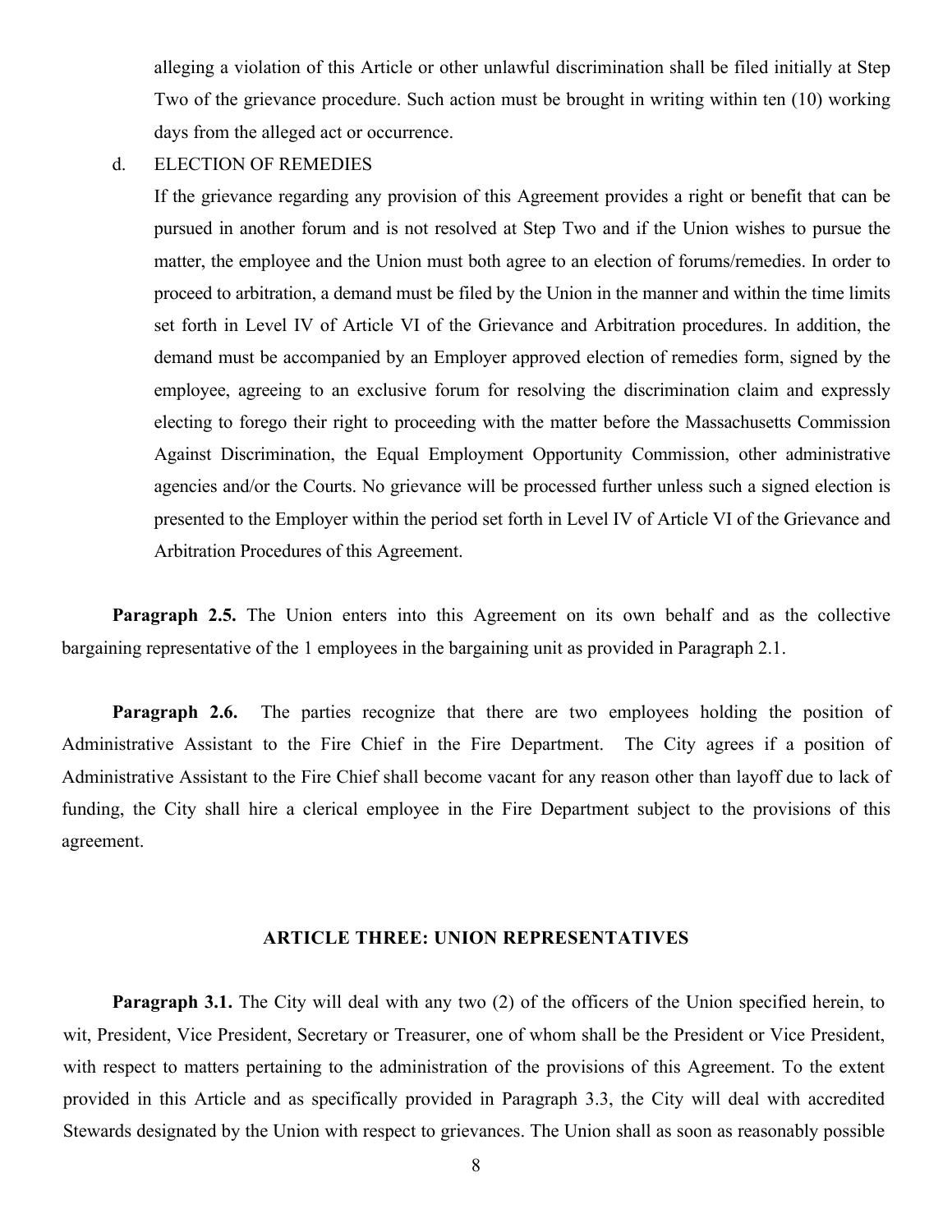alleging a violation of this Article or other unlawful discrimination shall be filed initially at Step Two of the grievance procedure. Such action must be brought in writing within ten (10) working days from the alleged act or occurrence.

d. ELECTION OF REMEDIES

If the grievance regarding any provision of this Agreement provides a right or benefit that can be pursued in another forum and is not resolved at Step Two and if the Union wishes to pursue the matter, the employee and the Union must both agree to an election of forums/remedies. In order to proceed to arbitration, a demand must be filed by the Union in the manner and within the time limits set forth in Level IV of Article VI of the Grievance and Arbitration procedures. In addition, the demand must be accompanied by an Employer approved election of remedies form, signed by the employee, agreeing to an exclusive forum for resolving the discrimination claim and expressly electing to forego their right to proceeding with the matter before the Massachusetts Commission Against Discrimination, the Equal Employment Opportunity Commission, other administrative agencies and/or the Courts. No grievance will be processed further unless such a signed election is presented to the Employer within the period set forth in Level IV of Article VI of the Grievance and Arbitration Procedures of this Agreement.

**Paragraph 2.5.** The Union enters into this Agreement on its own behalf and as the collective bargaining representative of the 1 employees in the bargaining unit as provided in Paragraph 2.1.

**Paragraph 2.6.** The parties recognize that there are two employees holding the position of Administrative Assistant to the Fire Chief in the Fire Department. The City agrees if a position of Administrative Assistant to the Fire Chief shall become vacant for any reason other than layoff due to lack of funding, the City shall hire a clerical employee in the Fire Department subject to the provisions of this agreement.

## ARTICLE THREE: UNION REPRESENTATIVES

**Paragraph 3.1.** The City will deal with any two (2) of the officers of the Union specified herein, to wit, President, Vice President, Secretary or Treasurer, one of whom shall be the President or Vice President, with respect to matters pertaining to the administration of the provisions of this Agreement. To the extent provided in this Article and as specifically provided in Paragraph 3.3, the City will deal with accredited Stewards designated by the Union with respect to grievances. The Union shall as soon as reasonably possible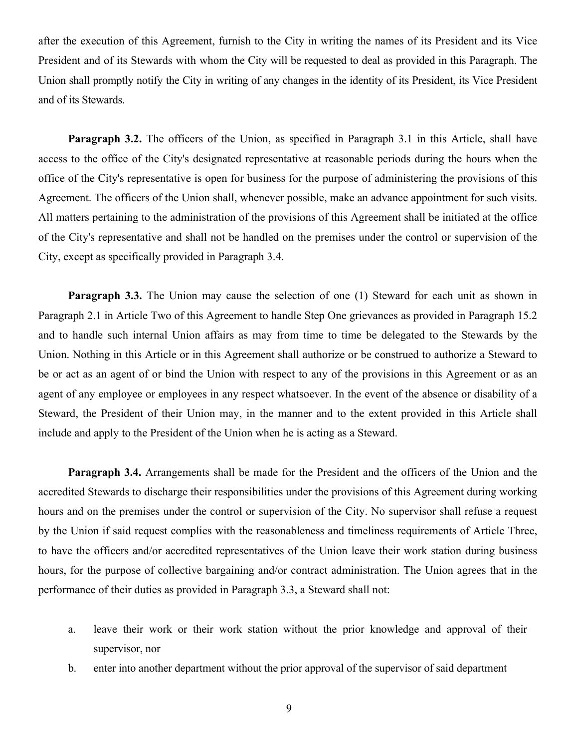after the execution of this Agreement, furnish to the City in writing the names of its President and its Vice President and of its Stewards with whom the City will be requested to deal as provided in this Paragraph. The Union shall promptly notify the City in writing of any changes in the identity of its President, its Vice President and of its Stewards.

**Paragraph 3.2.** The officers of the Union, as specified in Paragraph 3.1 in this Article, shall have access to the office of the City's designated representative at reasonable periods during the hours when the office of the City's representative is open for business for the purpose of administering the provisions of this Agreement. The officers of the Union shall, whenever possible, make an advance appointment for such visits. All matters pertaining to the administration of the provisions of this Agreement shall be initiated at the office of the City's representative and shall not be handled on the premises under the control or supervision of the City, except as specifically provided in Paragraph 3.4.

**Paragraph 3.3.** The Union may cause the selection of one (1) Steward for each unit as shown in Paragraph 2.1 in Article Two of this Agreement to handle Step One grievances as provided in Paragraph 15.2 and to handle such internal Union affairs as may from time to time be delegated to the Stewards by the Union. Nothing in this Article or in this Agreement shall authorize or be construed to authorize a Steward to be or act as an agent of or bind the Union with respect to any of the provisions in this Agreement or as an agent of any employee or employees in any respect whatsoever. In the event of the absence or disability of a Steward, the President of their Union may, in the manner and to the extent provided in this Article shall include and apply to the President of the Union when he is acting as a Steward.

**Paragraph 3.4.** Arrangements shall be made for the President and the officers of the Union and the accredited Stewards to discharge their responsibilities under the provisions of this Agreement during working hours and on the premises under the control or supervision of the City. No supervisor shall refuse a request by the Union if said request complies with the reasonableness and timeliness requirements of Article Three, to have the officers and/or accredited representatives of the Union leave their work station during business hours, for the purpose of collective bargaining and/or contract administration. The Union agrees that in the performance of their duties as provided in Paragraph 3.3, a Steward shall not:

a. leave their work or their work station without the prior knowledge and approval of their supervisor, nor
b. enter into another department without the prior approval of the supervisor of said department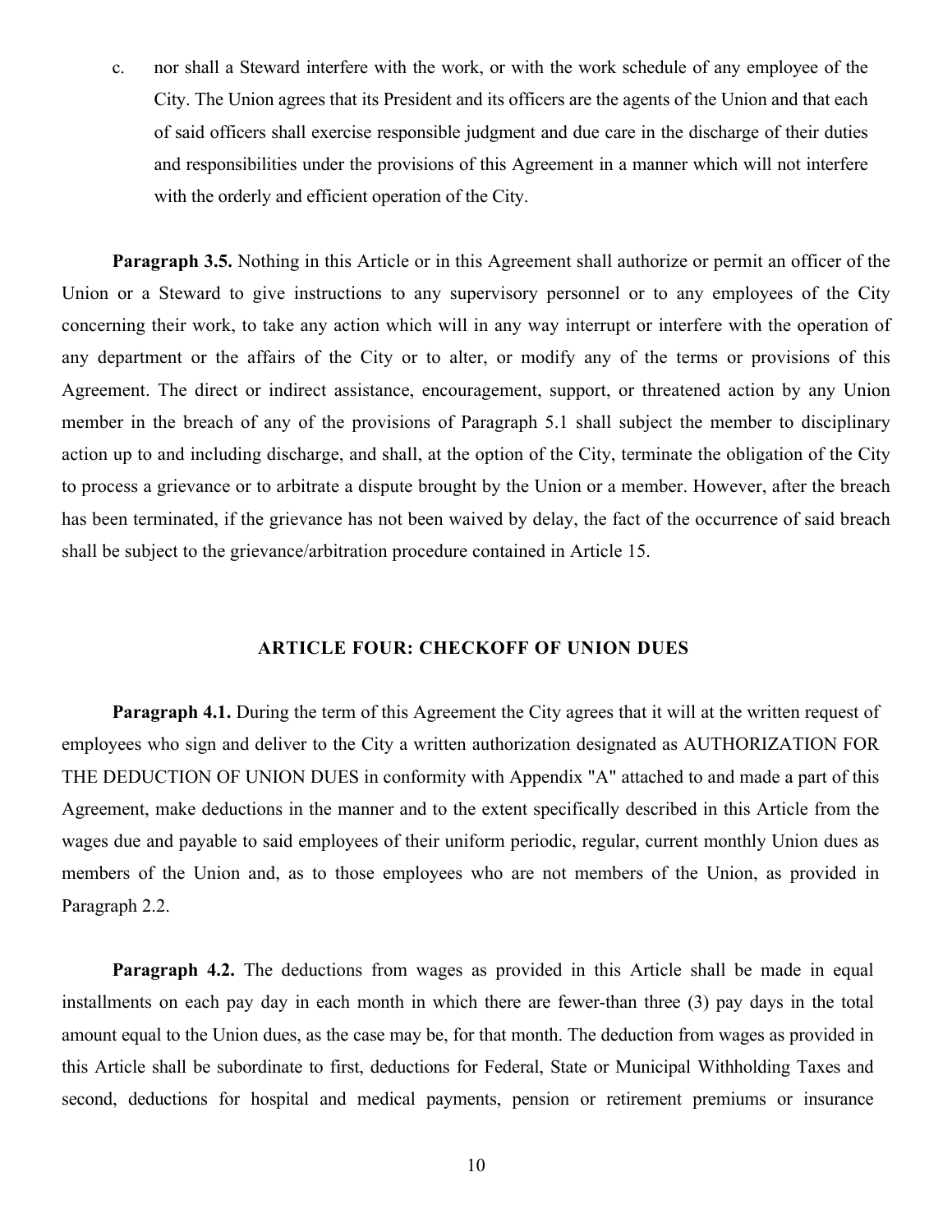c. nor shall a Steward interfere with the work, or with the work schedule of any employee of the City. The Union agrees that its President and its officers are the agents of the Union and that each of said officers shall exercise responsible judgment and due care in the discharge of their duties and responsibilities under the provisions of this Agreement in a manner which will not interfere with the orderly and efficient operation of the City.

**Paragraph 3.5.** Nothing in this Article or in this Agreement shall authorize or permit an officer of the Union or a Steward to give instructions to any supervisory personnel or to any employees of the City concerning their work, to take any action which will in any way interrupt or interfere with the operation of any department or the affairs of the City or to alter, or modify any of the terms or provisions of this Agreement. The direct or indirect assistance, encouragement, support, or threatened action by any Union member in the breach of any of the provisions of Paragraph 5.1 shall subject the member to disciplinary action up to and including discharge, and shall, at the option of the City, terminate the obligation of the City to process a grievance or to arbitrate a dispute brought by the Union or a member. However, after the breach has been terminated, if the grievance has not been waived by delay, the fact of the occurrence of said breach shall be subject to the grievance/arbitration procedure contained in Article 15.

## ARTICLE FOUR: CHECKOFF OF UNION DUES

**Paragraph 4.1.** During the term of this Agreement the City agrees that it will at the written request of employees who sign and deliver to the City a written authorization designated as AUTHORIZATION FOR THE DEDUCTION OF UNION DUES in conformity with Appendix "A" attached to and made a part of this Agreement, make deductions in the manner and to the extent specifically described in this Article from the wages due and payable to said employees of their uniform periodic, regular, current monthly Union dues as members of the Union and, as to those employees who are not members of the Union, as provided in Paragraph 2.2.

**Paragraph 4.2.** The deductions from wages as provided in this Article shall be made in equal installments on each pay day in each month in which there are fewer-than three (3) pay days in the total amount equal to the Union dues, as the case may be, for that month. The deduction from wages as provided in this Article shall be subordinate to first, deductions for Federal, State or Municipal Withholding Taxes and second, deductions for hospital and medical payments, pension or retirement premiums or insurance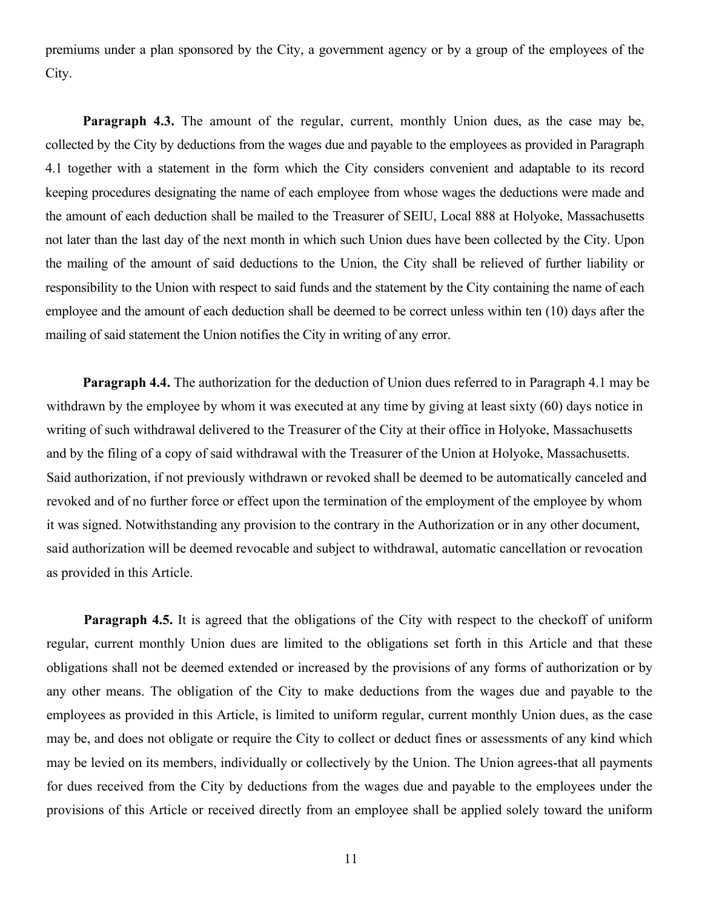premiums under a plan sponsored by the City, a government agency or by a group of the employees of the City.

**Paragraph 4.3.** The amount of the regular, current, monthly Union dues, as the case may be, collected by the City by deductions from the wages due and payable to the employees as provided in Paragraph 4.1 together with a statement in the form which the City considers convenient and adaptable to its record keeping procedures designating the name of each employee from whose wages the deductions were made and the amount of each deduction shall be mailed to the Treasurer of SEIU, Local 888 at Holyoke, Massachusetts not later than the last day of the next month in which such Union dues have been collected by the City. Upon the mailing of the amount of said deductions to the Union, the City shall be relieved of further liability or responsibility to the Union with respect to said funds and the statement by the City containing the name of each employee and the amount of each deduction shall be deemed to be correct unless within ten (10) days after the mailing of said statement the Union notifies the City in writing of any error.

**Paragraph 4.4.** The authorization for the deduction of Union dues referred to in Paragraph 4.1 may be withdrawn by the employee by whom it was executed at any time by giving at least sixty (60) days notice in writing of such withdrawal delivered to the Treasurer of the City at their office in Holyoke, Massachusetts and by the filing of a copy of said withdrawal with the Treasurer of the Union at Holyoke, Massachusetts. Said authorization, if not previously withdrawn or revoked shall be deemed to be automatically canceled and revoked and of no further force or effect upon the termination of the employment of the employee by whom it was signed. Notwithstanding any provision to the contrary in the Authorization or in any other document, said authorization will be deemed revocable and subject to withdrawal, automatic cancellation or revocation as provided in this Article.

**Paragraph 4.5.** It is agreed that the obligations of the City with respect to the checkoff of uniform regular, current monthly Union dues are limited to the obligations set forth in this Article and that these obligations shall not be deemed extended or increased by the provisions of any forms of authorization or by any other means. The obligation of the City to make deductions from the wages due and payable to the employees as provided in this Article, is limited to uniform regular, current monthly Union dues, as the case may be, and does not obligate or require the City to collect or deduct fines or assessments of any kind which may be levied on its members, individually or collectively by the Union. The Union agrees-that all payments for dues received from the City by deductions from the wages due and payable to the employees under the provisions of this Article or received directly from an employee shall be applied solely toward the uniform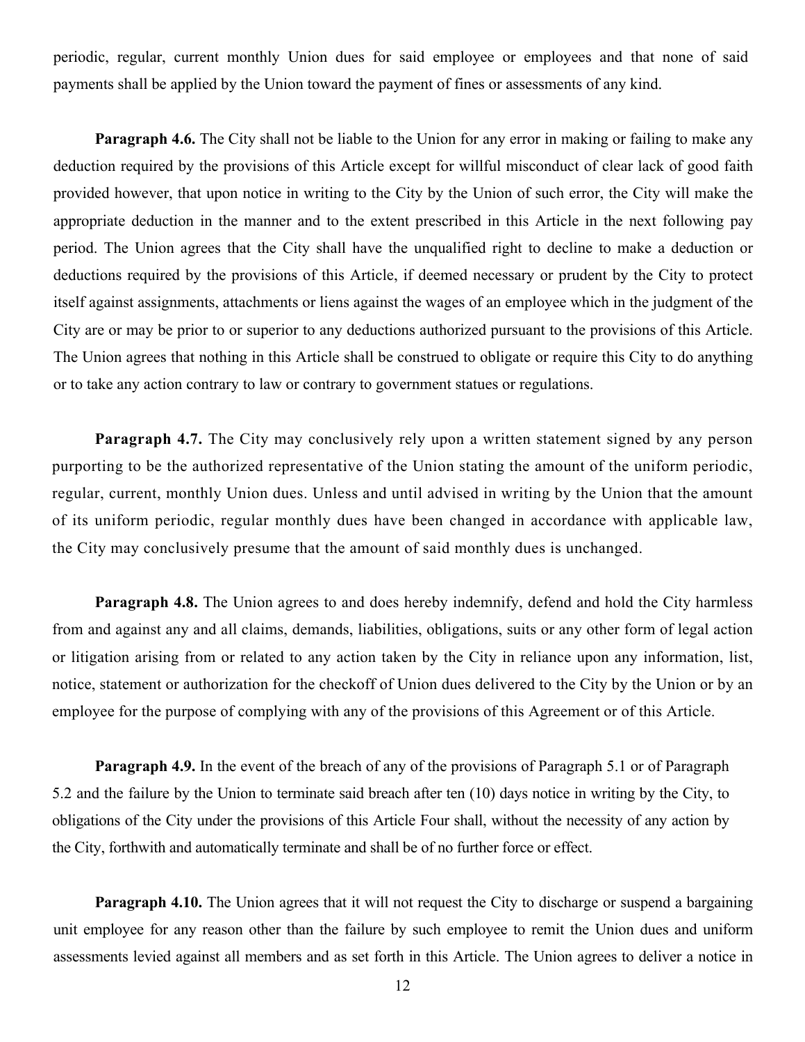periodic, regular, current monthly Union dues for said employee or employees and that none of said payments shall be applied by the Union toward the payment of fines or assessments of any kind.

**Paragraph 4.6.** The City shall not be liable to the Union for any error in making or failing to make any deduction required by the provisions of this Article except for willful misconduct of clear lack of good faith provided however, that upon notice in writing to the City by the Union of such error, the City will make the appropriate deduction in the manner and to the extent prescribed in this Article in the next following pay period. The Union agrees that the City shall have the unqualified right to decline to make a deduction or deductions required by the provisions of this Article, if deemed necessary or prudent by the City to protect itself against assignments, attachments or liens against the wages of an employee which in the judgment of the City are or may be prior to or superior to any deductions authorized pursuant to the provisions of this Article. The Union agrees that nothing in this Article shall be construed to obligate or require this City to do anything or to take any action contrary to law or contrary to government statues or regulations.

**Paragraph 4.7.** The City may conclusively rely upon a written statement signed by any person purporting to be the authorized representative of the Union stating the amount of the uniform periodic, regular, current, monthly Union dues. Unless and until advised in writing by the Union that the amount of its uniform periodic, regular monthly dues have been changed in accordance with applicable law, the City may conclusively presume that the amount of said monthly dues is unchanged.

**Paragraph 4.8.** The Union agrees to and does hereby indemnify, defend and hold the City harmless from and against any and all claims, demands, liabilities, obligations, suits or any other form of legal action or litigation arising from or related to any action taken by the City in reliance upon any information, list, notice, statement or authorization for the checkoff of Union dues delivered to the City by the Union or by an employee for the purpose of complying with any of the provisions of this Agreement or of this Article.

**Paragraph 4.9.** In the event of the breach of any of the provisions of Paragraph 5.1 or of Paragraph 5.2 and the failure by the Union to terminate said breach after ten (10) days notice in writing by the City, to obligations of the City under the provisions of this Article Four shall, without the necessity of any action by the City, forthwith and automatically terminate and shall be of no further force or effect.

**Paragraph 4.10.** The Union agrees that it will not request the City to discharge or suspend a bargaining unit employee for any reason other than the failure by such employee to remit the Union dues and uniform assessments levied against all members and as set forth in this Article. The Union agrees to deliver a notice in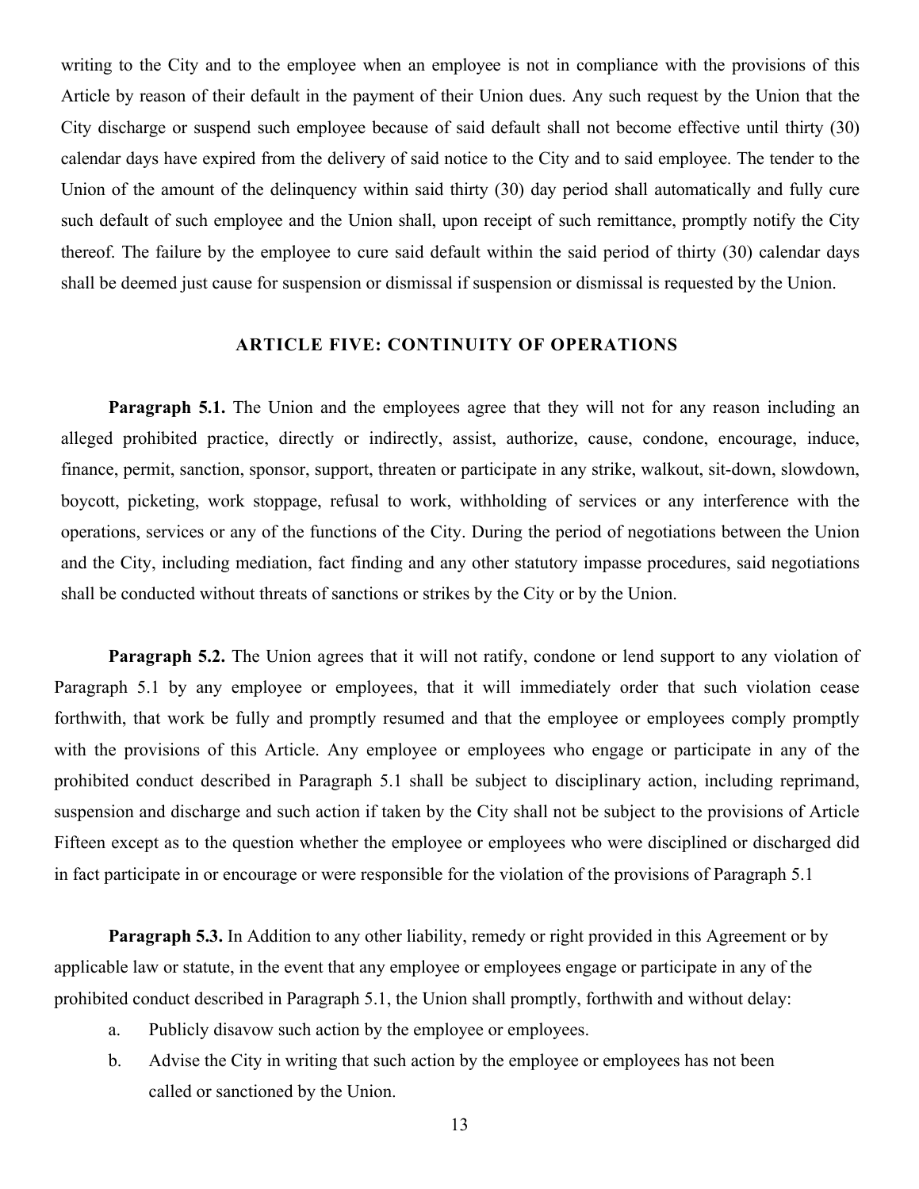writing to the City and to the employee when an employee is not in compliance with the provisions of this Article by reason of their default in the payment of their Union dues. Any such request by the Union that the City discharge or suspend such employee because of said default shall not become effective until thirty (30) calendar days have expired from the delivery of said notice to the City and to said employee. The tender to the Union of the amount of the delinquency within said thirty (30) day period shall automatically and fully cure such default of such employee and the Union shall, upon receipt of such remittance, promptly notify the City thereof. The failure by the employee to cure said default within the said period of thirty (30) calendar days shall be deemed just cause for suspension or dismissal if suspension or dismissal is requested by the Union.

## ARTICLE FIVE: CONTINUITY OF OPERATIONS

**Paragraph 5.1.** The Union and the employees agree that they will not for any reason including an alleged prohibited practice, directly or indirectly, assist, authorize, cause, condone, encourage, induce, finance, permit, sanction, sponsor, support, threaten or participate in any strike, walkout, sit-down, slowdown, boycott, picketing, work stoppage, refusal to work, withholding of services or any interference with the operations, services or any of the functions of the City. During the period of negotiations between the Union and the City, including mediation, fact finding and any other statutory impasse procedures, said negotiations shall be conducted without threats of sanctions or strikes by the City or by the Union.

**Paragraph 5.2.** The Union agrees that it will not ratify, condone or lend support to any violation of Paragraph 5.1 by any employee or employees, that it will immediately order that such violation cease forthwith, that work be fully and promptly resumed and that the employee or employees comply promptly with the provisions of this Article. Any employee or employees who engage or participate in any of the prohibited conduct described in Paragraph 5.1 shall be subject to disciplinary action, including reprimand, suspension and discharge and such action if taken by the City shall not be subject to the provisions of Article Fifteen except as to the question whether the employee or employees who were disciplined or discharged did in fact participate in or encourage or were responsible for the violation of the provisions of Paragraph 5.1

**Paragraph 5.3.** In Addition to any other liability, remedy or right provided in this Agreement or by applicable law or statute, in the event that any employee or employees engage or participate in any of the prohibited conduct described in Paragraph 5.1, the Union shall promptly, forthwith and without delay:

a. Publicly disavow such action by the employee or employees.
b. Advise the City in writing that such action by the employee or employees has not been called or sanctioned by the Union.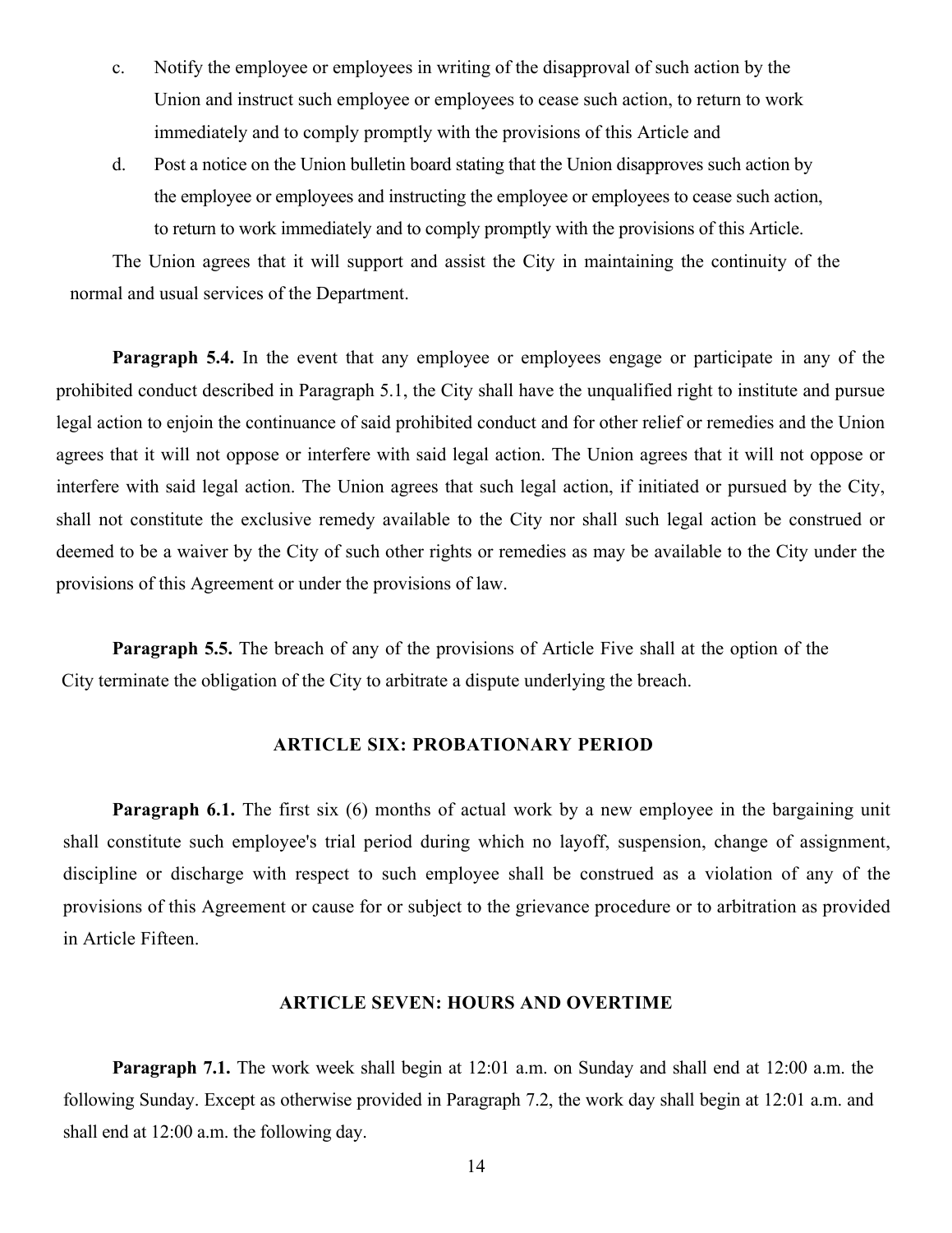c. Notify the employee or employees in writing of the disapproval of such action by the Union and instruct such employee or employees to cease such action, to return to work immediately and to comply promptly with the provisions of this Article and

d. Post a notice on the Union bulletin board stating that the Union disapproves such action by the employee or employees and instructing the employee or employees to cease such action, to return to work immediately and to comply promptly with the provisions of this Article.

The Union agrees that it will support and assist the City in maintaining the continuity of the normal and usual services of the Department.

**Paragraph 5.4.** In the event that any employee or employees engage or participate in any of the prohibited conduct described in Paragraph 5.1, the City shall have the unqualified right to institute and pursue legal action to enjoin the continuance of said prohibited conduct and for other relief or remedies and the Union agrees that it will not oppose or interfere with said legal action. The Union agrees that it will not oppose or interfere with said legal action. The Union agrees that such legal action, if initiated or pursued by the City, shall not constitute the exclusive remedy available to the City nor shall such legal action be construed or deemed to be a waiver by the City of such other rights or remedies as may be available to the City under the provisions of this Agreement or under the provisions of law.

**Paragraph 5.5.** The breach of any of the provisions of Article Five shall at the option of the City terminate the obligation of the City to arbitrate a dispute underlying the breach.

## ARTICLE SIX: PROBATIONARY PERIOD

**Paragraph 6.1.** The first six (6) months of actual work by a new employee in the bargaining unit shall constitute such employee's trial period during which no layoff, suspension, change of assignment, discipline or discharge with respect to such employee shall be construed as a violation of any of the provisions of this Agreement or cause for or subject to the grievance procedure or to arbitration as provided in Article Fifteen.

## ARTICLE SEVEN: HOURS AND OVERTIME

**Paragraph 7.1.** The work week shall begin at 12:01 a.m. on Sunday and shall end at 12:00 a.m. the following Sunday. Except as otherwise provided in Paragraph 7.2, the work day shall begin at 12:01 a.m. and shall end at 12:00 a.m. the following day.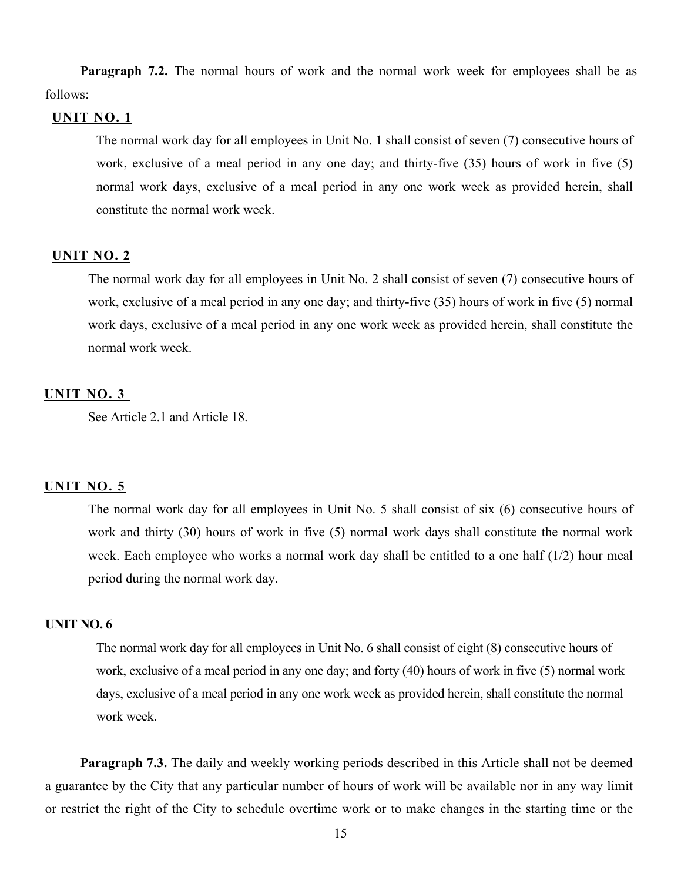**Paragraph 7.2.** The normal hours of work and the normal work week for employees shall be as follows:

**UNIT NO. 1**

The normal work day for all employees in Unit No. 1 shall consist of seven (7) consecutive hours of work, exclusive of a meal period in any one day; and thirty-five (35) hours of work in five (5) normal work days, exclusive of a meal period in any one work week as provided herein, shall constitute the normal work week.

**UNIT NO. 2**

The normal work day for all employees in Unit No. 2 shall consist of seven (7) consecutive hours of work, exclusive of a meal period in any one day; and thirty-five (35) hours of work in five (5) normal work days, exclusive of a meal period in any one work week as provided herein, shall constitute the normal work week.

**UNIT NO. 3**

See Article 2.1 and Article 18.

**UNIT NO. 5**

The normal work day for all employees in Unit No. 5 shall consist of six (6) consecutive hours of work and thirty (30) hours of work in five (5) normal work days shall constitute the normal work week. Each employee who works a normal work day shall be entitled to a one half (1/2) hour meal period during the normal work day.

**UNIT NO. 6**

The normal work day for all employees in Unit No. 6 shall consist of eight (8) consecutive hours of work, exclusive of a meal period in any one day; and forty (40) hours of work in five (5) normal work days, exclusive of a meal period in any one work week as provided herein, shall constitute the normal work week.

**Paragraph 7.3.** The daily and weekly working periods described in this Article shall not be deemed a guarantee by the City that any particular number of hours of work will be available nor in any way limit or restrict the right of the City to schedule overtime work or to make changes in the starting time or the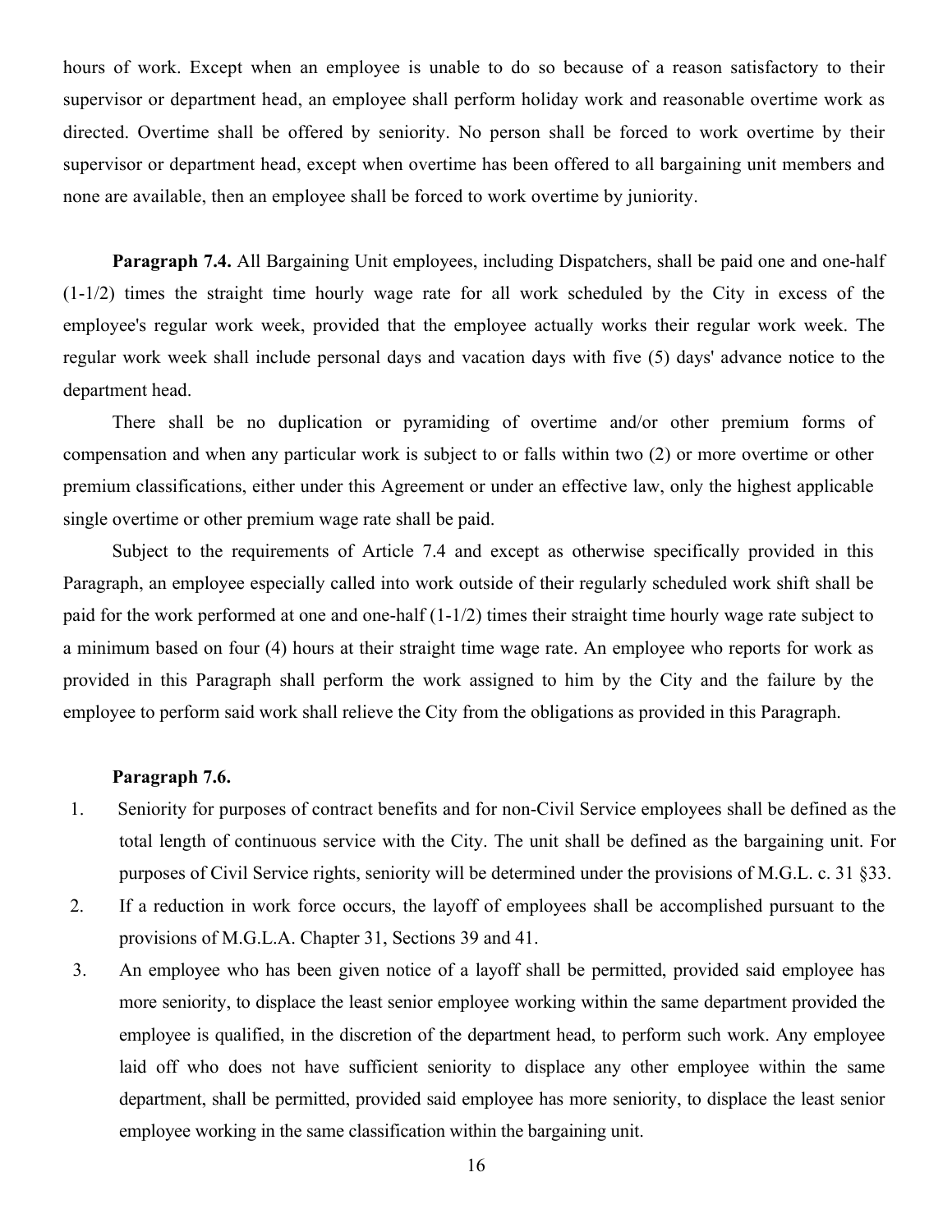hours of work. Except when an employee is unable to do so because of a reason satisfactory to their supervisor or department head, an employee shall perform holiday work and reasonable overtime work as directed. Overtime shall be offered by seniority. No person shall be forced to work overtime by their supervisor or department head, except when overtime has been offered to all bargaining unit members and none are available, then an employee shall be forced to work overtime by juniority.

**Paragraph 7.4.** All Bargaining Unit employees, including Dispatchers, shall be paid one and one-half (1-1/2) times the straight time hourly wage rate for all work scheduled by the City in excess of the employee's regular work week, provided that the employee actually works their regular work week. The regular work week shall include personal days and vacation days with five (5) days' advance notice to the department head.

There shall be no duplication or pyramiding of overtime and/or other premium forms of compensation and when any particular work is subject to or falls within two (2) or more overtime or other premium classifications, either under this Agreement or under an effective law, only the highest applicable single overtime or other premium wage rate shall be paid.

Subject to the requirements of Article 7.4 and except as otherwise specifically provided in this Paragraph, an employee especially called into work outside of their regularly scheduled work shift shall be paid for the work performed at one and one-half (1-1/2) times their straight time hourly wage rate subject to a minimum based on four (4) hours at their straight time wage rate. An employee who reports for work as provided in this Paragraph shall perform the work assigned to him by the City and the failure by the employee to perform said work shall relieve the City from the obligations as provided in this Paragraph.

**Paragraph 7.6.**

1. Seniority for purposes of contract benefits and for non-Civil Service employees shall be defined as the total length of continuous service with the City. The unit shall be defined as the bargaining unit. For purposes of Civil Service rights, seniority will be determined under the provisions of M.G.L. c. 31 §33.
2. If a reduction in work force occurs, the layoff of employees shall be accomplished pursuant to the provisions of M.G.L.A. Chapter 31, Sections 39 and 41.
3. An employee who has been given notice of a layoff shall be permitted, provided said employee has more seniority, to displace the least senior employee working within the same department provided the employee is qualified, in the discretion of the department head, to perform such work. Any employee laid off who does not have sufficient seniority to displace any other employee within the same department, shall be permitted, provided said employee has more seniority, to displace the least senior employee working in the same classification within the bargaining unit.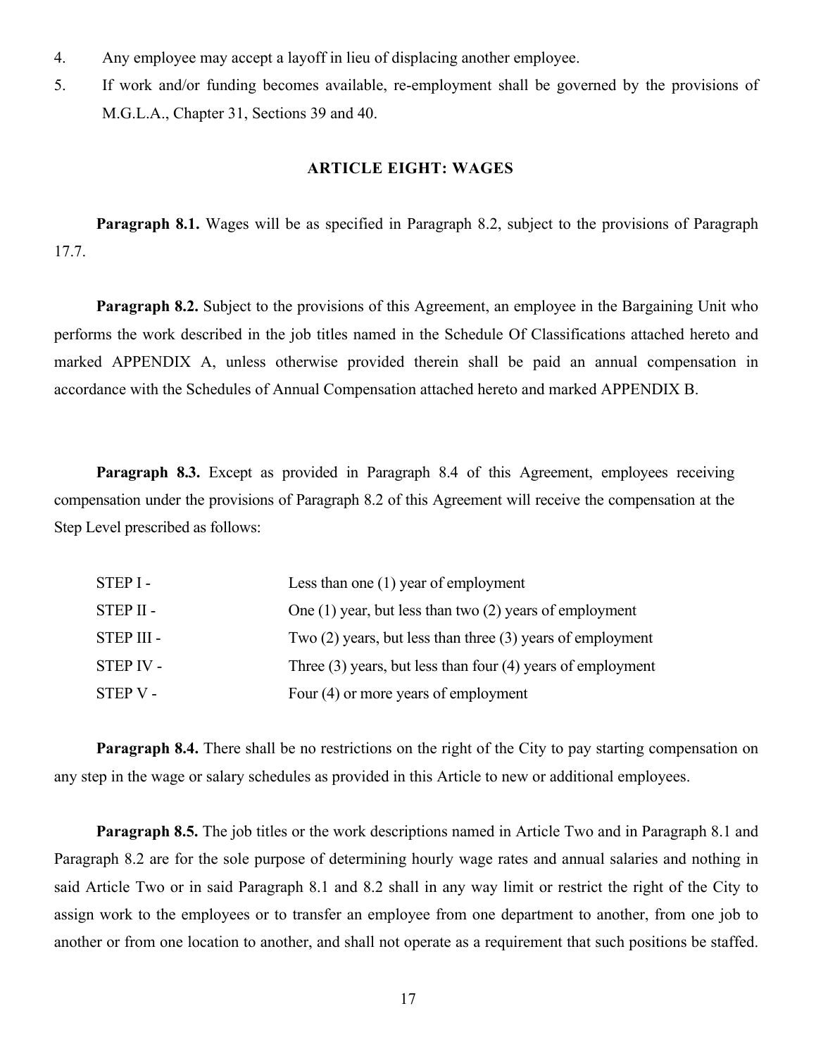4. Any employee may accept a layoff in lieu of displacing another employee.
5. If work and/or funding becomes available, re-employment shall be governed by the provisions of M.G.L.A., Chapter 31, Sections 39 and 40.

## ARTICLE EIGHT: WAGES

**Paragraph 8.1.** Wages will be as specified in Paragraph 8.2, subject to the provisions of Paragraph 17.7.

**Paragraph 8.2.** Subject to the provisions of this Agreement, an employee in the Bargaining Unit who performs the work described in the job titles named in the Schedule Of Classifications attached hereto and marked APPENDIX A, unless otherwise provided therein shall be paid an annual compensation in accordance with the Schedules of Annual Compensation attached hereto and marked APPENDIX B.

**Paragraph 8.3.** Except as provided in Paragraph 8.4 of this Agreement, employees receiving compensation under the provisions of Paragraph 8.2 of this Agreement will receive the compensation at the Step Level prescribed as follows:

| | |
|---|---|
| STEP I - | Less than one (1) year of employment |
| STEP II - | One (1) year, but less than two (2) years of employment |
| STEP III - | Two (2) years, but less than three (3) years of employment |
| STEP IV - | Three (3) years, but less than four (4) years of employment |
| STEP V - | Four (4) or more years of employment |

**Paragraph 8.4.** There shall be no restrictions on the right of the City to pay starting compensation on any step in the wage or salary schedules as provided in this Article to new or additional employees.

**Paragraph 8.5.** The job titles or the work descriptions named in Article Two and in Paragraph 8.1 and Paragraph 8.2 are for the sole purpose of determining hourly wage rates and annual salaries and nothing in said Article Two or in said Paragraph 8.1 and 8.2 shall in any way limit or restrict the right of the City to assign work to the employees or to transfer an employee from one department to another, from one job to another or from one location to another, and shall not operate as a requirement that such positions be staffed.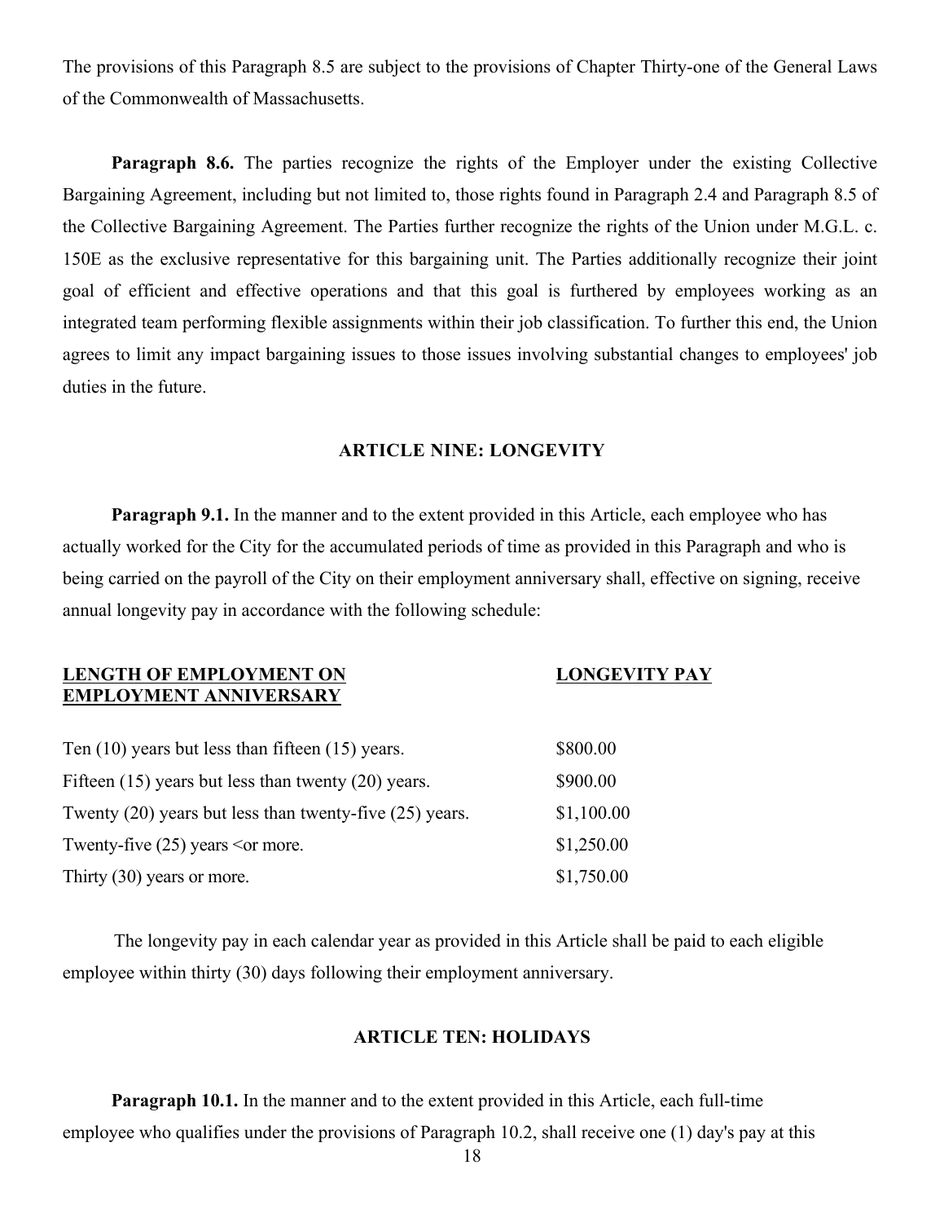The provisions of this Paragraph 8.5 are subject to the provisions of Chapter Thirty-one of the General Laws of the Commonwealth of Massachusetts.

**Paragraph 8.6.** The parties recognize the rights of the Employer under the existing Collective Bargaining Agreement, including but not limited to, those rights found in Paragraph 2.4 and Paragraph 8.5 of the Collective Bargaining Agreement. The Parties further recognize the rights of the Union under M.G.L. c. 150E as the exclusive representative for this bargaining unit. The Parties additionally recognize their joint goal of efficient and effective operations and that this goal is furthered by employees working as an integrated team performing flexible assignments within their job classification. To further this end, the Union agrees to limit any impact bargaining issues to those issues involving substantial changes to employees' job duties in the future.

## ARTICLE NINE: LONGEVITY

**Paragraph 9.1.** In the manner and to the extent provided in this Article, each employee who has actually worked for the City for the accumulated periods of time as provided in this Paragraph and who is being carried on the payroll of the City on their employment anniversary shall, effective on signing, receive annual longevity pay in accordance with the following schedule:

| LENGTH OF EMPLOYMENT ON EMPLOYMENT ANNIVERSARY | LONGEVITY PAY |
|---|---|
| Ten (10) years but less than fifteen (15) years. | $800.00 |
| Fifteen (15) years but less than twenty (20) years. | $900.00 |
| Twenty (20) years but less than twenty-five (25) years. | $1,100.00 |
| Twenty-five (25) years <or more. | $1,250.00 |
| Thirty (30) years or more. | $1,750.00 |

The longevity pay in each calendar year as provided in this Article shall be paid to each eligible employee within thirty (30) days following their employment anniversary.

## ARTICLE TEN: HOLIDAYS

**Paragraph 10.1.** In the manner and to the extent provided in this Article, each full-time employee who qualifies under the provisions of Paragraph 10.2, shall receive one (1) day's pay at this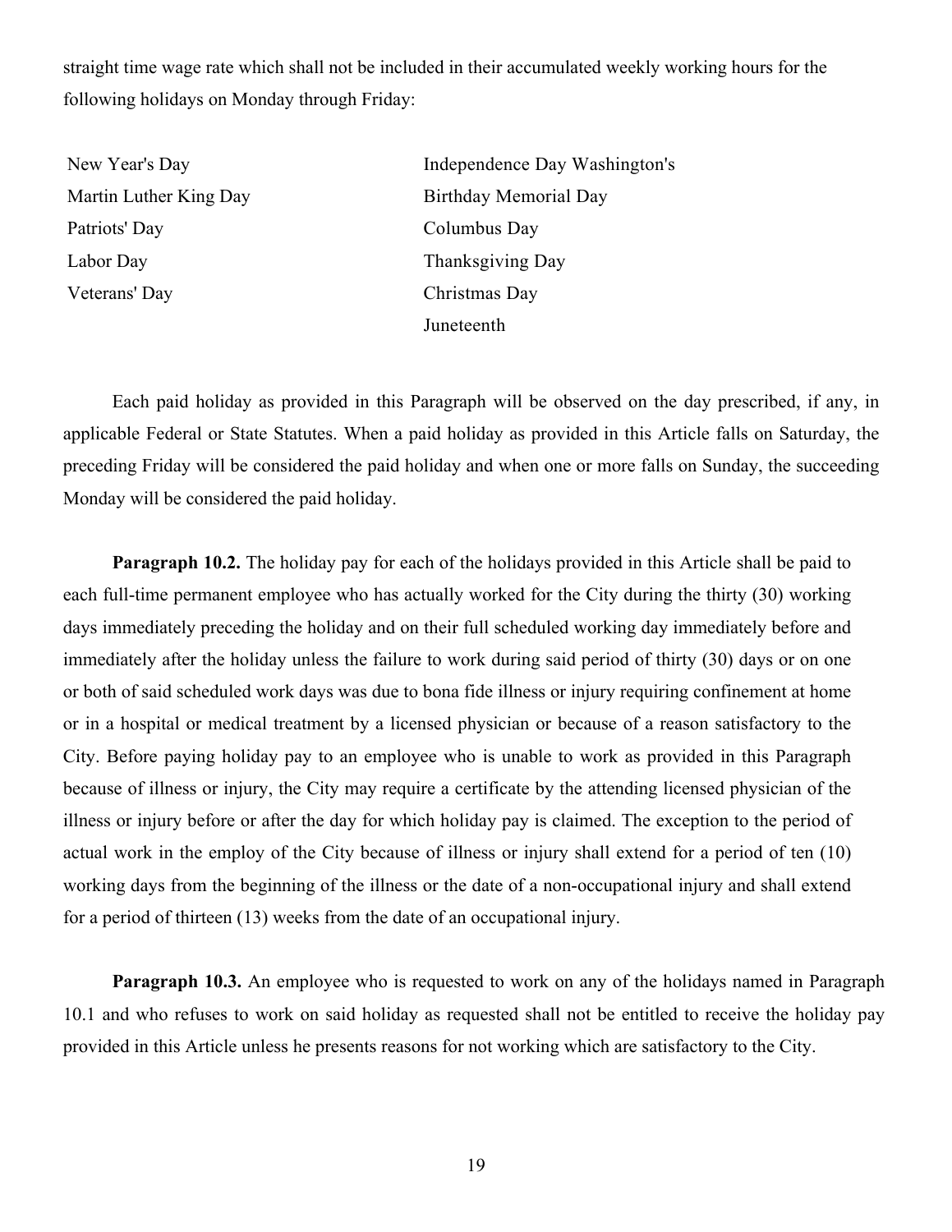straight time wage rate which shall not be included in their accumulated weekly working hours for the following holidays on Monday through Friday:

| | |
|---|---|
| New Year's Day | Independence Day Washington's |
| Martin Luther King Day | Birthday Memorial Day |
| Patriots' Day | Columbus Day |
| Labor Day | Thanksgiving Day |
| Veterans' Day | Christmas Day |
| | Juneteenth |

Each paid holiday as provided in this Paragraph will be observed on the day prescribed, if any, in applicable Federal or State Statutes. When a paid holiday as provided in this Article falls on Saturday, the preceding Friday will be considered the paid holiday and when one or more falls on Sunday, the succeeding Monday will be considered the paid holiday.

**Paragraph 10.2.** The holiday pay for each of the holidays provided in this Article shall be paid to each full-time permanent employee who has actually worked for the City during the thirty (30) working days immediately preceding the holiday and on their full scheduled working day immediately before and immediately after the holiday unless the failure to work during said period of thirty (30) days or on one or both of said scheduled work days was due to bona fide illness or injury requiring confinement at home or in a hospital or medical treatment by a licensed physician or because of a reason satisfactory to the City. Before paying holiday pay to an employee who is unable to work as provided in this Paragraph because of illness or injury, the City may require a certificate by the attending licensed physician of the illness or injury before or after the day for which holiday pay is claimed. The exception to the period of actual work in the employ of the City because of illness or injury shall extend for a period of ten (10) working days from the beginning of the illness or the date of a non-occupational injury and shall extend for a period of thirteen (13) weeks from the date of an occupational injury.

**Paragraph 10.3.** An employee who is requested to work on any of the holidays named in Paragraph 10.1 and who refuses to work on said holiday as requested shall not be entitled to receive the holiday pay provided in this Article unless he presents reasons for not working which are satisfactory to the City.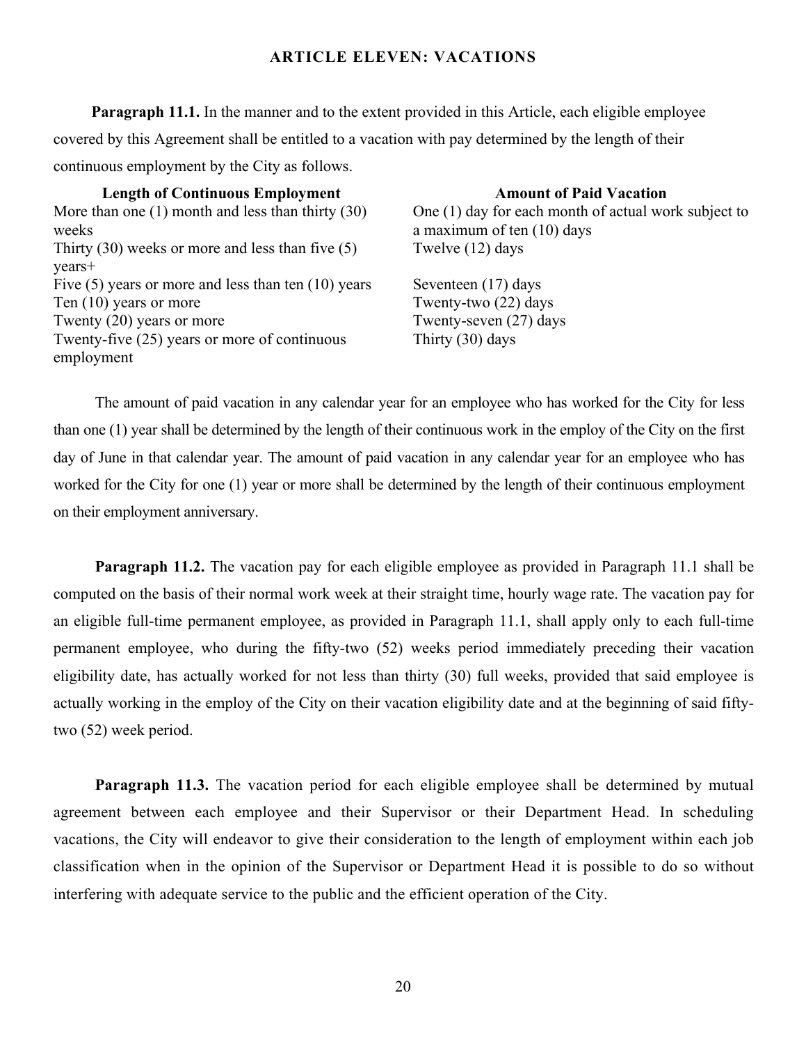## ARTICLE ELEVEN: VACATIONS

**Paragraph 11.1.** In the manner and to the extent provided in this Article, each eligible employee covered by this Agreement shall be entitled to a vacation with pay determined by the length of their continuous employment by the City as follows.

| Length of Continuous Employment | Amount of Paid Vacation |
|---|---|
| More than one (1) month and less than thirty (30) weeks | One (1) day for each month of actual work subject to a maximum of ten (10) days |
| Thirty (30) weeks or more and less than five (5) years+ | Twelve (12) days |
| Five (5) years or more and less than ten (10) years | Seventeen (17) days |
| Ten (10) years or more | Twenty-two (22) days |
| Twenty (20) years or more | Twenty-seven (27) days |
| Twenty-five (25) years or more of continuous employment | Thirty (30) days |

The amount of paid vacation in any calendar year for an employee who has worked for the City for less than one (1) year shall be determined by the length of their continuous work in the employ of the City on the first day of June in that calendar year. The amount of paid vacation in any calendar year for an employee who has worked for the City for one (1) year or more shall be determined by the length of their continuous employment on their employment anniversary.

**Paragraph 11.2.** The vacation pay for each eligible employee as provided in Paragraph 11.1 shall be computed on the basis of their normal work week at their straight time, hourly wage rate. The vacation pay for an eligible full-time permanent employee, as provided in Paragraph 11.1, shall apply only to each full-time permanent employee, who during the fifty-two (52) weeks period immediately preceding their vacation eligibility date, has actually worked for not less than thirty (30) full weeks, provided that said employee is actually working in the employ of the City on their vacation eligibility date and at the beginning of said fifty-two (52) week period.

**Paragraph 11.3.** The vacation period for each eligible employee shall be determined by mutual agreement between each employee and their Supervisor or their Department Head. In scheduling vacations, the City will endeavor to give their consideration to the length of employment within each job classification when in the opinion of the Supervisor or Department Head it is possible to do so without interfering with adequate service to the public and the efficient operation of the City.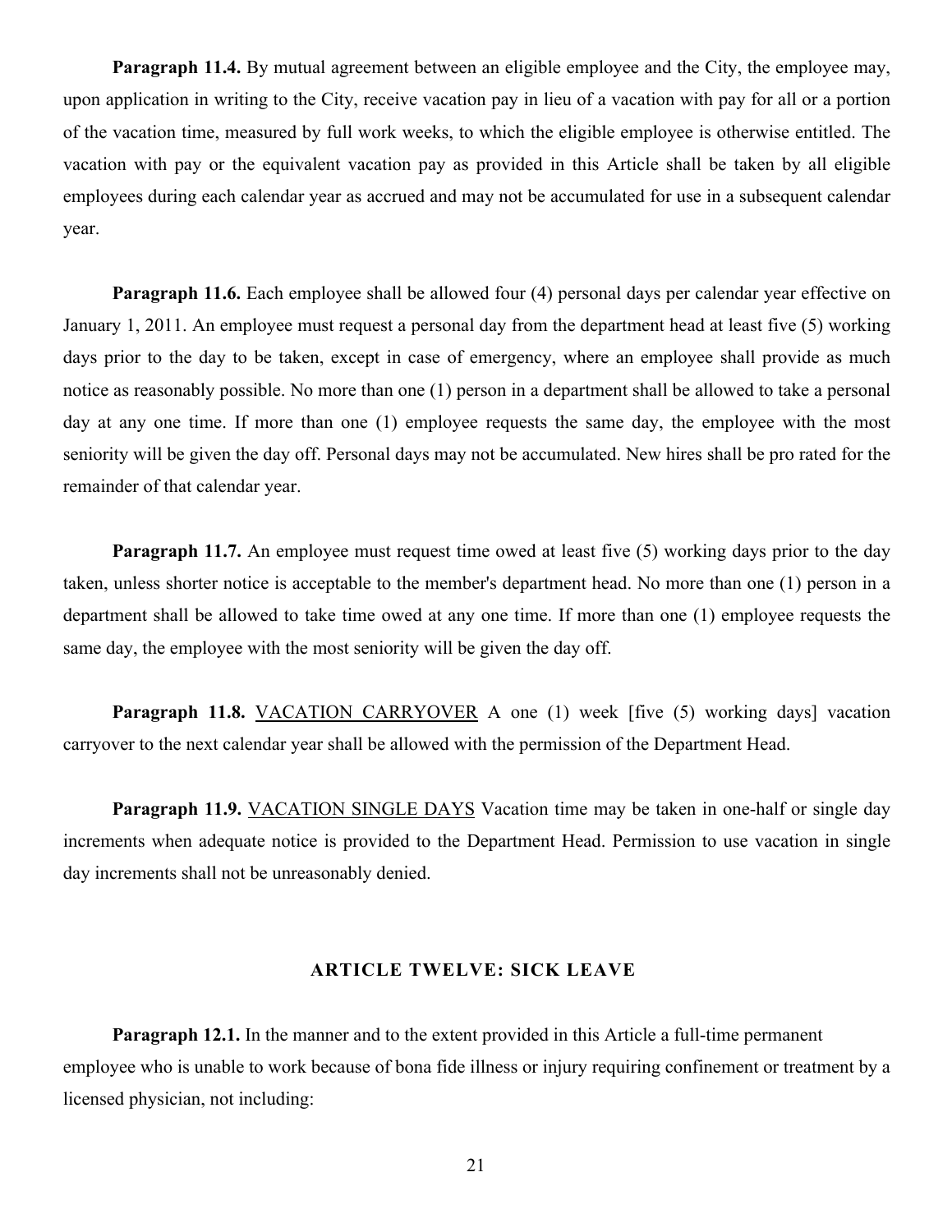**Paragraph 11.4.** By mutual agreement between an eligible employee and the City, the employee may, upon application in writing to the City, receive vacation pay in lieu of a vacation with pay for all or a portion of the vacation time, measured by full work weeks, to which the eligible employee is otherwise entitled. The vacation with pay or the equivalent vacation pay as provided in this Article shall be taken by all eligible employees during each calendar year as accrued and may not be accumulated for use in a subsequent calendar year.

**Paragraph 11.6.** Each employee shall be allowed four (4) personal days per calendar year effective on January 1, 2011. An employee must request a personal day from the department head at least five (5) working days prior to the day to be taken, except in case of emergency, where an employee shall provide as much notice as reasonably possible. No more than one (1) person in a department shall be allowed to take a personal day at any one time. If more than one (1) employee requests the same day, the employee with the most seniority will be given the day off. Personal days may not be accumulated. New hires shall be pro rated for the remainder of that calendar year.

**Paragraph 11.7.** An employee must request time owed at least five (5) working days prior to the day taken, unless shorter notice is acceptable to the member's department head. No more than one (1) person in a department shall be allowed to take time owed at any one time. If more than one (1) employee requests the same day, the employee with the most seniority will be given the day off.

**Paragraph 11.8.** <u>VACATION CARRYOVER</u> A one (1) week [five (5) working days] vacation carryover to the next calendar year shall be allowed with the permission of the Department Head.

**Paragraph 11.9.** <u>VACATION SINGLE DAYS</u> Vacation time may be taken in one-half or single day increments when adequate notice is provided to the Department Head. Permission to use vacation in single day increments shall not be unreasonably denied.

## ARTICLE TWELVE: SICK LEAVE

**Paragraph 12.1.** In the manner and to the extent provided in this Article a full-time permanent employee who is unable to work because of bona fide illness or injury requiring confinement or treatment by a licensed physician, not including: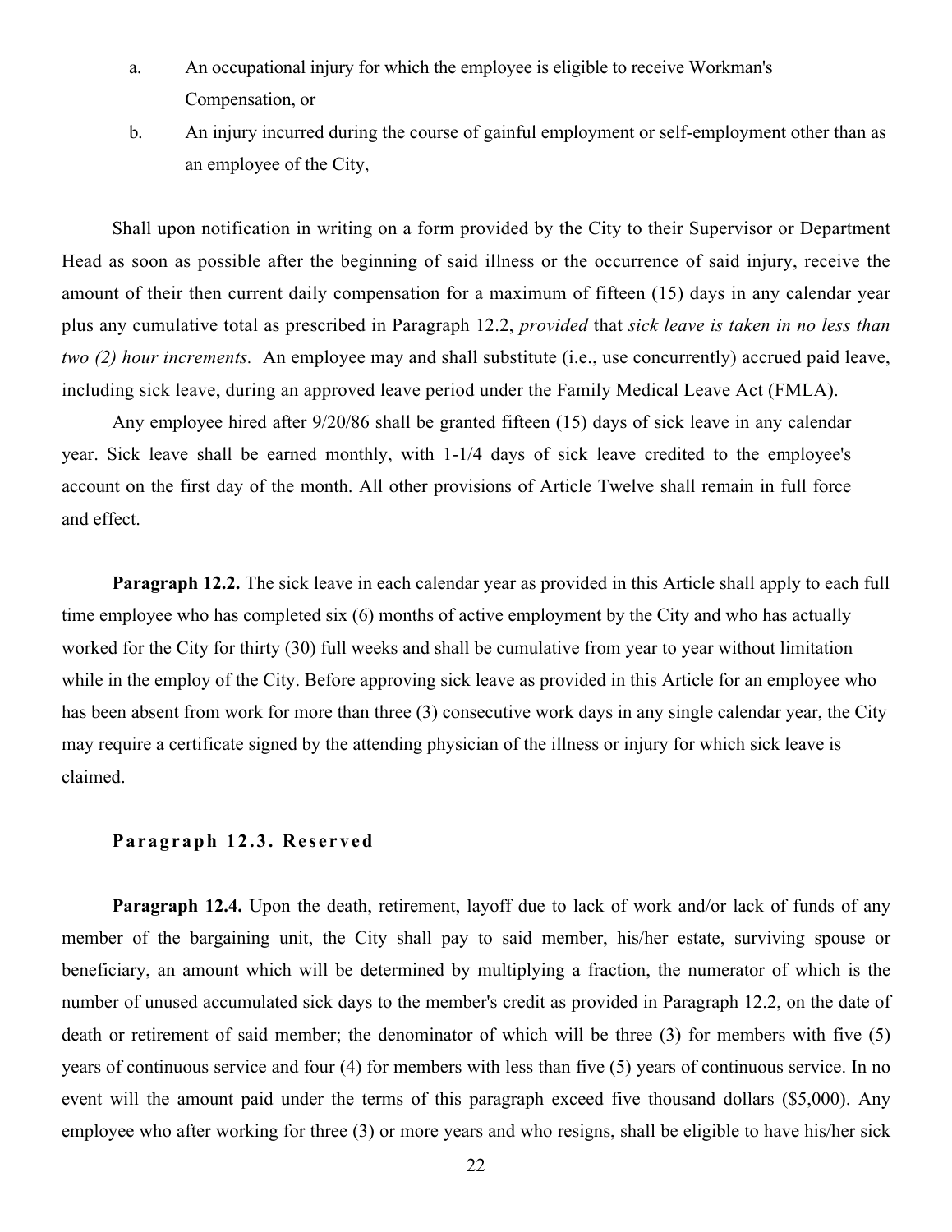a. An occupational injury for which the employee is eligible to receive Workman's Compensation, or

b. An injury incurred during the course of gainful employment or self-employment other than as an employee of the City,

Shall upon notification in writing on a form provided by the City to their Supervisor or Department Head as soon as possible after the beginning of said illness or the occurrence of said injury, receive the amount of their then current daily compensation for a maximum of fifteen (15) days in any calendar year plus any cumulative total as prescribed in Paragraph 12.2, *provided* that *sick leave is taken in no less than two (2) hour increments.* An employee may and shall substitute (i.e., use concurrently) accrued paid leave, including sick leave, during an approved leave period under the Family Medical Leave Act (FMLA).

Any employee hired after 9/20/86 shall be granted fifteen (15) days of sick leave in any calendar year. Sick leave shall be earned monthly, with 1-1/4 days of sick leave credited to the employee's account on the first day of the month. All other provisions of Article Twelve shall remain in full force and effect.

**Paragraph 12.2.** The sick leave in each calendar year as provided in this Article shall apply to each full time employee who has completed six (6) months of active employment by the City and who has actually worked for the City for thirty (30) full weeks and shall be cumulative from year to year without limitation while in the employ of the City. Before approving sick leave as provided in this Article for an employee who has been absent from work for more than three (3) consecutive work days in any single calendar year, the City may require a certificate signed by the attending physician of the illness or injury for which sick leave is claimed.

**Paragraph 12.3. Reserved**

**Paragraph 12.4.** Upon the death, retirement, layoff due to lack of work and/or lack of funds of any member of the bargaining unit, the City shall pay to said member, his/her estate, surviving spouse or beneficiary, an amount which will be determined by multiplying a fraction, the numerator of which is the number of unused accumulated sick days to the member's credit as provided in Paragraph 12.2, on the date of death or retirement of said member; the denominator of which will be three (3) for members with five (5) years of continuous service and four (4) for members with less than five (5) years of continuous service. In no event will the amount paid under the terms of this paragraph exceed five thousand dollars ($5,000). Any employee who after working for three (3) or more years and who resigns, shall be eligible to have his/her sick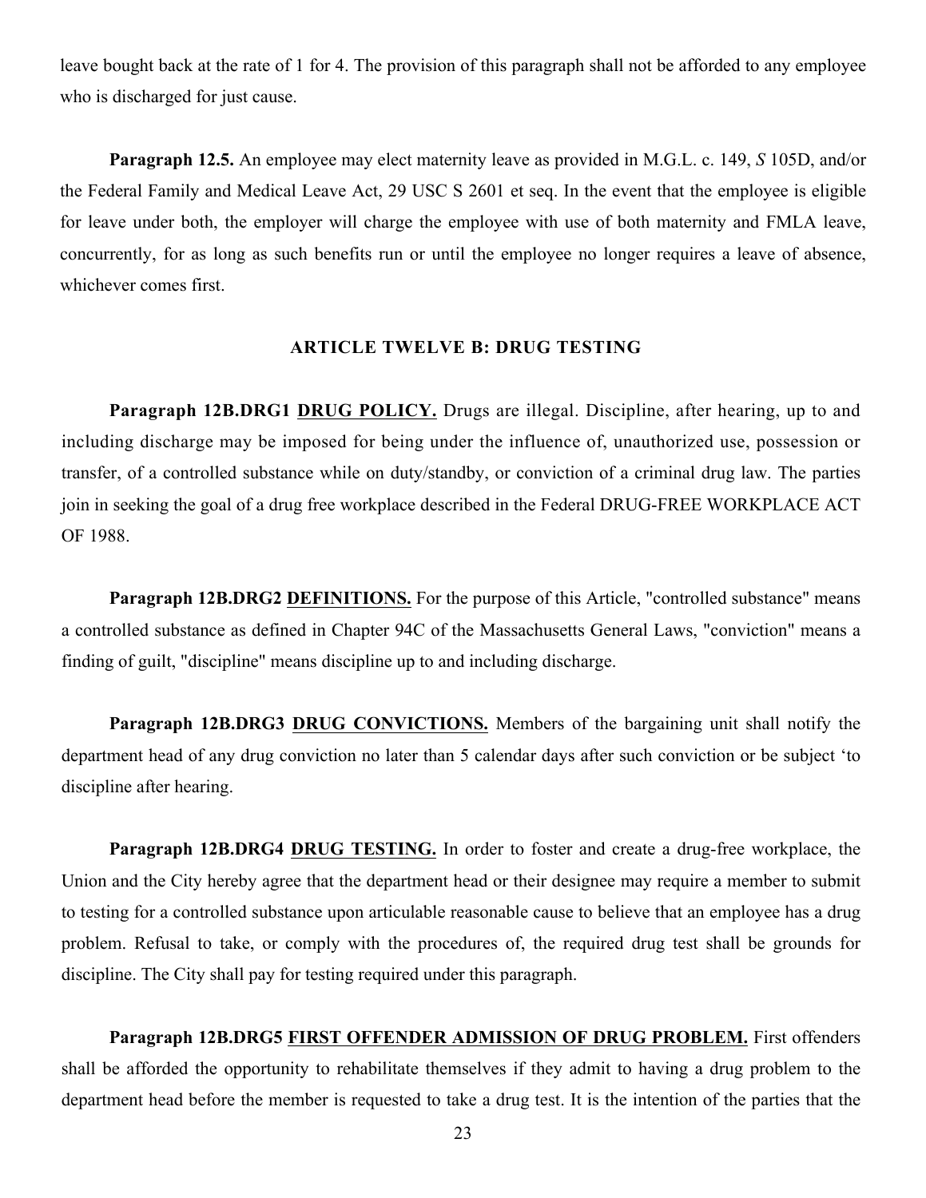leave bought back at the rate of 1 for 4. The provision of this paragraph shall not be afforded to any employee who is discharged for just cause.

**Paragraph 12.5.** An employee may elect maternity leave as provided in M.G.L. c. 149, *S* 105D, and/or the Federal Family and Medical Leave Act, 29 USC S 2601 et seq. In the event that the employee is eligible for leave under both, the employer will charge the employee with use of both maternity and FMLA leave, concurrently, for as long as such benefits run or until the employee no longer requires a leave of absence, whichever comes first.

## ARTICLE TWELVE B: DRUG TESTING

**Paragraph 12B.DRG1 <u>DRUG POLICY.</u>** Drugs are illegal. Discipline, after hearing, up to and including discharge may be imposed for being under the influence of, unauthorized use, possession or transfer, of a controlled substance while on duty/standby, or conviction of a criminal drug law. The parties join in seeking the goal of a drug free workplace described in the Federal DRUG-FREE WORKPLACE ACT OF 1988.

**Paragraph 12B.DRG2 <u>DEFINITIONS.</u>** For the purpose of this Article, "controlled substance" means a controlled substance as defined in Chapter 94C of the Massachusetts General Laws, "conviction" means a finding of guilt, "discipline" means discipline up to and including discharge.

**Paragraph 12B.DRG3 <u>DRUG CONVICTIONS.</u>** Members of the bargaining unit shall notify the department head of any drug conviction no later than 5 calendar days after such conviction or be subject 'to discipline after hearing.

**Paragraph 12B.DRG4 <u>DRUG TESTING.</u>** In order to foster and create a drug-free workplace, the Union and the City hereby agree that the department head or their designee may require a member to submit to testing for a controlled substance upon articulable reasonable cause to believe that an employee has a drug problem. Refusal to take, or comply with the procedures of, the required drug test shall be grounds for discipline. The City shall pay for testing required under this paragraph.

**Paragraph 12B.DRG5 <u>FIRST OFFENDER ADMISSION OF DRUG PROBLEM.</u>** First offenders shall be afforded the opportunity to rehabilitate themselves if they admit to having a drug problem to the department head before the member is requested to take a drug test. It is the intention of the parties that the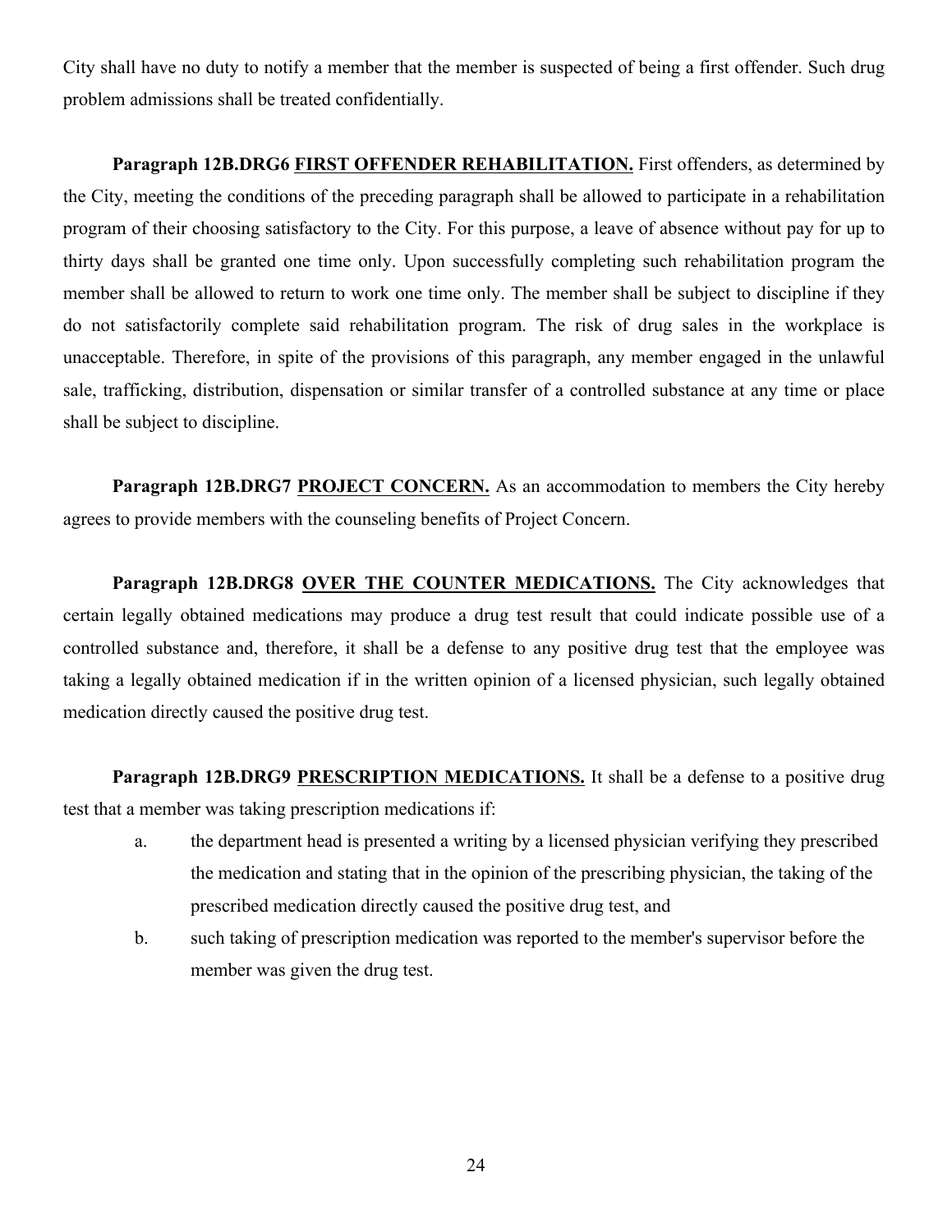City shall have no duty to notify a member that the member is suspected of being a first offender. Such drug problem admissions shall be treated confidentially.

**Paragraph 12B.DRG6** **<u>FIRST OFFENDER REHABILITATION.</u>** First offenders, as determined by the City, meeting the conditions of the preceding paragraph shall be allowed to participate in a rehabilitation program of their choosing satisfactory to the City. For this purpose, a leave of absence without pay for up to thirty days shall be granted one time only. Upon successfully completing such rehabilitation program the member shall be allowed to return to work one time only. The member shall be subject to discipline if they do not satisfactorily complete said rehabilitation program. The risk of drug sales in the workplace is unacceptable. Therefore, in spite of the provisions of this paragraph, any member engaged in the unlawful sale, trafficking, distribution, dispensation or similar transfer of a controlled substance at any time or place shall be subject to discipline.

**Paragraph 12B.DRG7** **<u>PROJECT CONCERN.</u>** As an accommodation to members the City hereby agrees to provide members with the counseling benefits of Project Concern.

**Paragraph 12B.DRG8** **<u>OVER THE COUNTER MEDICATIONS.</u>** The City acknowledges that certain legally obtained medications may produce a drug test result that could indicate possible use of a controlled substance and, therefore, it shall be a defense to any positive drug test that the employee was taking a legally obtained medication if in the written opinion of a licensed physician, such legally obtained medication directly caused the positive drug test.

**Paragraph 12B.DRG9** **<u>PRESCRIPTION MEDICATIONS.</u>** It shall be a defense to a positive drug test that a member was taking prescription medications if:

a. the department head is presented a writing by a licensed physician verifying they prescribed the medication and stating that in the opinion of the prescribing physician, the taking of the prescribed medication directly caused the positive drug test, and

b. such taking of prescription medication was reported to the member's supervisor before the member was given the drug test.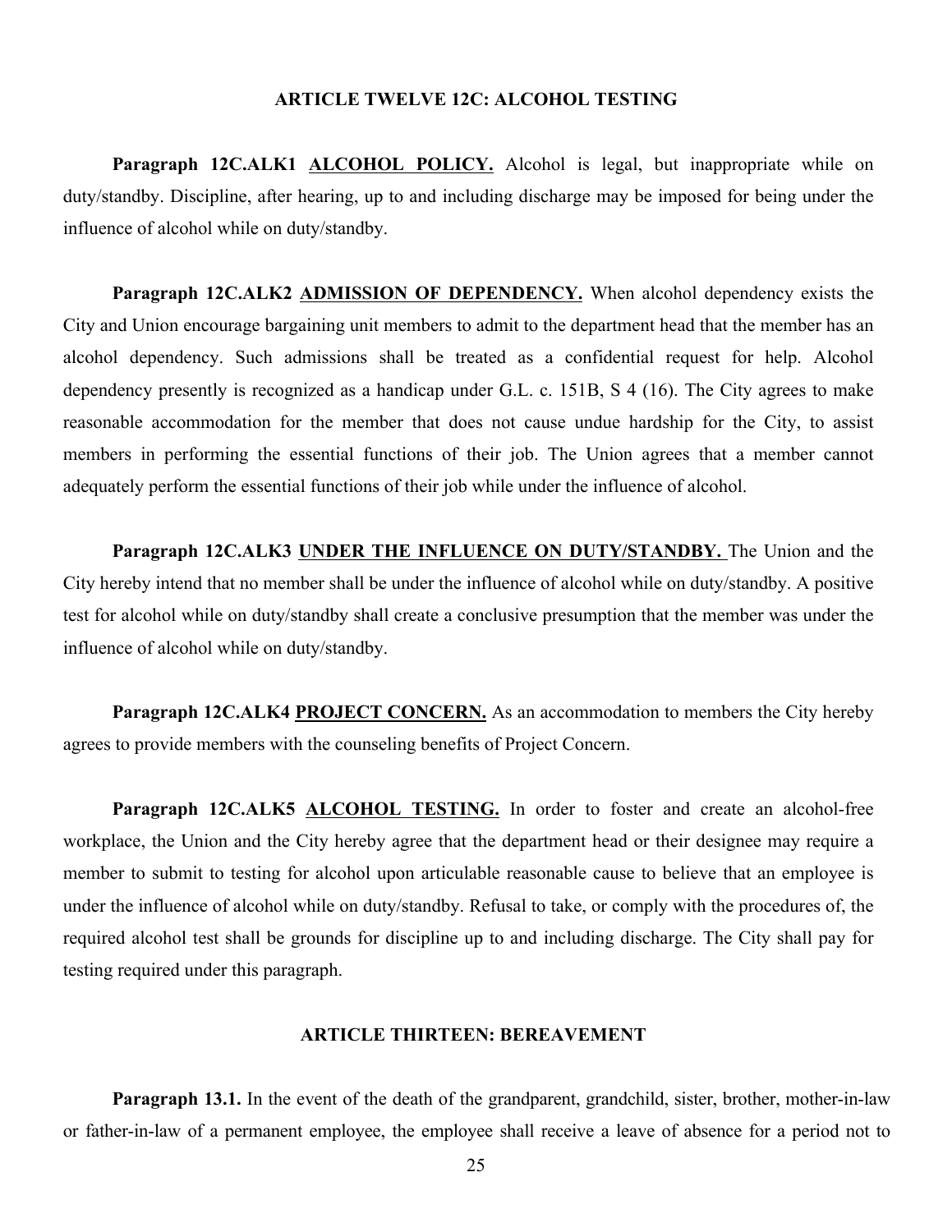## ARTICLE TWELVE 12C: ALCOHOL TESTING

**Paragraph 12C.ALK1** **ALCOHOL POLICY.** Alcohol is legal, but inappropriate while on duty/standby. Discipline, after hearing, up to and including discharge may be imposed for being under the influence of alcohol while on duty/standby.

**Paragraph 12C.ALK2** **ADMISSION OF DEPENDENCY.** When alcohol dependency exists the City and Union encourage bargaining unit members to admit to the department head that the member has an alcohol dependency. Such admissions shall be treated as a confidential request for help. Alcohol dependency presently is recognized as a handicap under G.L. c. 151B, S 4 (16). The City agrees to make reasonable accommodation for the member that does not cause undue hardship for the City, to assist members in performing the essential functions of their job. The Union agrees that a member cannot adequately perform the essential functions of their job while under the influence of alcohol.

**Paragraph 12C.ALK3** **UNDER THE INFLUENCE ON DUTY/STANDBY.** The Union and the City hereby intend that no member shall be under the influence of alcohol while on duty/standby. A positive test for alcohol while on duty/standby shall create a conclusive presumption that the member was under the influence of alcohol while on duty/standby.

**Paragraph 12C.ALK4** **PROJECT CONCERN.** As an accommodation to members the City hereby agrees to provide members with the counseling benefits of Project Concern.

**Paragraph 12C.ALK5** **ALCOHOL TESTING.** In order to foster and create an alcohol-free workplace, the Union and the City hereby agree that the department head or their designee may require a member to submit to testing for alcohol upon articulable reasonable cause to believe that an employee is under the influence of alcohol while on duty/standby. Refusal to take, or comply with the procedures of, the required alcohol test shall be grounds for discipline up to and including discharge. The City shall pay for testing required under this paragraph.

## ARTICLE THIRTEEN: BEREAVEMENT

**Paragraph 13.1.** In the event of the death of the grandparent, grandchild, sister, brother, mother-in-law or father-in-law of a permanent employee, the employee shall receive a leave of absence for a period not to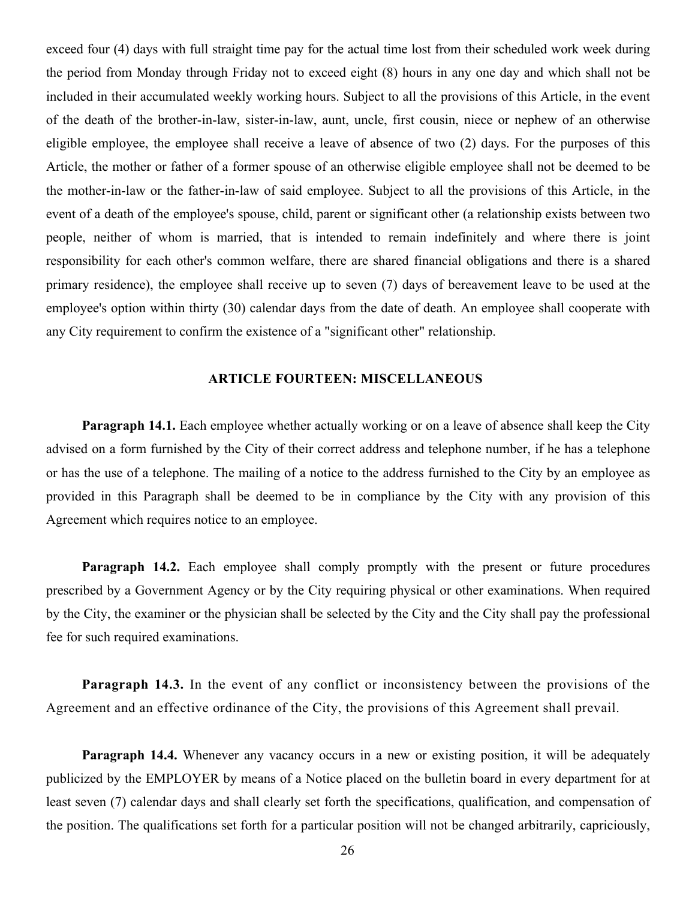exceed four (4) days with full straight time pay for the actual time lost from their scheduled work week during the period from Monday through Friday not to exceed eight (8) hours in any one day and which shall not be included in their accumulated weekly working hours. Subject to all the provisions of this Article, in the event of the death of the brother-in-law, sister-in-law, aunt, uncle, first cousin, niece or nephew of an otherwise eligible employee, the employee shall receive a leave of absence of two (2) days. For the purposes of this Article, the mother or father of a former spouse of an otherwise eligible employee shall not be deemed to be the mother-in-law or the father-in-law of said employee. Subject to all the provisions of this Article, in the event of a death of the employee's spouse, child, parent or significant other (a relationship exists between two people, neither of whom is married, that is intended to remain indefinitely and where there is joint responsibility for each other's common welfare, there are shared financial obligations and there is a shared primary residence), the employee shall receive up to seven (7) days of bereavement leave to be used at the employee's option within thirty (30) calendar days from the date of death. An employee shall cooperate with any City requirement to confirm the existence of a "significant other" relationship.

## ARTICLE FOURTEEN: MISCELLANEOUS

**Paragraph 14.1.** Each employee whether actually working or on a leave of absence shall keep the City advised on a form furnished by the City of their correct address and telephone number, if he has a telephone or has the use of a telephone. The mailing of a notice to the address furnished to the City by an employee as provided in this Paragraph shall be deemed to be in compliance by the City with any provision of this Agreement which requires notice to an employee.

**Paragraph 14.2.** Each employee shall comply promptly with the present or future procedures prescribed by a Government Agency or by the City requiring physical or other examinations. When required by the City, the examiner or the physician shall be selected by the City and the City shall pay the professional fee for such required examinations.

**Paragraph 14.3.** In the event of any conflict or inconsistency between the provisions of the Agreement and an effective ordinance of the City, the provisions of this Agreement shall prevail.

**Paragraph 14.4.** Whenever any vacancy occurs in a new or existing position, it will be adequately publicized by the EMPLOYER by means of a Notice placed on the bulletin board in every department for at least seven (7) calendar days and shall clearly set forth the specifications, qualification, and compensation of the position. The qualifications set forth for a particular position will not be changed arbitrarily, capriciously,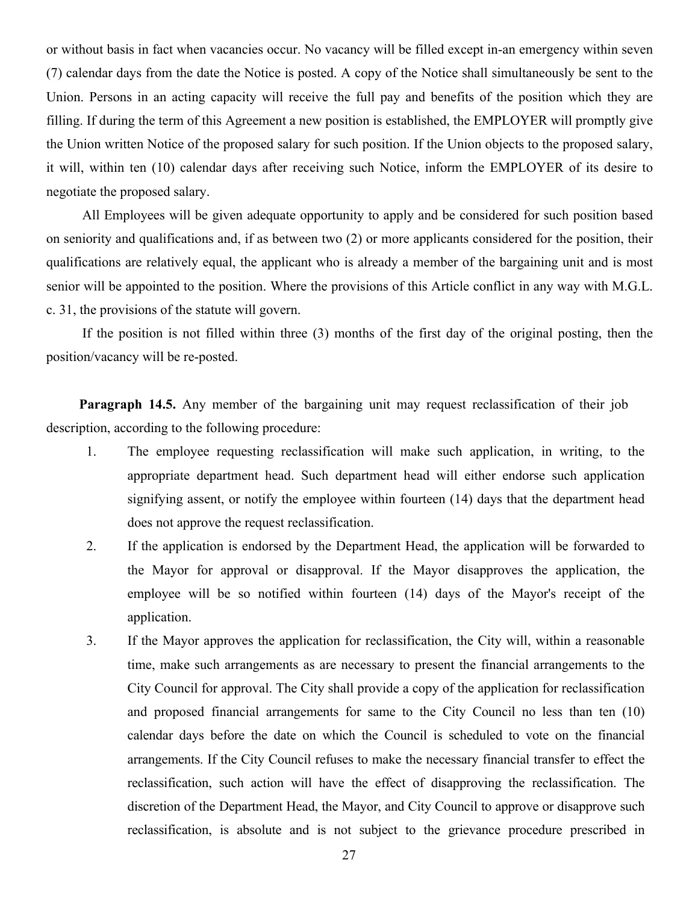or without basis in fact when vacancies occur. No vacancy will be filled except in-an emergency within seven (7) calendar days from the date the Notice is posted. A copy of the Notice shall simultaneously be sent to the Union. Persons in an acting capacity will receive the full pay and benefits of the position which they are filling. If during the term of this Agreement a new position is established, the EMPLOYER will promptly give the Union written Notice of the proposed salary for such position. If the Union objects to the proposed salary, it will, within ten (10) calendar days after receiving such Notice, inform the EMPLOYER of its desire to negotiate the proposed salary.

All Employees will be given adequate opportunity to apply and be considered for such position based on seniority and qualifications and, if as between two (2) or more applicants considered for the position, their qualifications are relatively equal, the applicant who is already a member of the bargaining unit and is most senior will be appointed to the position. Where the provisions of this Article conflict in any way with M.G.L. c. 31, the provisions of the statute will govern.

If the position is not filled within three (3) months of the first day of the original posting, then the position/vacancy will be re-posted.

**Paragraph 14.5.** Any member of the bargaining unit may request reclassification of their job description, according to the following procedure:

1. The employee requesting reclassification will make such application, in writing, to the appropriate department head. Such department head will either endorse such application signifying assent, or notify the employee within fourteen (14) days that the department head does not approve the request reclassification.
2. If the application is endorsed by the Department Head, the application will be forwarded to the Mayor for approval or disapproval. If the Mayor disapproves the application, the employee will be so notified within fourteen (14) days of the Mayor's receipt of the application.
3. If the Mayor approves the application for reclassification, the City will, within a reasonable time, make such arrangements as are necessary to present the financial arrangements to the City Council for approval. The City shall provide a copy of the application for reclassification and proposed financial arrangements for same to the City Council no less than ten (10) calendar days before the date on which the Council is scheduled to vote on the financial arrangements. If the City Council refuses to make the necessary financial transfer to effect the reclassification, such action will have the effect of disapproving the reclassification. The discretion of the Department Head, the Mayor, and City Council to approve or disapprove such reclassification, is absolute and is not subject to the grievance procedure prescribed in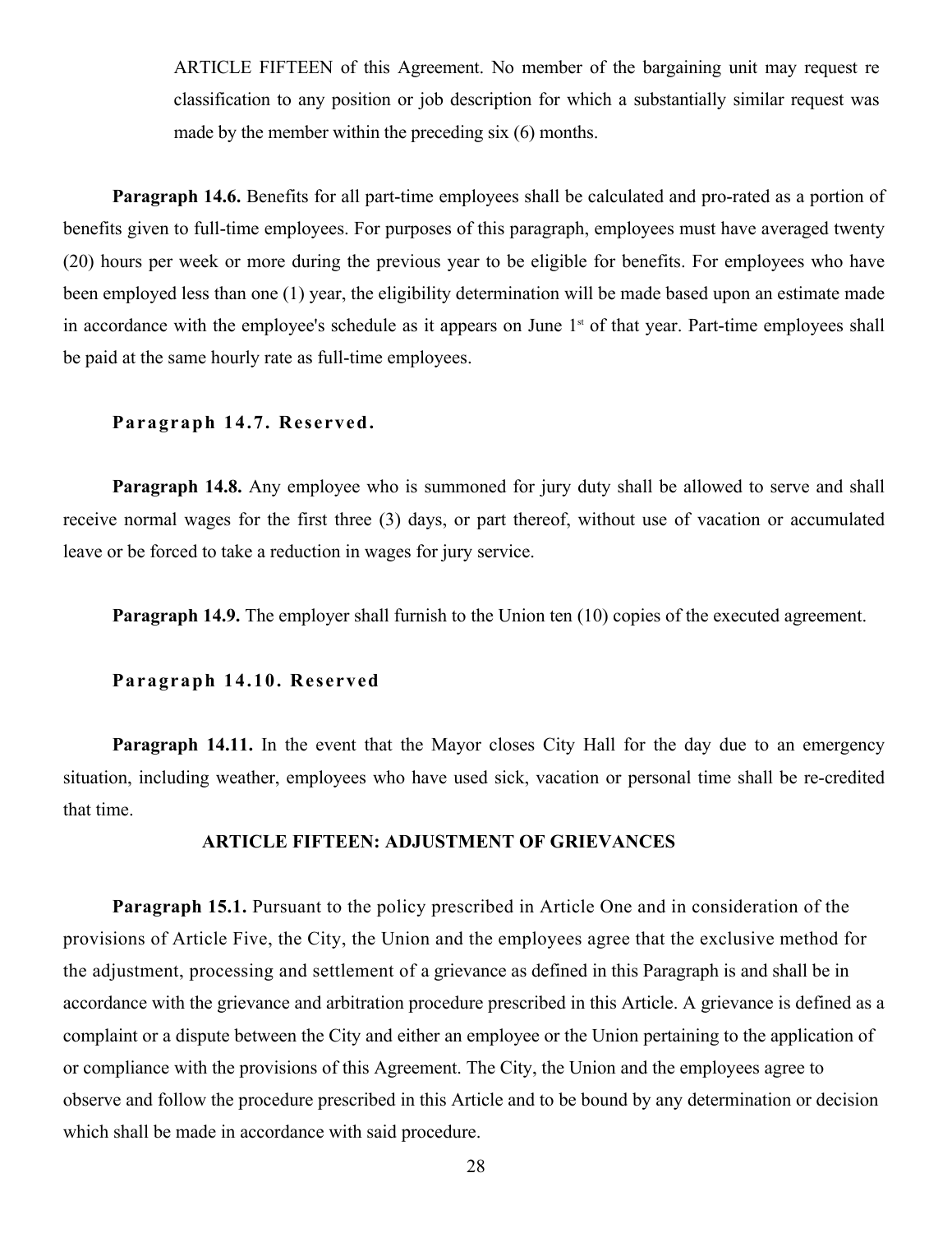ARTICLE FIFTEEN of this Agreement. No member of the bargaining unit may request re classification to any position or job description for which a substantially similar request was made by the member within the preceding six (6) months.

**Paragraph 14.6.** Benefits for all part-time employees shall be calculated and pro-rated as a portion of benefits given to full-time employees. For purposes of this paragraph, employees must have averaged twenty (20) hours per week or more during the previous year to be eligible for benefits. For employees who have been employed less than one (1) year, the eligibility determination will be made based upon an estimate made in accordance with the employee's schedule as it appears on June 1st of that year. Part-time employees shall be paid at the same hourly rate as full-time employees.

**Paragraph 14.7. Reserved.**

**Paragraph 14.8.** Any employee who is summoned for jury duty shall be allowed to serve and shall receive normal wages for the first three (3) days, or part thereof, without use of vacation or accumulated leave or be forced to take a reduction in wages for jury service.

**Paragraph 14.9.** The employer shall furnish to the Union ten (10) copies of the executed agreement.

**Paragraph 14.10. Reserved**

**Paragraph 14.11.** In the event that the Mayor closes City Hall for the day due to an emergency situation, including weather, employees who have used sick, vacation or personal time shall be re-credited that time.

## ARTICLE FIFTEEN: ADJUSTMENT OF GRIEVANCES

**Paragraph 15.1.** Pursuant to the policy prescribed in Article One and in consideration of the provisions of Article Five, the City, the Union and the employees agree that the exclusive method for the adjustment, processing and settlement of a grievance as defined in this Paragraph is and shall be in accordance with the grievance and arbitration procedure prescribed in this Article. A grievance is defined as a complaint or a dispute between the City and either an employee or the Union pertaining to the application of or compliance with the provisions of this Agreement. The City, the Union and the employees agree to observe and follow the procedure prescribed in this Article and to be bound by any determination or decision which shall be made in accordance with said procedure.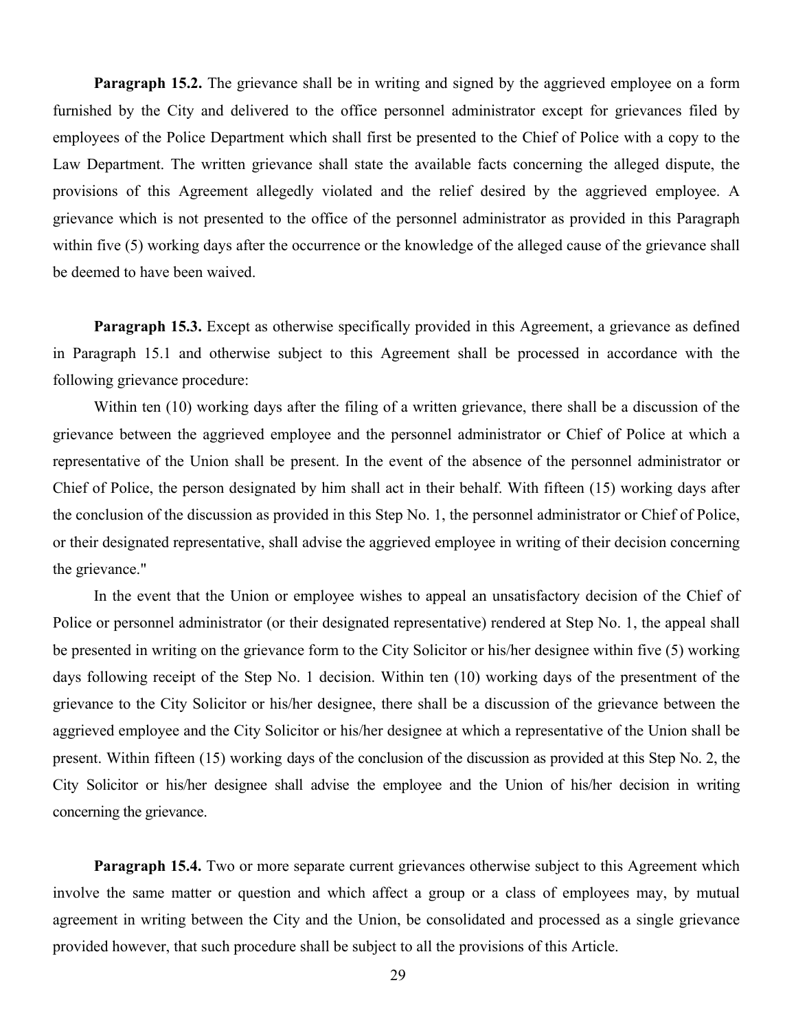**Paragraph 15.2.** The grievance shall be in writing and signed by the aggrieved employee on a form furnished by the City and delivered to the office personnel administrator except for grievances filed by employees of the Police Department which shall first be presented to the Chief of Police with a copy to the Law Department. The written grievance shall state the available facts concerning the alleged dispute, the provisions of this Agreement allegedly violated and the relief desired by the aggrieved employee. A grievance which is not presented to the office of the personnel administrator as provided in this Paragraph within five (5) working days after the occurrence or the knowledge of the alleged cause of the grievance shall be deemed to have been waived.

**Paragraph 15.3.** Except as otherwise specifically provided in this Agreement, a grievance as defined in Paragraph 15.1 and otherwise subject to this Agreement shall be processed in accordance with the following grievance procedure:

Within ten (10) working days after the filing of a written grievance, there shall be a discussion of the grievance between the aggrieved employee and the personnel administrator or Chief of Police at which a representative of the Union shall be present. In the event of the absence of the personnel administrator or Chief of Police, the person designated by him shall act in their behalf. With fifteen (15) working days after the conclusion of the discussion as provided in this Step No. 1, the personnel administrator or Chief of Police, or their designated representative, shall advise the aggrieved employee in writing of their decision concerning the grievance."

In the event that the Union or employee wishes to appeal an unsatisfactory decision of the Chief of Police or personnel administrator (or their designated representative) rendered at Step No. 1, the appeal shall be presented in writing on the grievance form to the City Solicitor or his/her designee within five (5) working days following receipt of the Step No. 1 decision. Within ten (10) working days of the presentment of the grievance to the City Solicitor or his/her designee, there shall be a discussion of the grievance between the aggrieved employee and the City Solicitor or his/her designee at which a representative of the Union shall be present. Within fifteen (15) working days of the conclusion of the discussion as provided at this Step No. 2, the City Solicitor or his/her designee shall advise the employee and the Union of his/her decision in writing concerning the grievance.

**Paragraph 15.4.** Two or more separate current grievances otherwise subject to this Agreement which involve the same matter or question and which affect a group or a class of employees may, by mutual agreement in writing between the City and the Union, be consolidated and processed as a single grievance provided however, that such procedure shall be subject to all the provisions of this Article.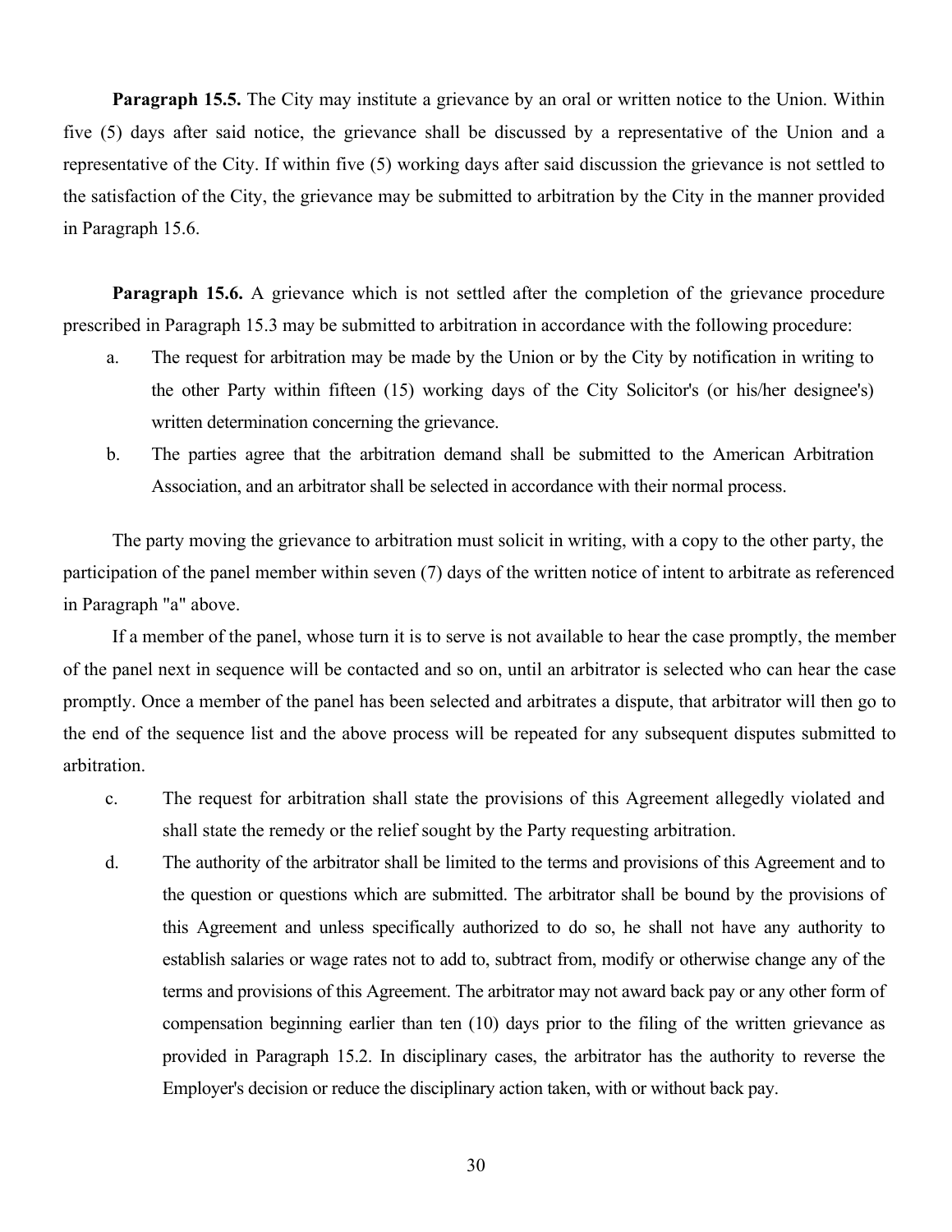**Paragraph 15.5.** The City may institute a grievance by an oral or written notice to the Union. Within five (5) days after said notice, the grievance shall be discussed by a representative of the Union and a representative of the City. If within five (5) working days after said discussion the grievance is not settled to the satisfaction of the City, the grievance may be submitted to arbitration by the City in the manner provided in Paragraph 15.6.

**Paragraph 15.6.** A grievance which is not settled after the completion of the grievance procedure prescribed in Paragraph 15.3 may be submitted to arbitration in accordance with the following procedure:

a. The request for arbitration may be made by the Union or by the City by notification in writing to the other Party within fifteen (15) working days of the City Solicitor's (or his/her designee's) written determination concerning the grievance.

b. The parties agree that the arbitration demand shall be submitted to the American Arbitration Association, and an arbitrator shall be selected in accordance with their normal process.

The party moving the grievance to arbitration must solicit in writing, with a copy to the other party, the participation of the panel member within seven (7) days of the written notice of intent to arbitrate as referenced in Paragraph "a" above.

If a member of the panel, whose turn it is to serve is not available to hear the case promptly, the member of the panel next in sequence will be contacted and so on, until an arbitrator is selected who can hear the case promptly. Once a member of the panel has been selected and arbitrates a dispute, that arbitrator will then go to the end of the sequence list and the above process will be repeated for any subsequent disputes submitted to arbitration.

c. The request for arbitration shall state the provisions of this Agreement allegedly violated and shall state the remedy or the relief sought by the Party requesting arbitration.

d. The authority of the arbitrator shall be limited to the terms and provisions of this Agreement and to the question or questions which are submitted. The arbitrator shall be bound by the provisions of this Agreement and unless specifically authorized to do so, he shall not have any authority to establish salaries or wage rates not to add to, subtract from, modify or otherwise change any of the terms and provisions of this Agreement. The arbitrator may not award back pay or any other form of compensation beginning earlier than ten (10) days prior to the filing of the written grievance as provided in Paragraph 15.2. In disciplinary cases, the arbitrator has the authority to reverse the Employer's decision or reduce the disciplinary action taken, with or without back pay.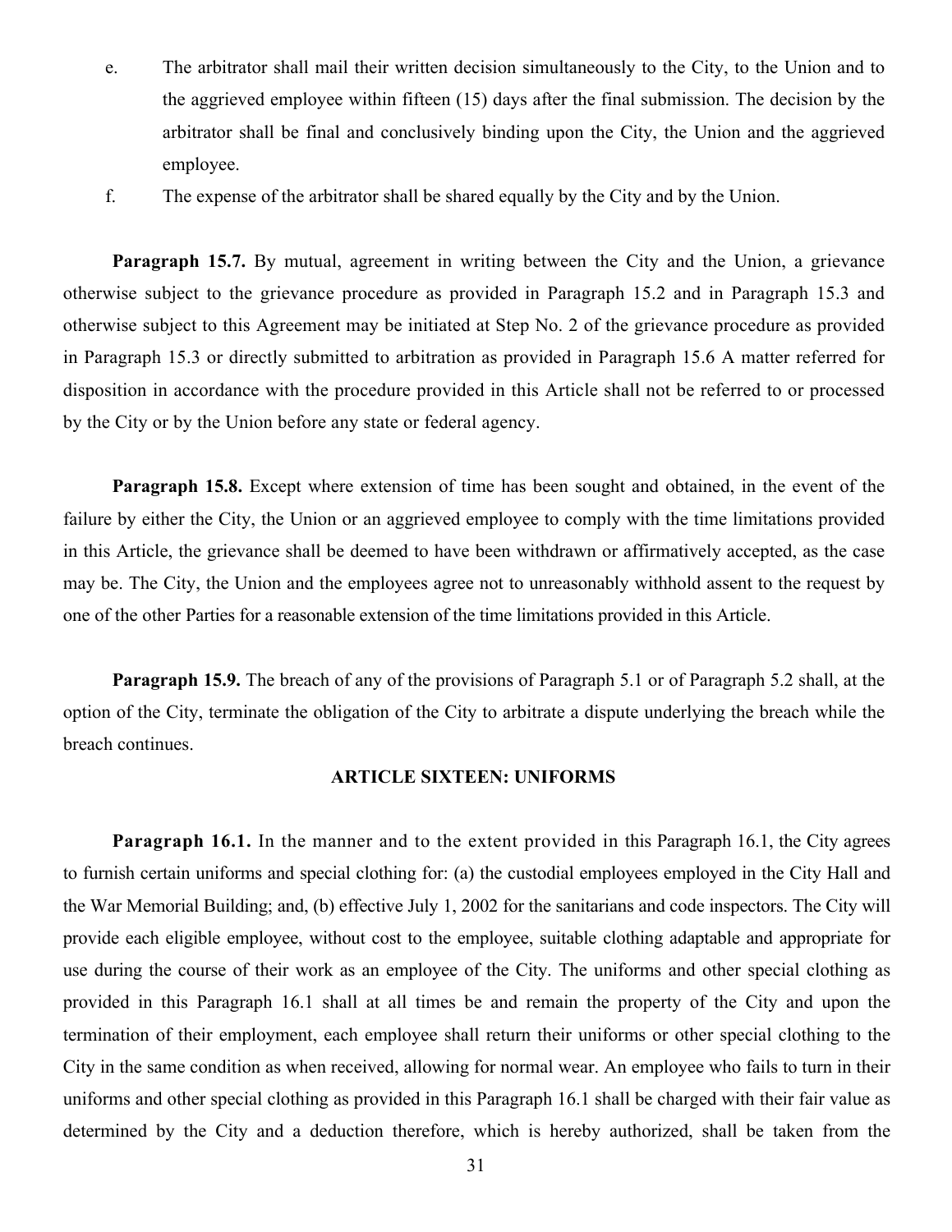e. The arbitrator shall mail their written decision simultaneously to the City, to the Union and to the aggrieved employee within fifteen (15) days after the final submission. The decision by the arbitrator shall be final and conclusively binding upon the City, the Union and the aggrieved employee.

f. The expense of the arbitrator shall be shared equally by the City and by the Union.

**Paragraph 15.7.** By mutual, agreement in writing between the City and the Union, a grievance otherwise subject to the grievance procedure as provided in Paragraph 15.2 and in Paragraph 15.3 and otherwise subject to this Agreement may be initiated at Step No. 2 of the grievance procedure as provided in Paragraph 15.3 or directly submitted to arbitration as provided in Paragraph 15.6 A matter referred for disposition in accordance with the procedure provided in this Article shall not be referred to or processed by the City or by the Union before any state or federal agency.

**Paragraph 15.8.** Except where extension of time has been sought and obtained, in the event of the failure by either the City, the Union or an aggrieved employee to comply with the time limitations provided in this Article, the grievance shall be deemed to have been withdrawn or affirmatively accepted, as the case may be. The City, the Union and the employees agree not to unreasonably withhold assent to the request by one of the other Parties for a reasonable extension of the time limitations provided in this Article.

**Paragraph 15.9.** The breach of any of the provisions of Paragraph 5.1 or of Paragraph 5.2 shall, at the option of the City, terminate the obligation of the City to arbitrate a dispute underlying the breach while the breach continues.

## ARTICLE SIXTEEN: UNIFORMS

**Paragraph 16.1.** In the manner and to the extent provided in this Paragraph 16.1, the City agrees to furnish certain uniforms and special clothing for: (a) the custodial employees employed in the City Hall and the War Memorial Building; and, (b) effective July 1, 2002 for the sanitarians and code inspectors. The City will provide each eligible employee, without cost to the employee, suitable clothing adaptable and appropriate for use during the course of their work as an employee of the City. The uniforms and other special clothing as provided in this Paragraph 16.1 shall at all times be and remain the property of the City and upon the termination of their employment, each employee shall return their uniforms or other special clothing to the City in the same condition as when received, allowing for normal wear. An employee who fails to turn in their uniforms and other special clothing as provided in this Paragraph 16.1 shall be charged with their fair value as determined by the City and a deduction therefore, which is hereby authorized, shall be taken from the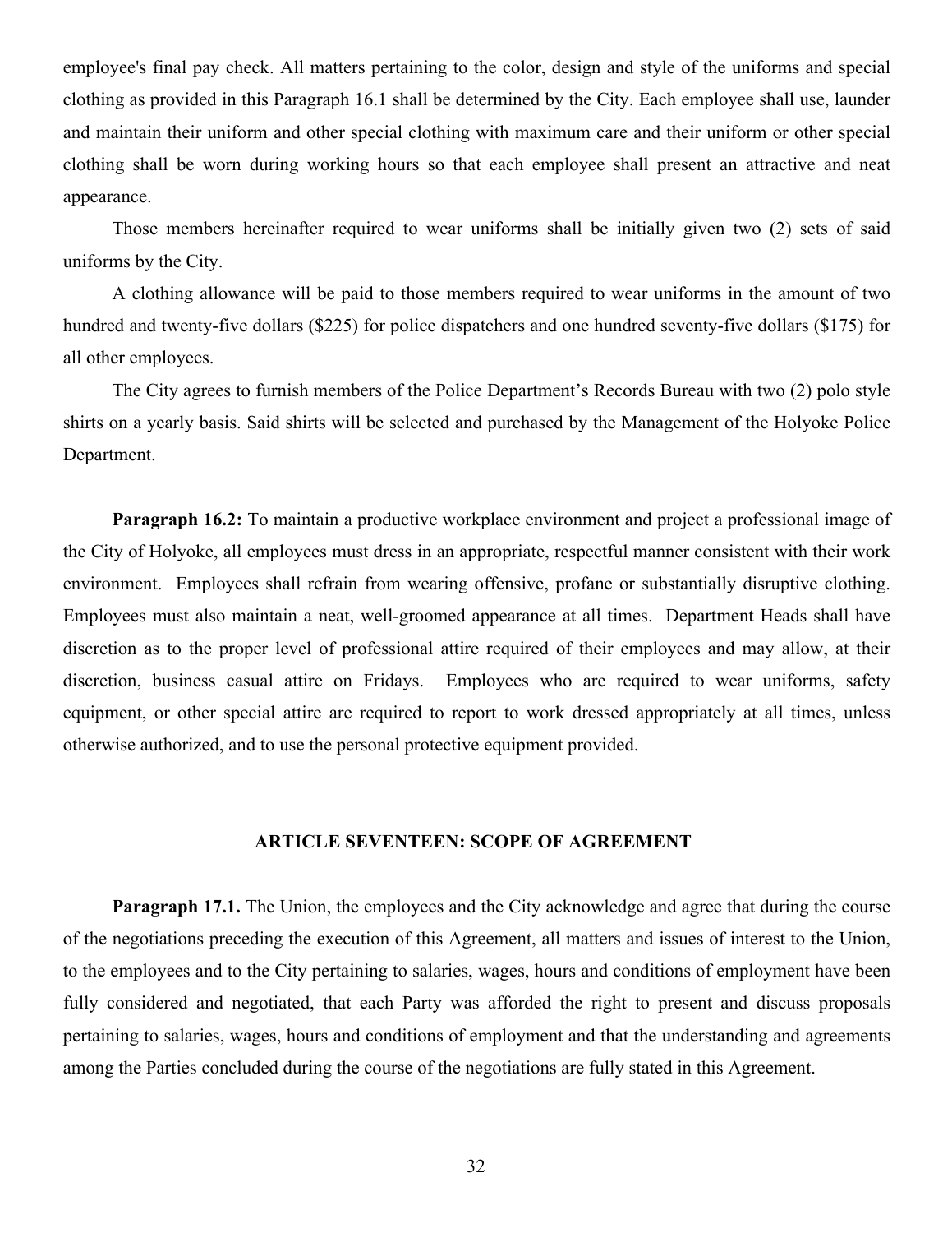employee's final pay check. All matters pertaining to the color, design and style of the uniforms and special clothing as provided in this Paragraph 16.1 shall be determined by the City. Each employee shall use, launder and maintain their uniform and other special clothing with maximum care and their uniform or other special clothing shall be worn during working hours so that each employee shall present an attractive and neat appearance.

Those members hereinafter required to wear uniforms shall be initially given two (2) sets of said uniforms by the City.

A clothing allowance will be paid to those members required to wear uniforms in the amount of two hundred and twenty-five dollars ($225) for police dispatchers and one hundred seventy-five dollars ($175) for all other employees.

The City agrees to furnish members of the Police Department's Records Bureau with two (2) polo style shirts on a yearly basis. Said shirts will be selected and purchased by the Management of the Holyoke Police Department.

**Paragraph 16.2:** To maintain a productive workplace environment and project a professional image of the City of Holyoke, all employees must dress in an appropriate, respectful manner consistent with their work environment. Employees shall refrain from wearing offensive, profane or substantially disruptive clothing. Employees must also maintain a neat, well-groomed appearance at all times. Department Heads shall have discretion as to the proper level of professional attire required of their employees and may allow, at their discretion, business casual attire on Fridays. Employees who are required to wear uniforms, safety equipment, or other special attire are required to report to work dressed appropriately at all times, unless otherwise authorized, and to use the personal protective equipment provided.

## ARTICLE SEVENTEEN: SCOPE OF AGREEMENT

**Paragraph 17.1.** The Union, the employees and the City acknowledge and agree that during the course of the negotiations preceding the execution of this Agreement, all matters and issues of interest to the Union, to the employees and to the City pertaining to salaries, wages, hours and conditions of employment have been fully considered and negotiated, that each Party was afforded the right to present and discuss proposals pertaining to salaries, wages, hours and conditions of employment and that the understanding and agreements among the Parties concluded during the course of the negotiations are fully stated in this Agreement.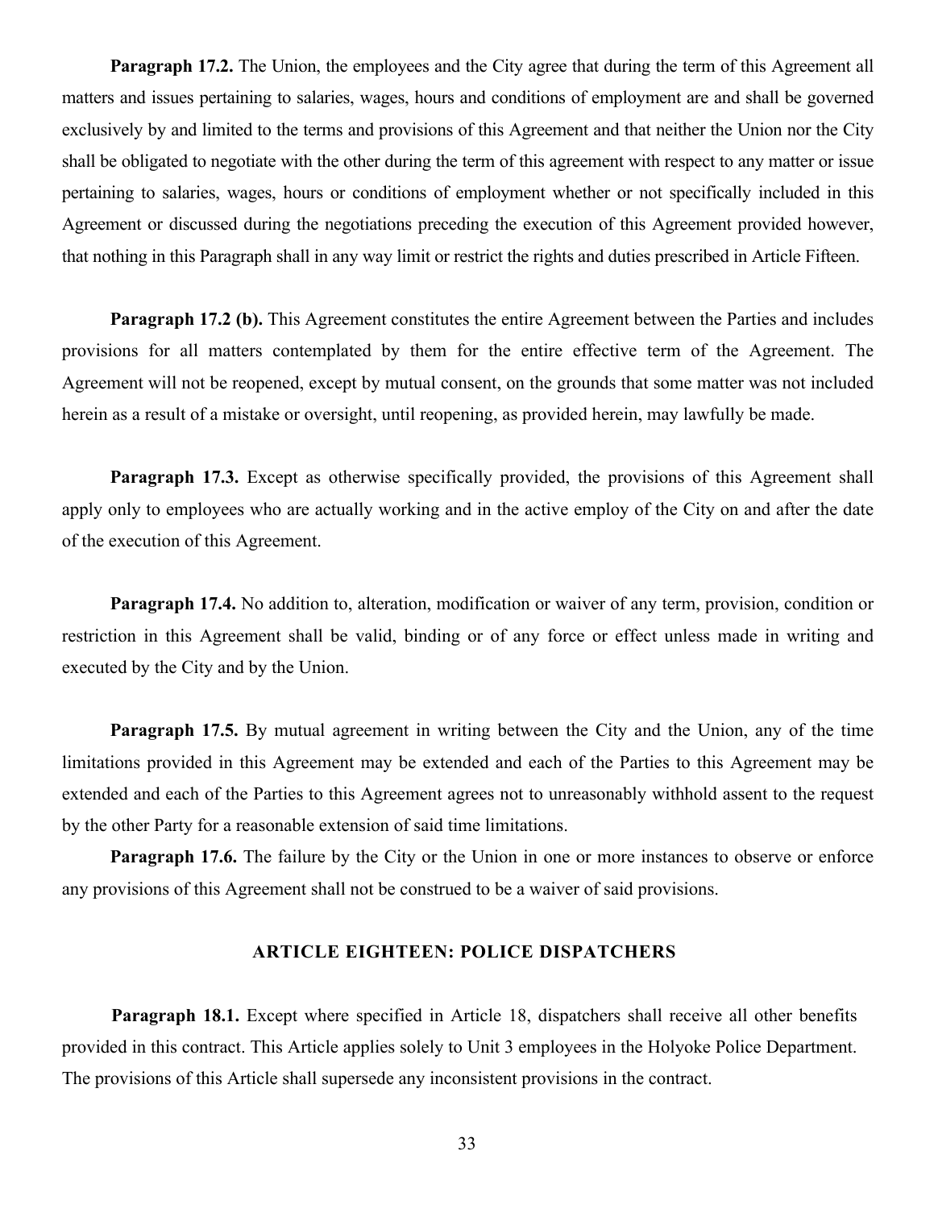**Paragraph 17.2.** The Union, the employees and the City agree that during the term of this Agreement all matters and issues pertaining to salaries, wages, hours and conditions of employment are and shall be governed exclusively by and limited to the terms and provisions of this Agreement and that neither the Union nor the City shall be obligated to negotiate with the other during the term of this agreement with respect to any matter or issue pertaining to salaries, wages, hours or conditions of employment whether or not specifically included in this Agreement or discussed during the negotiations preceding the execution of this Agreement provided however, that nothing in this Paragraph shall in any way limit or restrict the rights and duties prescribed in Article Fifteen.

**Paragraph 17.2 (b).** This Agreement constitutes the entire Agreement between the Parties and includes provisions for all matters contemplated by them for the entire effective term of the Agreement. The Agreement will not be reopened, except by mutual consent, on the grounds that some matter was not included herein as a result of a mistake or oversight, until reopening, as provided herein, may lawfully be made.

**Paragraph 17.3.** Except as otherwise specifically provided, the provisions of this Agreement shall apply only to employees who are actually working and in the active employ of the City on and after the date of the execution of this Agreement.

**Paragraph 17.4.** No addition to, alteration, modification or waiver of any term, provision, condition or restriction in this Agreement shall be valid, binding or of any force or effect unless made in writing and executed by the City and by the Union.

**Paragraph 17.5.** By mutual agreement in writing between the City and the Union, any of the time limitations provided in this Agreement may be extended and each of the Parties to this Agreement may be extended and each of the Parties to this Agreement agrees not to unreasonably withhold assent to the request by the other Party for a reasonable extension of said time limitations.

**Paragraph 17.6.** The failure by the City or the Union in one or more instances to observe or enforce any provisions of this Agreement shall not be construed to be a waiver of said provisions.

## ARTICLE EIGHTEEN: POLICE DISPATCHERS

**Paragraph 18.1.** Except where specified in Article 18, dispatchers shall receive all other benefits provided in this contract. This Article applies solely to Unit 3 employees in the Holyoke Police Department. The provisions of this Article shall supersede any inconsistent provisions in the contract.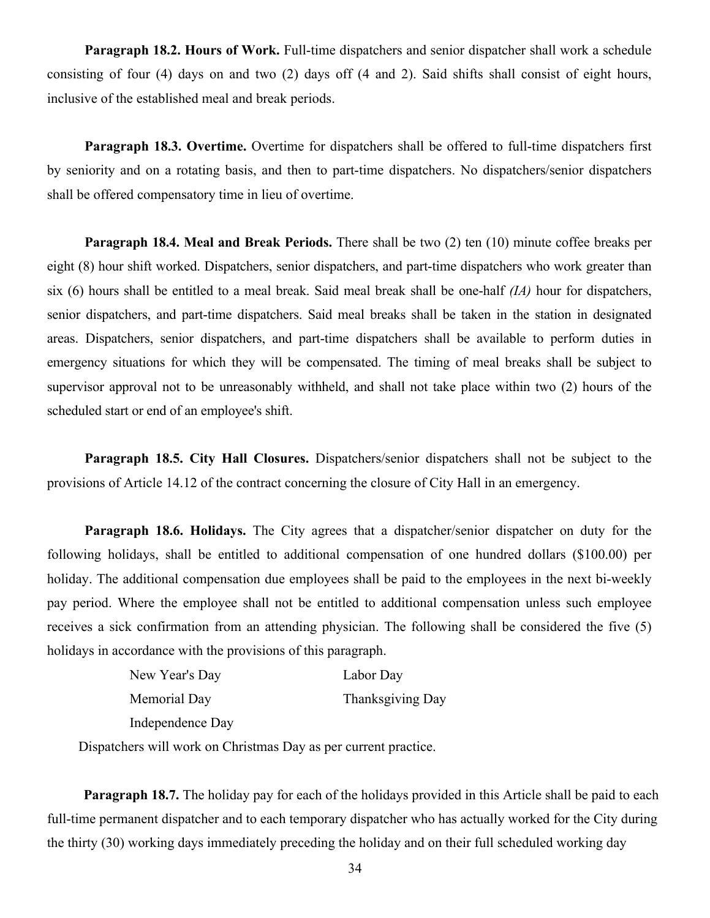**Paragraph 18.2. Hours of Work.** Full-time dispatchers and senior dispatcher shall work a schedule consisting of four (4) days on and two (2) days off (4 and 2). Said shifts shall consist of eight hours, inclusive of the established meal and break periods.

**Paragraph 18.3. Overtime.** Overtime for dispatchers shall be offered to full-time dispatchers first by seniority and on a rotating basis, and then to part-time dispatchers. No dispatchers/senior dispatchers shall be offered compensatory time in lieu of overtime.

**Paragraph 18.4. Meal and Break Periods.** There shall be two (2) ten (10) minute coffee breaks per eight (8) hour shift worked. Dispatchers, senior dispatchers, and part-time dispatchers who work greater than six (6) hours shall be entitled to a meal break. Said meal break shall be one-half *(IA)* hour for dispatchers, senior dispatchers, and part-time dispatchers. Said meal breaks shall be taken in the station in designated areas. Dispatchers, senior dispatchers, and part-time dispatchers shall be available to perform duties in emergency situations for which they will be compensated. The timing of meal breaks shall be subject to supervisor approval not to be unreasonably withheld, and shall not take place within two (2) hours of the scheduled start or end of an employee's shift.

**Paragraph 18.5. City Hall Closures.** Dispatchers/senior dispatchers shall not be subject to the provisions of Article 14.12 of the contract concerning the closure of City Hall in an emergency.

**Paragraph 18.6. Holidays.** The City agrees that a dispatcher/senior dispatcher on duty for the following holidays, shall be entitled to additional compensation of one hundred dollars ($100.00) per holiday. The additional compensation due employees shall be paid to the employees in the next bi-weekly pay period. Where the employee shall not be entitled to additional compensation unless such employee receives a sick confirmation from an attending physician. The following shall be considered the five (5) holidays in accordance with the provisions of this paragraph.

| | |
|---|---|
| New Year's Day | Labor Day |
| Memorial Day | Thanksgiving Day |
| Independence Day | |

Dispatchers will work on Christmas Day as per current practice.

**Paragraph 18.7.** The holiday pay for each of the holidays provided in this Article shall be paid to each full-time permanent dispatcher and to each temporary dispatcher who has actually worked for the City during the thirty (30) working days immediately preceding the holiday and on their full scheduled working day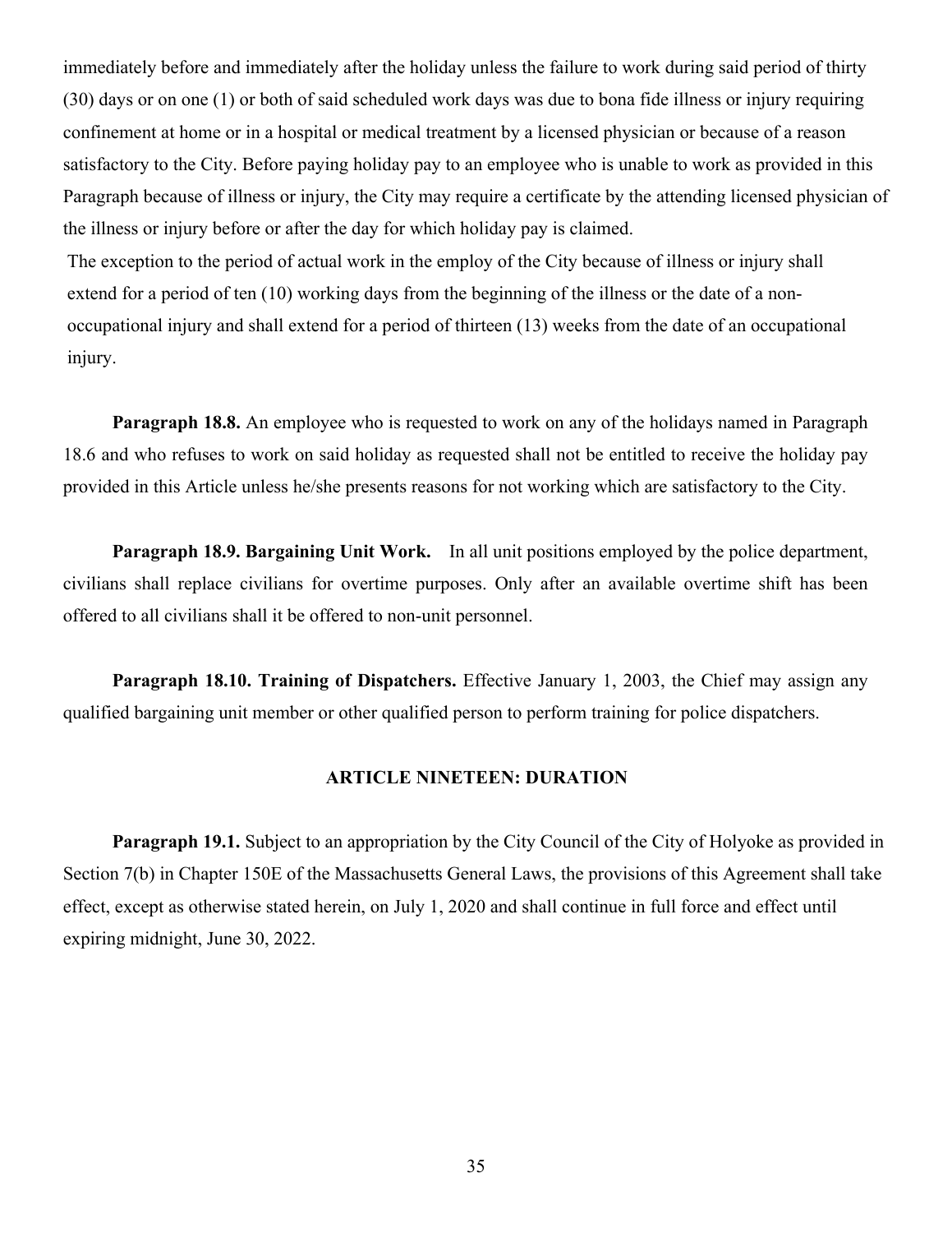immediately before and immediately after the holiday unless the failure to work during said period of thirty (30) days or on one (1) or both of said scheduled work days was due to bona fide illness or injury requiring confinement at home or in a hospital or medical treatment by a licensed physician or because of a reason satisfactory to the City. Before paying holiday pay to an employee who is unable to work as provided in this Paragraph because of illness or injury, the City may require a certificate by the attending licensed physician of the illness or injury before or after the day for which holiday pay is claimed.

The exception to the period of actual work in the employ of the City because of illness or injury shall extend for a period of ten (10) working days from the beginning of the illness or the date of a non-occupational injury and shall extend for a period of thirteen (13) weeks from the date of an occupational injury.

**Paragraph 18.8.** An employee who is requested to work on any of the holidays named in Paragraph 18.6 and who refuses to work on said holiday as requested shall not be entitled to receive the holiday pay provided in this Article unless he/she presents reasons for not working which are satisfactory to the City.

**Paragraph 18.9. Bargaining Unit Work.** In all unit positions employed by the police department, civilians shall replace civilians for overtime purposes. Only after an available overtime shift has been offered to all civilians shall it be offered to non-unit personnel.

**Paragraph 18.10. Training of Dispatchers.** Effective January 1, 2003, the Chief may assign any qualified bargaining unit member or other qualified person to perform training for police dispatchers.

## ARTICLE NINETEEN: DURATION

**Paragraph 19.1.** Subject to an appropriation by the City Council of the City of Holyoke as provided in Section 7(b) in Chapter 150E of the Massachusetts General Laws, the provisions of this Agreement shall take effect, except as otherwise stated herein, on July 1, 2020 and shall continue in full force and effect until expiring midnight, June 30, 2022.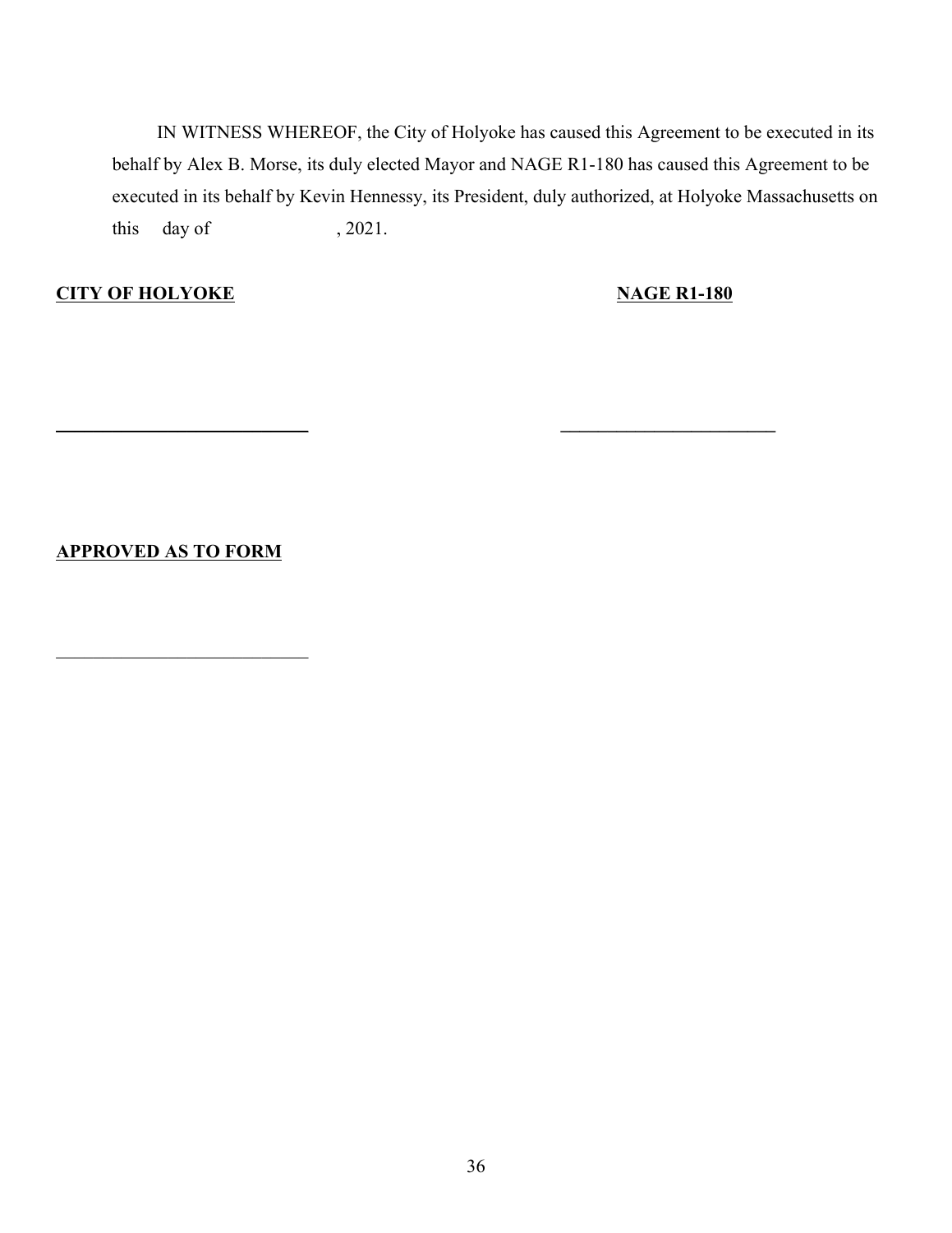IN WITNESS WHEREOF, the City of Holyoke has caused this Agreement to be executed in its behalf by Alex B. Morse, its duly elected Mayor and NAGE R1-180 has caused this Agreement to be executed in its behalf by Kevin Hennessy, its President, duly authorized, at Holyoke Massachusetts on this day of , 2021.

**CITY OF HOLYOKE** **NAGE R1-180**

\_\_\_\_\_\_\_\_\_\_\_\_\_\_\_\_\_\_\_\_\_\_\_\_\_\_\_ \_\_\_\_\_\_\_\_\_\_\_\_\_\_\_\_\_\_\_\_\_\_\_\_\_

**APPROVED AS TO FORM**

\_\_\_\_\_\_\_\_\_\_\_\_\_\_\_\_\_\_\_\_\_\_\_\_\_\_\_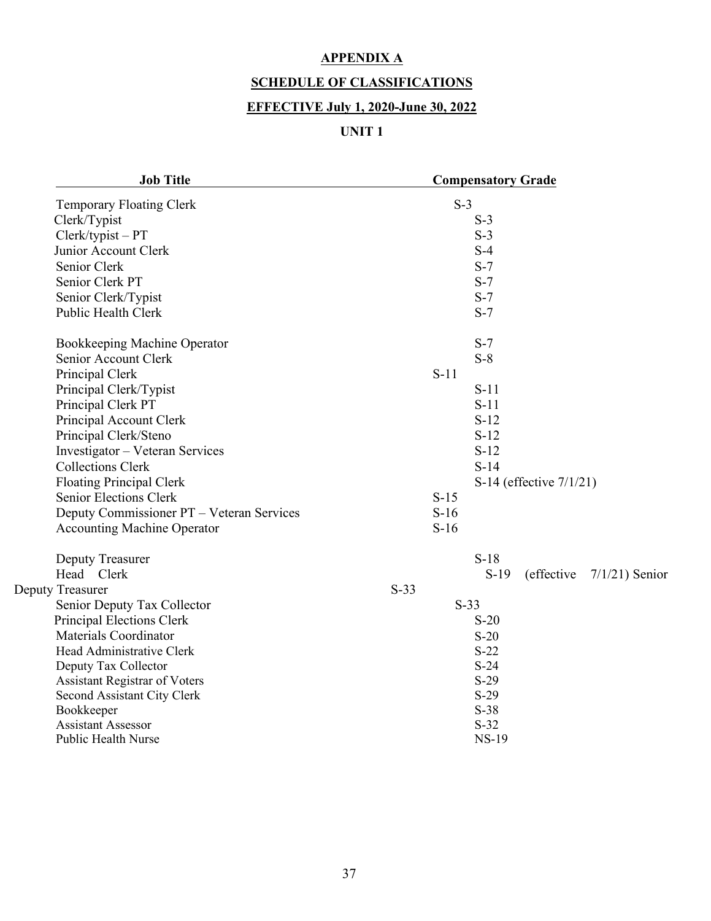**APPENDIX A**

**SCHEDULE OF CLASSIFICATIONS**

**EFFECTIVE July 1, 2020-June 30, 2022**

**UNIT 1**

| Job Title | Compensatory Grade |
|---|---|
| Temporary Floating Clerk | S-3 |
| Clerk/Typist | S-3 |
| Clerk/typist – PT | S-3 |
| Junior Account Clerk | S-4 |
| Senior Clerk | S-7 |
| Senior Clerk PT | S-7 |
| Senior Clerk/Typist | S-7 |
| Public Health Clerk | S-7 |
| Bookkeeping Machine Operator | S-7 |
| Senior Account Clerk | S-8 |
| Principal Clerk | S-11 |
| Principal Clerk/Typist | S-11 |
| Principal Clerk PT | S-11 |
| Principal Account Clerk | S-12 |
| Principal Clerk/Steno | S-12 |
| Investigator – Veteran Services | S-12 |
| Collections Clerk | S-14 |
| Floating Principal Clerk | S-14 (effective 7/1/21) |
| Senior Elections Clerk | S-15 |
| Deputy Commissioner PT – Veteran Services | S-16 |
| Accounting Machine Operator | S-16 |
| Deputy Treasurer | S-18 |
| Head Clerk | S-19 (effective 7/1/21) |
| Senior Deputy Treasurer | S-33 |
| Senior Deputy Tax Collector | S-33 |
| Principal Elections Clerk | S-20 |
| Materials Coordinator | S-20 |
| Head Administrative Clerk | S-22 |
| Deputy Tax Collector | S-24 |
| Assistant Registrar of Voters | S-29 |
| Second Assistant City Clerk | S-29 |
| Bookkeeper | S-38 |
| Assistant Assessor | S-32 |
| Public Health Nurse | NS-19 |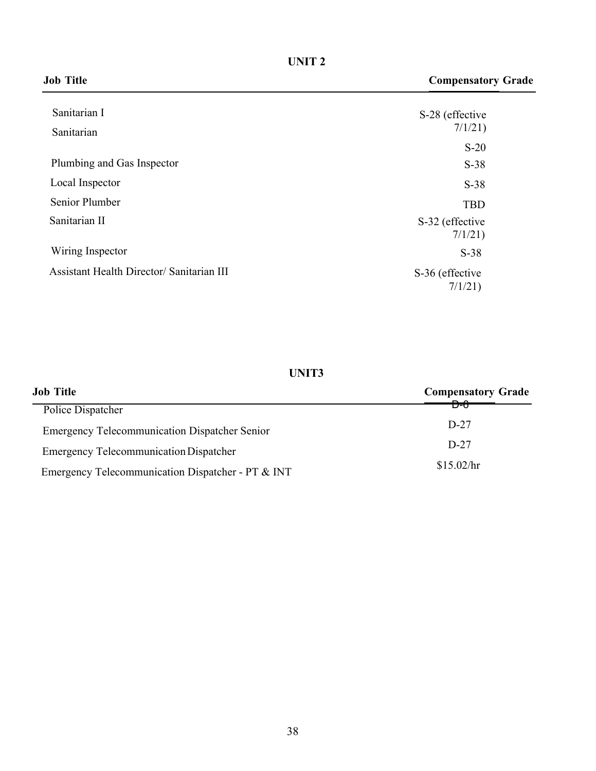## UNIT 2

| Job Title | Compensatory Grade |
|---|---|
| Sanitarian I | S-28 (effective 7/1/21) |
| Sanitarian | S-20 |
| Plumbing and Gas Inspector | S-38 |
| Local Inspector | S-38 |
| Senior Plumber | TBD |
| Sanitarian II | S-32 (effective 7/1/21) |
| Wiring Inspector | S-38 |
| Assistant Health Director/ Sanitarian III | S-36 (effective 7/1/21) |

## UNIT3

| Job Title | Compensatory Grade |
|---|---|
| Police Dispatcher | ~~D-6~~ |
| Emergency Telecommunication Dispatcher Senior | D-27 |
| Emergency Telecommunication Dispatcher | D-27 |
| Emergency Telecommunication Dispatcher - PT & INT | $15.02/hr |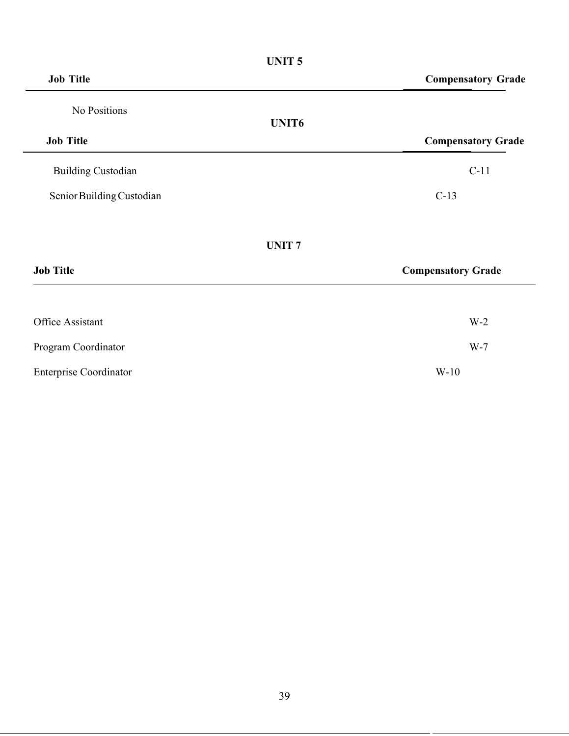## UNIT 5

| Job Title | Compensatory Grade |
| --- | --- |
| No Positions | |

## UNIT6

| Job Title | Compensatory Grade |
| --- | --- |
| Building Custodian | C-11 |
| Senior Building Custodian | C-13 |

## UNIT 7

| Job Title | Compensatory Grade |
| --- | --- |
| Office Assistant | W-2 |
| Program Coordinator | W-7 |
| Enterprise Coordinator | W-10 |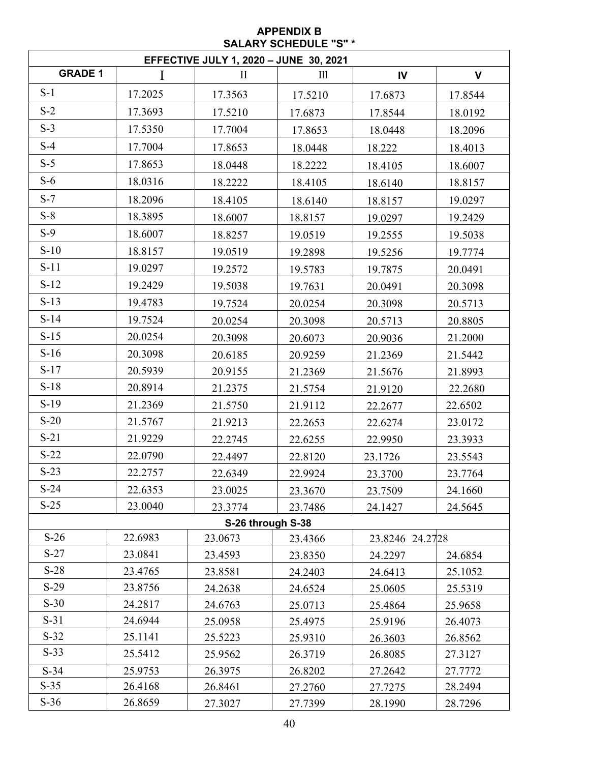## APPENDIX B
## SALARY SCHEDULE "S" *

| EFFECTIVE JULY 1, 2020 – JUNE 30, 2021 | | | | | |
|---|---|---|---|---|---|
| **GRADE 1** | I | II | Ill | **IV** | **V** |
| S-1 | 17.2025 | 17.3563 | 17.5210 | 17.6873 | 17.8544 |
| S-2 | 17.3693 | 17.5210 | 17.6873 | 17.8544 | 18.0192 |
| S-3 | 17.5350 | 17.7004 | 17.8653 | 18.0448 | 18.2096 |
| S-4 | 17.7004 | 17.8653 | 18.0448 | 18.222 | 18.4013 |
| S-5 | 17.8653 | 18.0448 | 18.2222 | 18.4105 | 18.6007 |
| S-6 | 18.0316 | 18.2222 | 18.4105 | 18.6140 | 18.8157 |
| S-7 | 18.2096 | 18.4105 | 18.6140 | 18.8157 | 19.0297 |
| S-8 | 18.3895 | 18.6007 | 18.8157 | 19.0297 | 19.2429 |
| S-9 | 18.6007 | 18.8257 | 19.0519 | 19.2555 | 19.5038 |
| S-10 | 18.8157 | 19.0519 | 19.2898 | 19.5256 | 19.7774 |
| S-11 | 19.0297 | 19.2572 | 19.5783 | 19.7875 | 20.0491 |
| S-12 | 19.2429 | 19.5038 | 19.7631 | 20.0491 | 20.3098 |
| S-13 | 19.4783 | 19.7524 | 20.0254 | 20.3098 | 20.5713 |
| S-14 | 19.7524 | 20.0254 | 20.3098 | 20.5713 | 20.8805 |
| S-15 | 20.0254 | 20.3098 | 20.6073 | 20.9036 | 21.2000 |
| S-16 | 20.3098 | 20.6185 | 20.9259 | 21.2369 | 21.5442 |
| S-17 | 20.5939 | 20.9155 | 21.2369 | 21.5676 | 21.8993 |
| S-18 | 20.8914 | 21.2375 | 21.5754 | 21.9120 | 22.2680 |
| S-19 | 21.2369 | 21.5750 | 21.9112 | 22.2677 | 22.6502 |
| S-20 | 21.5767 | 21.9213 | 22.2653 | 22.6274 | 23.0172 |
| S-21 | 21.9229 | 22.2745 | 22.6255 | 22.9950 | 23.3933 |
| S-22 | 22.0790 | 22.4497 | 22.8120 | 23.1726 | 23.5543 |
| S-23 | 22.2757 | 22.6349 | 22.9924 | 23.3700 | 23.7764 |
| S-24 | 22.6353 | 23.0025 | 23.3670 | 23.7509 | 24.1660 |
| S-25 | 23.0040 | 23.3774 | 23.7486 | 24.1427 | 24.5645 |
| **S-26 through S-38** | | | | | |
| S-26 | 22.6983 | 23.0673 | 23.4366 | 23.8246 | 24.2728 |
| S-27 | 23.0841 | 23.4593 | 23.8350 | 24.2297 | 24.6854 |
| S-28 | 23.4765 | 23.8581 | 24.2403 | 24.6413 | 25.1052 |
| S-29 | 23.8756 | 24.2638 | 24.6524 | 25.0605 | 25.5319 |
| S-30 | 24.2817 | 24.6763 | 25.0713 | 25.4864 | 25.9658 |
| S-31 | 24.6944 | 25.0958 | 25.4975 | 25.9196 | 26.4073 |
| S-32 | 25.1141 | 25.5223 | 25.9310 | 26.3603 | 26.8562 |
| S-33 | 25.5412 | 25.9562 | 26.3719 | 26.8085 | 27.3127 |
| S-34 | 25.9753 | 26.3975 | 26.8202 | 27.2642 | 27.7772 |
| S-35 | 26.4168 | 26.8461 | 27.2760 | 27.7275 | 28.2494 |
| S-36 | 26.8659 | 27.3027 | 27.7399 | 28.1990 | 28.7296 |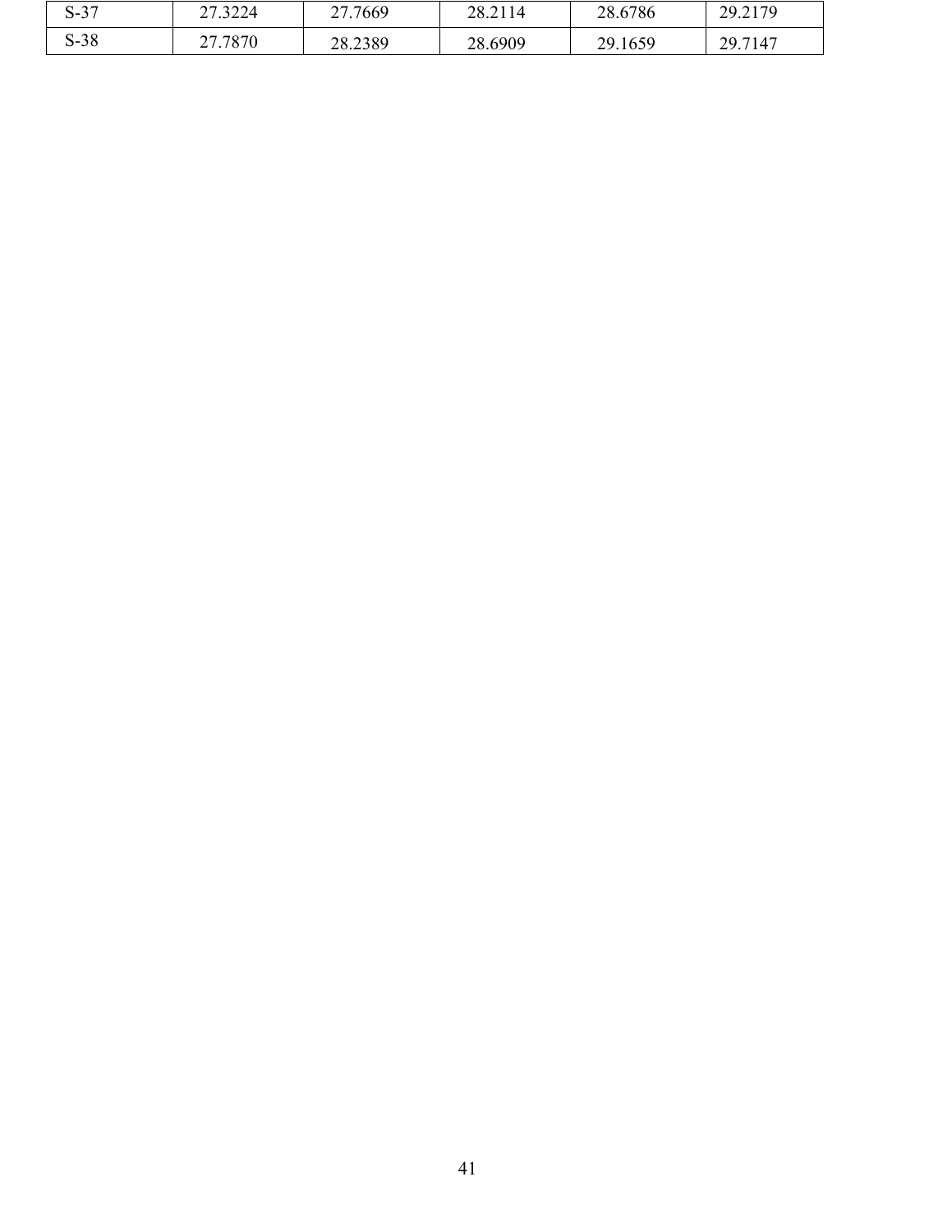| S-37 | 27.3224 | 27.7669 | 28.2114 | 28.6786 | 29.2179 |
|---|---|---|---|---|---|
| S-38 | 27.7870 | 28.2389 | 28.6909 | 29.1659 | 29.7147 |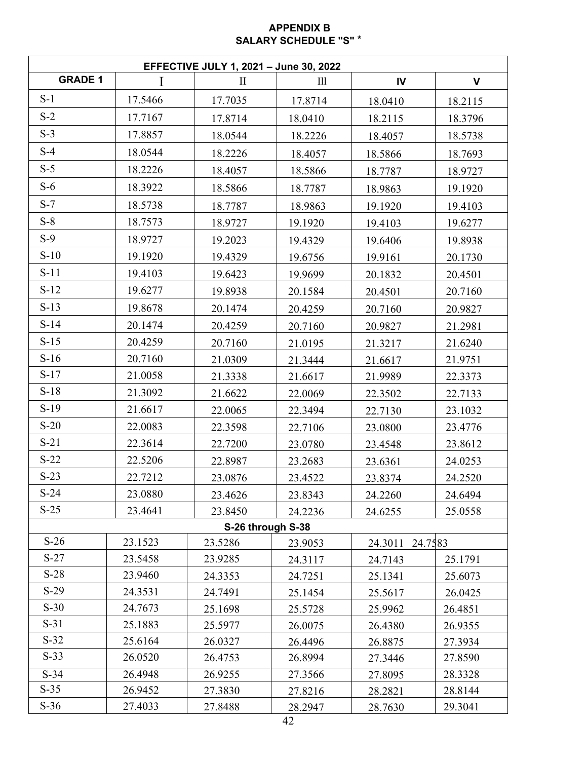**APPENDIX B**
**SALARY SCHEDULE "S" ***

| EFFECTIVE JULY 1, 2021 – June 30, 2022 | | | | | |
|---|---|---|---|---|---|
| **GRADE 1** | I | II | Ill | **IV** | **V** |
| S-1 | 17.5466 | 17.7035 | 17.8714 | 18.0410 | 18.2115 |
| S-2 | 17.7167 | 17.8714 | 18.0410 | 18.2115 | 18.3796 |
| S-3 | 17.8857 | 18.0544 | 18.2226 | 18.4057 | 18.5738 |
| S-4 | 18.0544 | 18.2226 | 18.4057 | 18.5866 | 18.7693 |
| S-5 | 18.2226 | 18.4057 | 18.5866 | 18.7787 | 18.9727 |
| S-6 | 18.3922 | 18.5866 | 18.7787 | 18.9863 | 19.1920 |
| S-7 | 18.5738 | 18.7787 | 18.9863 | 19.1920 | 19.4103 |
| S-8 | 18.7573 | 18.9727 | 19.1920 | 19.4103 | 19.6277 |
| S-9 | 18.9727 | 19.2023 | 19.4329 | 19.6406 | 19.8938 |
| S-10 | 19.1920 | 19.4329 | 19.6756 | 19.9161 | 20.1730 |
| S-11 | 19.4103 | 19.6423 | 19.9699 | 20.1832 | 20.4501 |
| S-12 | 19.6277 | 19.8938 | 20.1584 | 20.4501 | 20.7160 |
| S-13 | 19.8678 | 20.1474 | 20.4259 | 20.7160 | 20.9827 |
| S-14 | 20.1474 | 20.4259 | 20.7160 | 20.9827 | 21.2981 |
| S-15 | 20.4259 | 20.7160 | 21.0195 | 21.3217 | 21.6240 |
| S-16 | 20.7160 | 21.0309 | 21.3444 | 21.6617 | 21.9751 |
| S-17 | 21.0058 | 21.3338 | 21.6617 | 21.9989 | 22.3373 |
| S-18 | 21.3092 | 21.6622 | 22.0069 | 22.3502 | 22.7133 |
| S-19 | 21.6617 | 22.0065 | 22.3494 | 22.7130 | 23.1032 |
| S-20 | 22.0083 | 22.3598 | 22.7106 | 23.0800 | 23.4776 |
| S-21 | 22.3614 | 22.7200 | 23.0780 | 23.4548 | 23.8612 |
| S-22 | 22.5206 | 22.8987 | 23.2683 | 23.6361 | 24.0253 |
| S-23 | 22.7212 | 23.0876 | 23.4522 | 23.8374 | 24.2520 |
| S-24 | 23.0880 | 23.4626 | 23.8343 | 24.2260 | 24.6494 |
| S-25 | 23.4641 | 23.8450 | 24.2236 | 24.6255 | 25.0558 |
| **S-26 through S-38** | | | | | |
| S-26 | 23.1523 | 23.5286 | 23.9053 | 24.3011 | 24.7583 |
| S-27 | 23.5458 | 23.9285 | 24.3117 | 24.7143 | 25.1791 |
| S-28 | 23.9460 | 24.3353 | 24.7251 | 25.1341 | 25.6073 |
| S-29 | 24.3531 | 24.7491 | 25.1454 | 25.5617 | 26.0425 |
| S-30 | 24.7673 | 25.1698 | 25.5728 | 25.9962 | 26.4851 |
| S-31 | 25.1883 | 25.5977 | 26.0075 | 26.4380 | 26.9355 |
| S-32 | 25.6164 | 26.0327 | 26.4496 | 26.8875 | 27.3934 |
| S-33 | 26.0520 | 26.4753 | 26.8994 | 27.3446 | 27.8590 |
| S-34 | 26.4948 | 26.9255 | 27.3566 | 27.8095 | 28.3328 |
| S-35 | 26.9452 | 27.3830 | 27.8216 | 28.2821 | 28.8144 |
| S-36 | 27.4033 | 27.8488 | 28.2947 | 28.7630 | 29.3041 |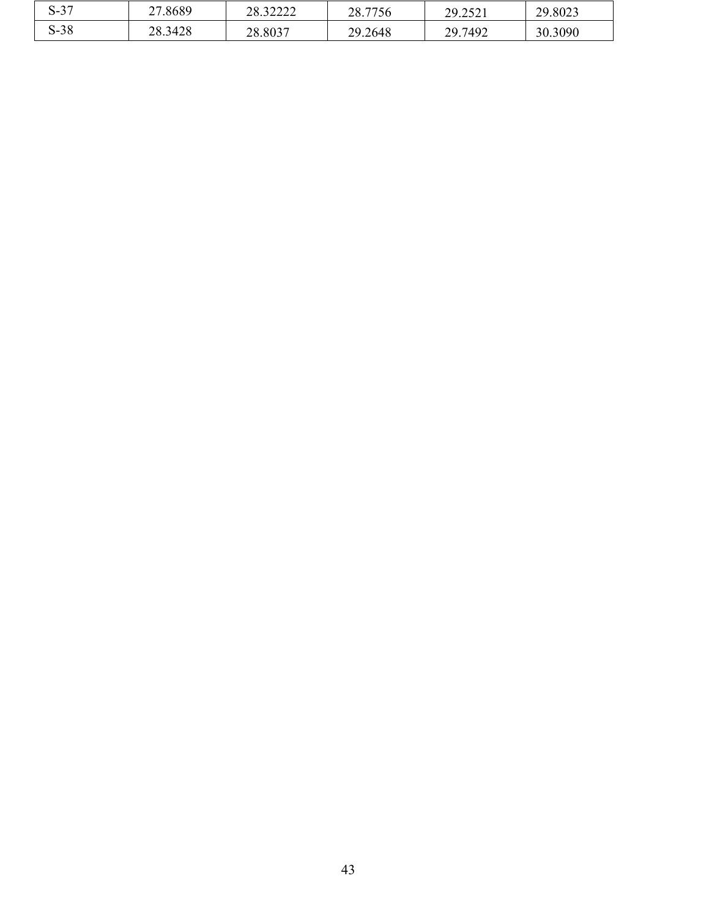| S-37 | 27.8689 | 28.32222 | 28.7756 | 29.2521 | 29.8023 |
|---|---|---|---|---|---|
| S-38 | 28.3428 | 28.8037 | 29.2648 | 29.7492 | 30.3090 |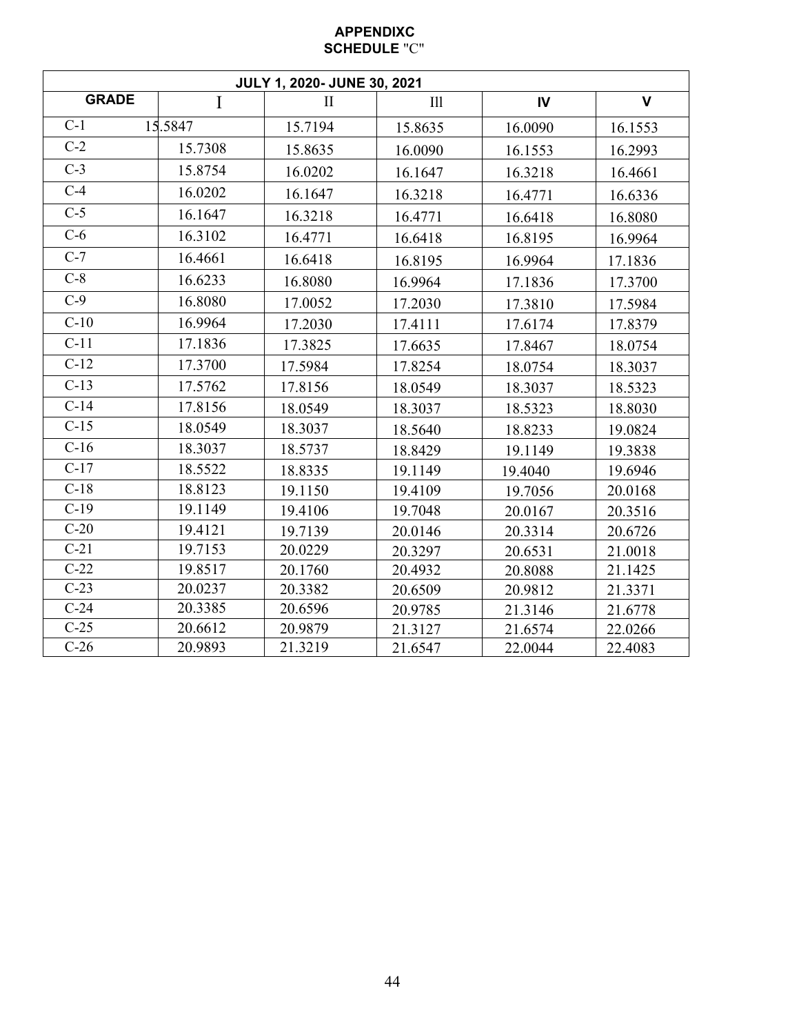**APPENDIXC**
**SCHEDULE "C"**

| JULY 1, 2020- JUNE 30, 2021 | | | | | |
|---|---|---|---|---|---|
| **GRADE** | I | II | Ill | **IV** | **V** |
| C-1 | 15.5847 | 15.7194 | 15.8635 | 16.0090 | 16.1553 |
| C-2 | 15.7308 | 15.8635 | 16.0090 | 16.1553 | 16.2993 |
| C-3 | 15.8754 | 16.0202 | 16.1647 | 16.3218 | 16.4661 |
| C-4 | 16.0202 | 16.1647 | 16.3218 | 16.4771 | 16.6336 |
| C-5 | 16.1647 | 16.3218 | 16.4771 | 16.6418 | 16.8080 |
| C-6 | 16.3102 | 16.4771 | 16.6418 | 16.8195 | 16.9964 |
| C-7 | 16.4661 | 16.6418 | 16.8195 | 16.9964 | 17.1836 |
| C-8 | 16.6233 | 16.8080 | 16.9964 | 17.1836 | 17.3700 |
| C-9 | 16.8080 | 17.0052 | 17.2030 | 17.3810 | 17.5984 |
| C-10 | 16.9964 | 17.2030 | 17.4111 | 17.6174 | 17.8379 |
| C-11 | 17.1836 | 17.3825 | 17.6635 | 17.8467 | 18.0754 |
| C-12 | 17.3700 | 17.5984 | 17.8254 | 18.0754 | 18.3037 |
| C-13 | 17.5762 | 17.8156 | 18.0549 | 18.3037 | 18.5323 |
| C-14 | 17.8156 | 18.0549 | 18.3037 | 18.5323 | 18.8030 |
| C-15 | 18.0549 | 18.3037 | 18.5640 | 18.8233 | 19.0824 |
| C-16 | 18.3037 | 18.5737 | 18.8429 | 19.1149 | 19.3838 |
| C-17 | 18.5522 | 18.8335 | 19.1149 | 19.4040 | 19.6946 |
| C-18 | 18.8123 | 19.1150 | 19.4109 | 19.7056 | 20.0168 |
| C-19 | 19.1149 | 19.4106 | 19.7048 | 20.0167 | 20.3516 |
| C-20 | 19.4121 | 19.7139 | 20.0146 | 20.3314 | 20.6726 |
| C-21 | 19.7153 | 20.0229 | 20.3297 | 20.6531 | 21.0018 |
| C-22 | 19.8517 | 20.1760 | 20.4932 | 20.8088 | 21.1425 |
| C-23 | 20.0237 | 20.3382 | 20.6509 | 20.9812 | 21.3371 |
| C-24 | 20.3385 | 20.6596 | 20.9785 | 21.3146 | 21.6778 |
| C-25 | 20.6612 | 20.9879 | 21.3127 | 21.6574 | 22.0266 |
| C-26 | 20.9893 | 21.3219 | 21.6547 | 22.0044 | 22.4083 |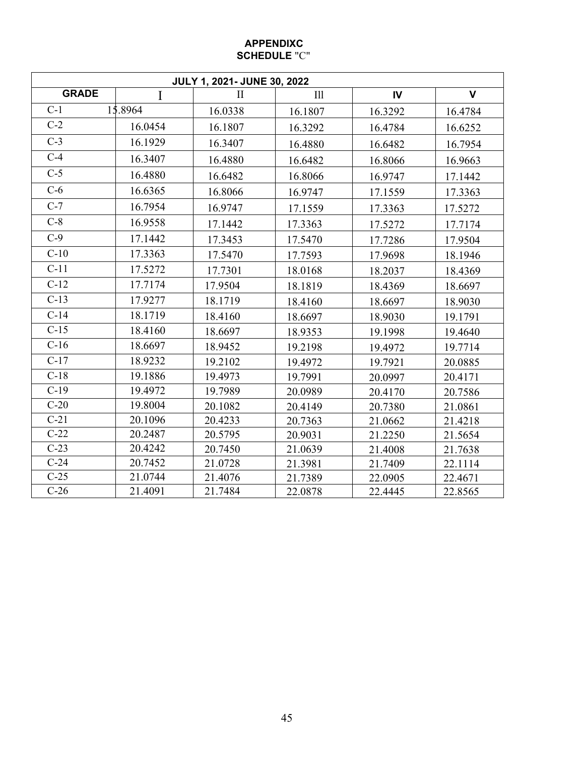# APPENDIXC
## SCHEDULE "C"

| JULY 1, 2021- JUNE 30, 2022 | | | | | |
|---|---|---|---|---|---|
| **GRADE** | I | II | Ill | **IV** | **V** |
| C-1 | 15.8964 | 16.0338 | 16.1807 | 16.3292 | 16.4784 |
| C-2 | 16.0454 | 16.1807 | 16.3292 | 16.4784 | 16.6252 |
| C-3 | 16.1929 | 16.3407 | 16.4880 | 16.6482 | 16.7954 |
| C-4 | 16.3407 | 16.4880 | 16.6482 | 16.8066 | 16.9663 |
| C-5 | 16.4880 | 16.6482 | 16.8066 | 16.9747 | 17.1442 |
| C-6 | 16.6365 | 16.8066 | 16.9747 | 17.1559 | 17.3363 |
| C-7 | 16.7954 | 16.9747 | 17.1559 | 17.3363 | 17.5272 |
| C-8 | 16.9558 | 17.1442 | 17.3363 | 17.5272 | 17.7174 |
| C-9 | 17.1442 | 17.3453 | 17.5470 | 17.7286 | 17.9504 |
| C-10 | 17.3363 | 17.5470 | 17.7593 | 17.9698 | 18.1946 |
| C-11 | 17.5272 | 17.7301 | 18.0168 | 18.2037 | 18.4369 |
| C-12 | 17.7174 | 17.9504 | 18.1819 | 18.4369 | 18.6697 |
| C-13 | 17.9277 | 18.1719 | 18.4160 | 18.6697 | 18.9030 |
| C-14 | 18.1719 | 18.4160 | 18.6697 | 18.9030 | 19.1791 |
| C-15 | 18.4160 | 18.6697 | 18.9353 | 19.1998 | 19.4640 |
| C-16 | 18.6697 | 18.9452 | 19.2198 | 19.4972 | 19.7714 |
| C-17 | 18.9232 | 19.2102 | 19.4972 | 19.7921 | 20.0885 |
| C-18 | 19.1886 | 19.4973 | 19.7991 | 20.0997 | 20.4171 |
| C-19 | 19.4972 | 19.7989 | 20.0989 | 20.4170 | 20.7586 |
| C-20 | 19.8004 | 20.1082 | 20.4149 | 20.7380 | 21.0861 |
| C-21 | 20.1096 | 20.4233 | 20.7363 | 21.0662 | 21.4218 |
| C-22 | 20.2487 | 20.5795 | 20.9031 | 21.2250 | 21.5654 |
| C-23 | 20.4242 | 20.7450 | 21.0639 | 21.4008 | 21.7638 |
| C-24 | 20.7452 | 21.0728 | 21.3981 | 21.7409 | 22.1114 |
| C-25 | 21.0744 | 21.4076 | 21.7389 | 22.0905 | 22.4671 |
| C-26 | 21.4091 | 21.7484 | 22.0878 | 22.4445 | 22.8565 |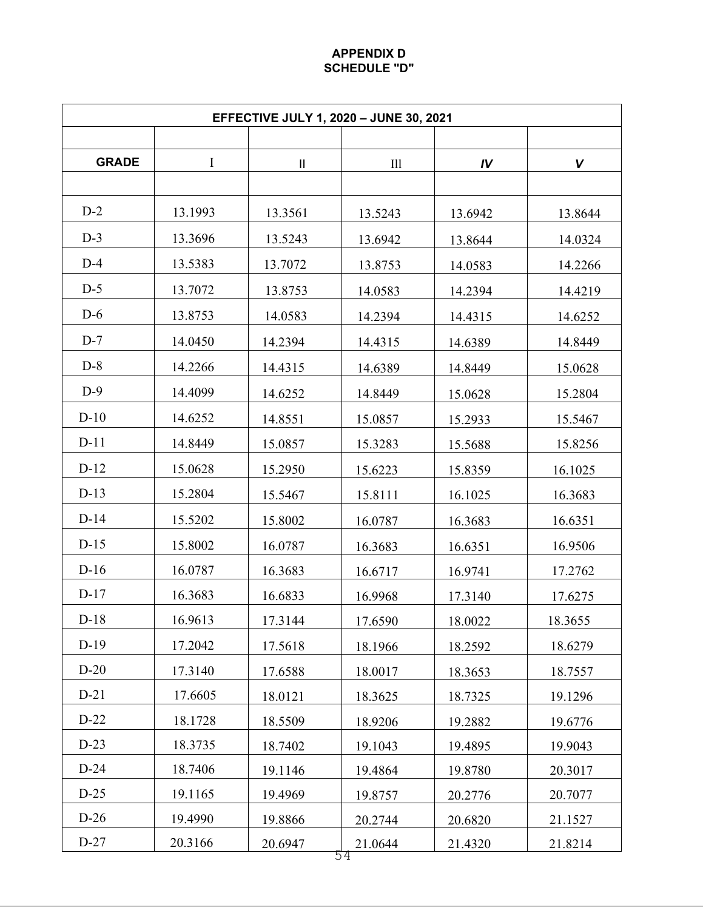# APPENDIX D
## SCHEDULE "D"

| EFFECTIVE JULY 1, 2020 – JUNE 30, 2021 | | | | | |
|---|---|---|---|---|---|
| **GRADE** | I | II | III | ***IV*** | ***V*** |
| D-2 | 13.1993 | 13.3561 | 13.5243 | 13.6942 | 13.8644 |
| D-3 | 13.3696 | 13.5243 | 13.6942 | 13.8644 | 14.0324 |
| D-4 | 13.5383 | 13.7072 | 13.8753 | 14.0583 | 14.2266 |
| D-5 | 13.7072 | 13.8753 | 14.0583 | 14.2394 | 14.4219 |
| D-6 | 13.8753 | 14.0583 | 14.2394 | 14.4315 | 14.6252 |
| D-7 | 14.0450 | 14.2394 | 14.4315 | 14.6389 | 14.8449 |
| D-8 | 14.2266 | 14.4315 | 14.6389 | 14.8449 | 15.0628 |
| D-9 | 14.4099 | 14.6252 | 14.8449 | 15.0628 | 15.2804 |
| D-10 | 14.6252 | 14.8551 | 15.0857 | 15.2933 | 15.5467 |
| D-11 | 14.8449 | 15.0857 | 15.3283 | 15.5688 | 15.8256 |
| D-12 | 15.0628 | 15.2950 | 15.6223 | 15.8359 | 16.1025 |
| D-13 | 15.2804 | 15.5467 | 15.8111 | 16.1025 | 16.3683 |
| D-14 | 15.5202 | 15.8002 | 16.0787 | 16.3683 | 16.6351 |
| D-15 | 15.8002 | 16.0787 | 16.3683 | 16.6351 | 16.9506 |
| D-16 | 16.0787 | 16.3683 | 16.6717 | 16.9741 | 17.2762 |
| D-17 | 16.3683 | 16.6833 | 16.9968 | 17.3140 | 17.6275 |
| D-18 | 16.9613 | 17.3144 | 17.6590 | 18.0022 | 18.3655 |
| D-19 | 17.2042 | 17.5618 | 18.1966 | 18.2592 | 18.6279 |
| D-20 | 17.3140 | 17.6588 | 18.0017 | 18.3653 | 18.7557 |
| D-21 | 17.6605 | 18.0121 | 18.3625 | 18.7325 | 19.1296 |
| D-22 | 18.1728 | 18.5509 | 18.9206 | 19.2882 | 19.6776 |
| D-23 | 18.3735 | 18.7402 | 19.1043 | 19.4895 | 19.9043 |
| D-24 | 18.7406 | 19.1146 | 19.4864 | 19.8780 | 20.3017 |
| D-25 | 19.1165 | 19.4969 | 19.8757 | 20.2776 | 20.7077 |
| D-26 | 19.4990 | 19.8866 | 20.2744 | 20.6820 | 21.1527 |
| D-27 | 20.3166 | 20.6947 | 21.0644 | 21.4320 | 21.8214 |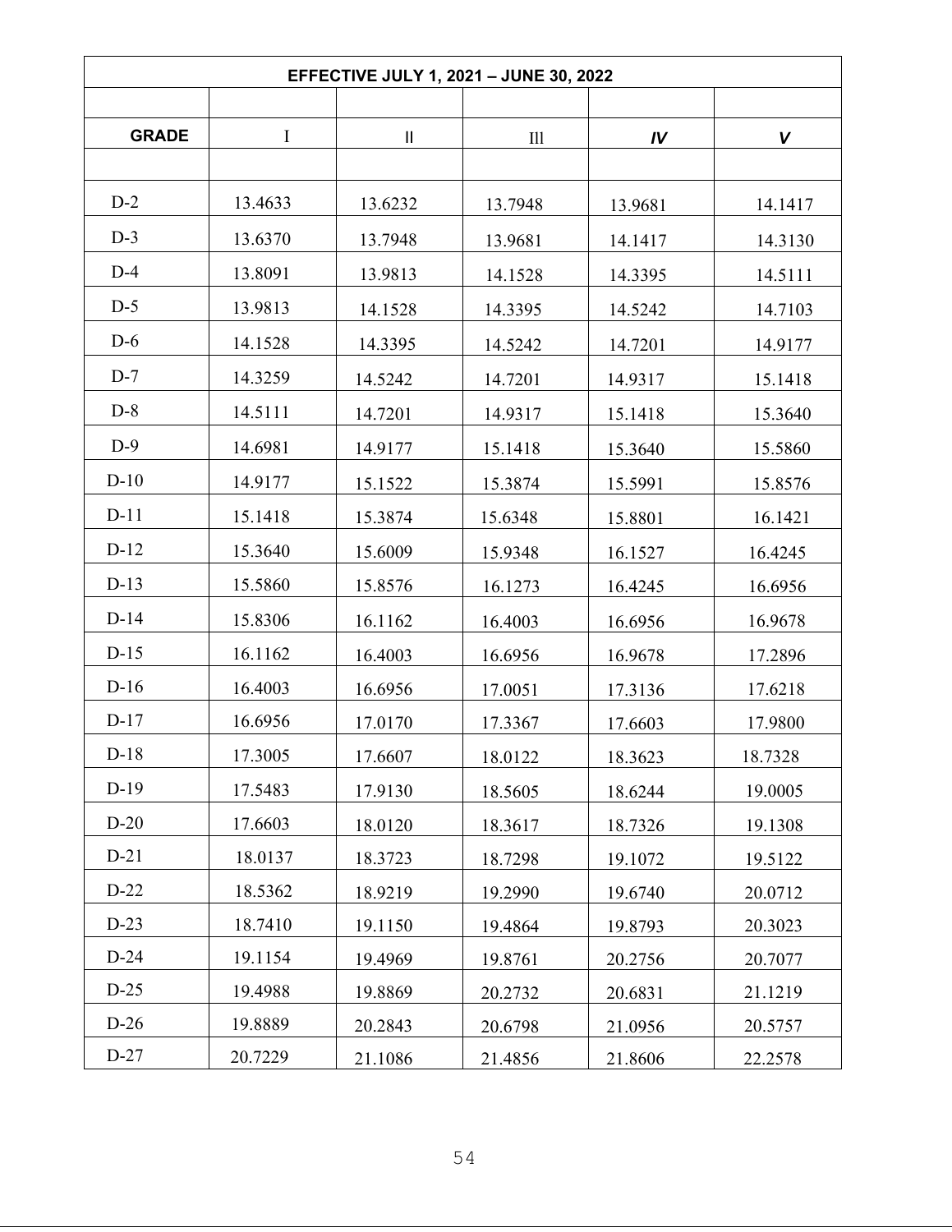| EFFECTIVE JULY 1, 2021 – JUNE 30, 2022 | | | | | |
|---|---|---|---|---|---|
| | | | | | |
| **GRADE** | I | II | III | *IV* | *V* |
| | | | | | |
| D-2 | 13.4633 | 13.6232 | 13.7948 | 13.9681 | 14.1417 |
| D-3 | 13.6370 | 13.7948 | 13.9681 | 14.1417 | 14.3130 |
| D-4 | 13.8091 | 13.9813 | 14.1528 | 14.3395 | 14.5111 |
| D-5 | 13.9813 | 14.1528 | 14.3395 | 14.5242 | 14.7103 |
| D-6 | 14.1528 | 14.3395 | 14.5242 | 14.7201 | 14.9177 |
| D-7 | 14.3259 | 14.5242 | 14.7201 | 14.9317 | 15.1418 |
| D-8 | 14.5111 | 14.7201 | 14.9317 | 15.1418 | 15.3640 |
| D-9 | 14.6981 | 14.9177 | 15.1418 | 15.3640 | 15.5860 |
| D-10 | 14.9177 | 15.1522 | 15.3874 | 15.5991 | 15.8576 |
| D-11 | 15.1418 | 15.3874 | 15.6348 | 15.8801 | 16.1421 |
| D-12 | 15.3640 | 15.6009 | 15.9348 | 16.1527 | 16.4245 |
| D-13 | 15.5860 | 15.8576 | 16.1273 | 16.4245 | 16.6956 |
| D-14 | 15.8306 | 16.1162 | 16.4003 | 16.6956 | 16.9678 |
| D-15 | 16.1162 | 16.4003 | 16.6956 | 16.9678 | 17.2896 |
| D-16 | 16.4003 | 16.6956 | 17.0051 | 17.3136 | 17.6218 |
| D-17 | 16.6956 | 17.0170 | 17.3367 | 17.6603 | 17.9800 |
| D-18 | 17.3005 | 17.6607 | 18.0122 | 18.3623 | 18.7328 |
| D-19 | 17.5483 | 17.9130 | 18.5605 | 18.6244 | 19.0005 |
| D-20 | 17.6603 | 18.0120 | 18.3617 | 18.7326 | 19.1308 |
| D-21 | 18.0137 | 18.3723 | 18.7298 | 19.1072 | 19.5122 |
| D-22 | 18.5362 | 18.9219 | 19.2990 | 19.6740 | 20.0712 |
| D-23 | 18.7410 | 19.1150 | 19.4864 | 19.8793 | 20.3023 |
| D-24 | 19.1154 | 19.4969 | 19.8761 | 20.2756 | 20.7077 |
| D-25 | 19.4988 | 19.8869 | 20.2732 | 20.6831 | 21.1219 |
| D-26 | 19.8889 | 20.2843 | 20.6798 | 21.0956 | 20.5757 |
| D-27 | 20.7229 | 21.1086 | 21.4856 | 21.8606 | 22.2578 |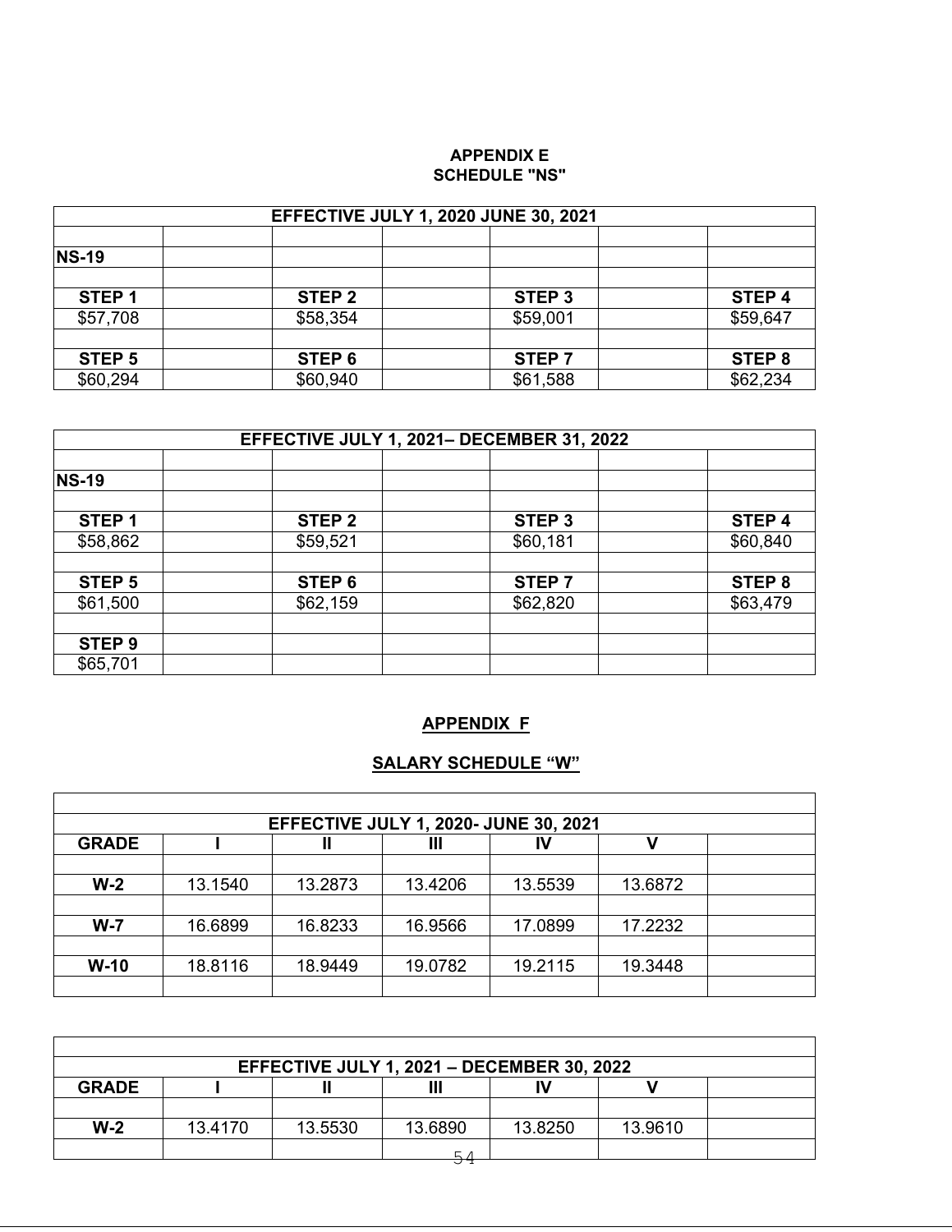## APPENDIX E
## SCHEDULE "NS"

| EFFECTIVE JULY 1, 2020 JUNE 30, 2021 | | | | | | |
|---|---|---|---|---|---|---|
| | | | | | | |
| **NS-19** | | | | | | |
| | | | | | | |
| **STEP 1** | | **STEP 2** | | **STEP 3** | | **STEP 4** |
| $57,708 | | $58,354 | | $59,001 | | $59,647 |
| | | | | | | |
| **STEP 5** | | **STEP 6** | | **STEP 7** | | **STEP 8** |
| $60,294 | | $60,940 | | $61,588 | | $62,234 |

| EFFECTIVE JULY 1, 2021– DECEMBER 31, 2022 | | | | | | |
|---|---|---|---|---|---|---|
| | | | | | | |
| **NS-19** | | | | | | |
| | | | | | | |
| **STEP 1** | | **STEP 2** | | **STEP 3** | | **STEP 4** |
| $58,862 | | $59,521 | | $60,181 | | $60,840 |
| | | | | | | |
| **STEP 5** | | **STEP 6** | | **STEP 7** | | **STEP 8** |
| $61,500 | | $62,159 | | $62,820 | | $63,479 |
| | | | | | | |
| **STEP 9** | | | | | | |
| $65,701 | | | | | | |

## APPENDIX F

## SALARY SCHEDULE "W"

| EFFECTIVE JULY 1, 2020- JUNE 30, 2021 | | | | | | |
|---|---|---|---|---|---|---|
| **GRADE** | **I** | **II** | **III** | **IV** | **V** | |
| | | | | | | |
| **W-2** | 13.1540 | 13.2873 | 13.4206 | 13.5539 | 13.6872 | |
| | | | | | | |
| **W-7** | 16.6899 | 16.8233 | 16.9566 | 17.0899 | 17.2232 | |
| | | | | | | |
| **W-10** | 18.8116 | 18.9449 | 19.0782 | 19.2115 | 19.3448 | |
| | | | | | | |

| EFFECTIVE JULY 1, 2021 – DECEMBER 30, 2022 | | | | | | |
|---|---|---|---|---|---|---|
| **GRADE** | **I** | **II** | **III** | **IV** | **V** | |
| | | | | | | |
| **W-2** | 13.4170 | 13.5530 | 13.6890 | 13.8250 | 13.9610 | |
| | | | | | | |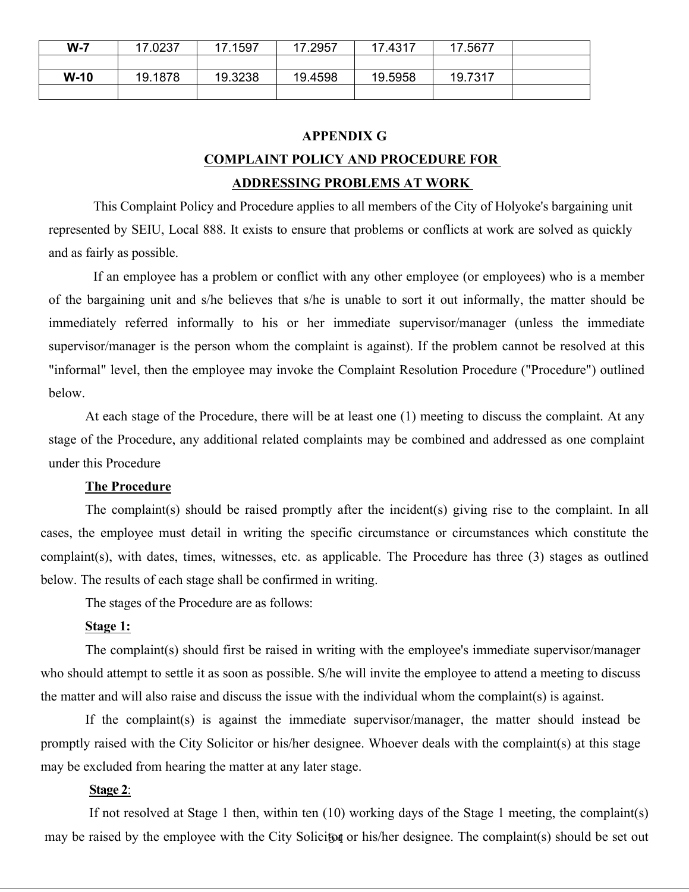| W-7 | 17.0237 | 17.1597 | 17.2957 | 17.4317 | 17.5677 | |
|---|---|---|---|---|---|---|
| | | | | | | |
| W-10 | 19.1878 | 19.3238 | 19.4598 | 19.5958 | 19.7317 | |
| | | | | | | |

# APPENDIX G

## COMPLAINT POLICY AND PROCEDURE FOR ADDRESSING PROBLEMS AT WORK

This Complaint Policy and Procedure applies to all members of the City of Holyoke's bargaining unit represented by SEIU, Local 888. It exists to ensure that problems or conflicts at work are solved as quickly and as fairly as possible.

If an employee has a problem or conflict with any other employee (or employees) who is a member of the bargaining unit and s/he believes that s/he is unable to sort it out informally, the matter should be immediately referred informally to his or her immediate supervisor/manager (unless the immediate supervisor/manager is the person whom the complaint is against). If the problem cannot be resolved at this "informal" level, then the employee may invoke the Complaint Resolution Procedure ("Procedure") outlined below.

At each stage of the Procedure, there will be at least one (1) meeting to discuss the complaint. At any stage of the Procedure, any additional related complaints may be combined and addressed as one complaint under this Procedure

**The Procedure**

The complaint(s) should be raised promptly after the incident(s) giving rise to the complaint. In all cases, the employee must detail in writing the specific circumstance or circumstances which constitute the complaint(s), with dates, times, witnesses, etc. as applicable. The Procedure has three (3) stages as outlined below. The results of each stage shall be confirmed in writing.

The stages of the Procedure are as follows:

**Stage 1:**

The complaint(s) should first be raised in writing with the employee's immediate supervisor/manager who should attempt to settle it as soon as possible. S/he will invite the employee to attend a meeting to discuss the matter and will also raise and discuss the issue with the individual whom the complaint(s) is against.

If the complaint(s) is against the immediate supervisor/manager, the matter should instead be promptly raised with the City Solicitor or his/her designee. Whoever deals with the complaint(s) at this stage may be excluded from hearing the matter at any later stage.

**Stage 2**:

If not resolved at Stage 1 then, within ten (10) working days of the Stage 1 meeting, the complaint(s) may be raised by the employee with the City Solicitor or his/her designee. The complaint(s) should be set out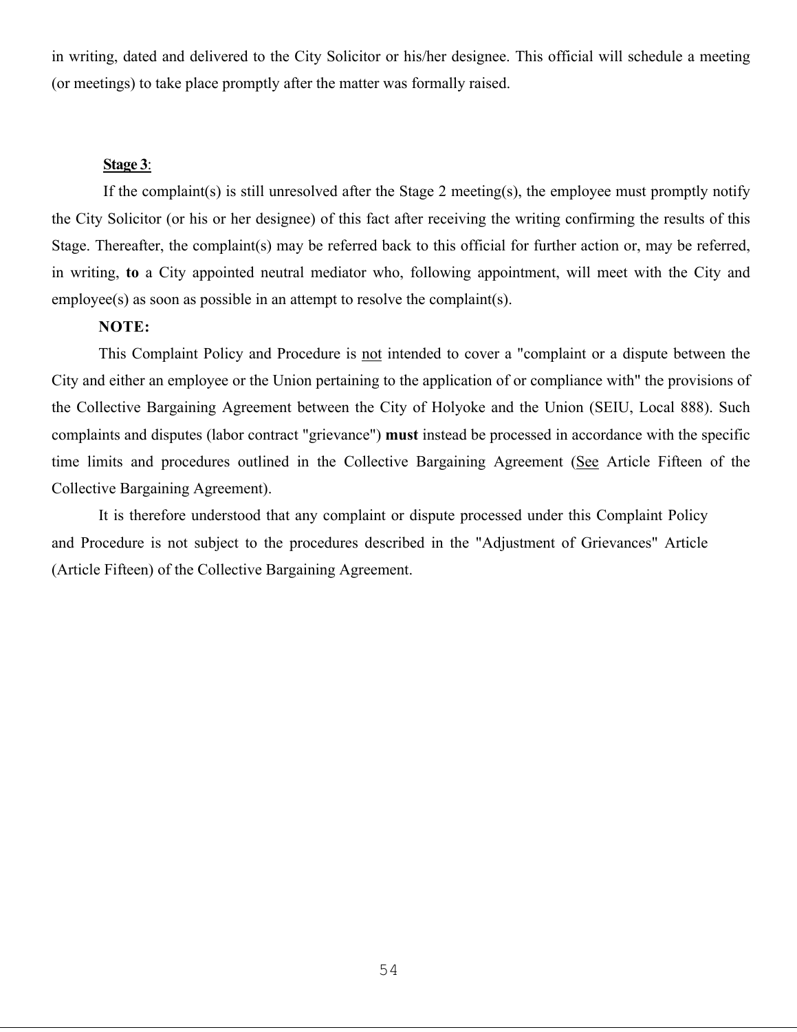in writing, dated and delivered to the City Solicitor or his/her designee. This official will schedule a meeting (or meetings) to take place promptly after the matter was formally raised.

**Stage 3**:

If the complaint(s) is still unresolved after the Stage 2 meeting(s), the employee must promptly notify the City Solicitor (or his or her designee) of this fact after receiving the writing confirming the results of this Stage. Thereafter, the complaint(s) may be referred back to this official for further action or, may be referred, in writing, **to** a City appointed neutral mediator who, following appointment, will meet with the City and employee(s) as soon as possible in an attempt to resolve the complaint(s).

**NOTE:**

This Complaint Policy and Procedure is not intended to cover a "complaint or a dispute between the City and either an employee or the Union pertaining to the application of or compliance with" the provisions of the Collective Bargaining Agreement between the City of Holyoke and the Union (SEIU, Local 888). Such complaints and disputes (labor contract "grievance") **must** instead be processed in accordance with the specific time limits and procedures outlined in the Collective Bargaining Agreement (See Article Fifteen of the Collective Bargaining Agreement).

It is therefore understood that any complaint or dispute processed under this Complaint Policy and Procedure is not subject to the procedures described in the "Adjustment of Grievances" Article (Article Fifteen) of the Collective Bargaining Agreement.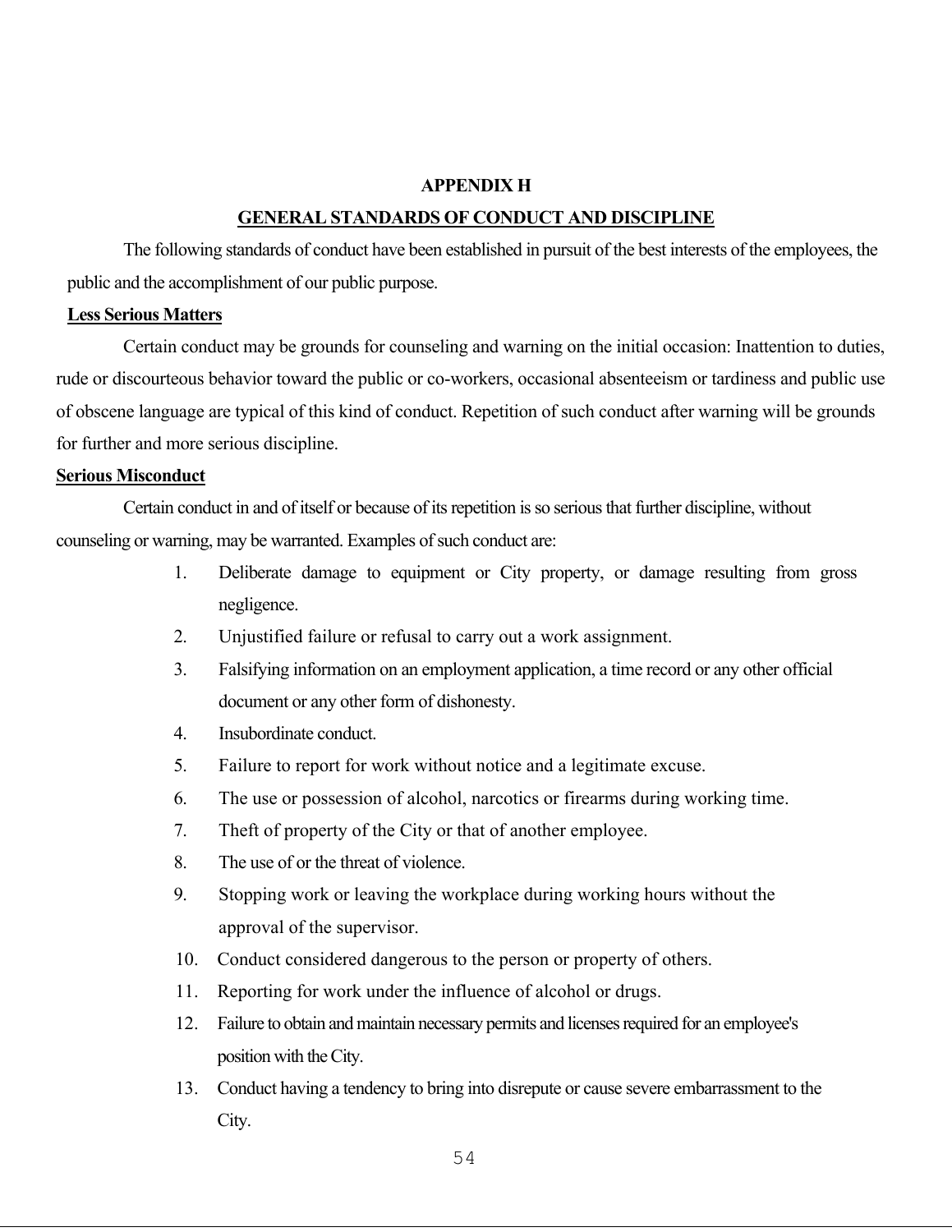## APPENDIX H

## GENERAL STANDARDS OF CONDUCT AND DISCIPLINE

The following standards of conduct have been established in pursuit of the best interests of the employees, the public and the accomplishment of our public purpose.

**Less Serious Matters**

Certain conduct may be grounds for counseling and warning on the initial occasion: Inattention to duties, rude or discourteous behavior toward the public or co-workers, occasional absenteeism or tardiness and public use of obscene language are typical of this kind of conduct. Repetition of such conduct after warning will be grounds for further and more serious discipline.

**Serious Misconduct**

Certain conduct in and of itself or because of its repetition is so serious that further discipline, without counseling or warning, may be warranted. Examples of such conduct are:

1. Deliberate damage to equipment or City property, or damage resulting from gross negligence.
2. Unjustified failure or refusal to carry out a work assignment.
3. Falsifying information on an employment application, a time record or any other official document or any other form of dishonesty.
4. Insubordinate conduct.
5. Failure to report for work without notice and a legitimate excuse.
6. The use or possession of alcohol, narcotics or firearms during working time.
7. Theft of property of the City or that of another employee.
8. The use of or the threat of violence.
9. Stopping work or leaving the workplace during working hours without the approval of the supervisor.
10. Conduct considered dangerous to the person or property of others.
11. Reporting for work under the influence of alcohol or drugs.
12. Failure to obtain and maintain necessary permits and licenses required for an employee's position with the City.
13. Conduct having a tendency to bring into disrepute or cause severe embarrassment to the City.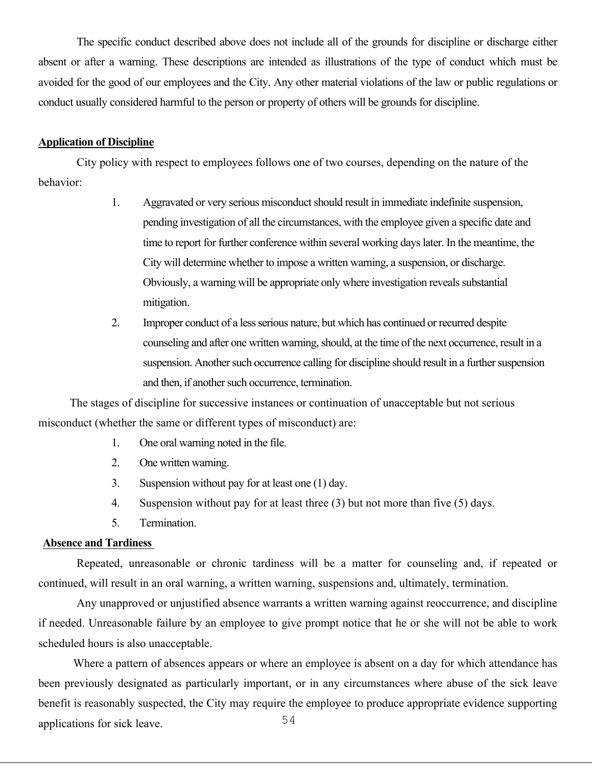The specific conduct described above does not include all of the grounds for discipline or discharge either absent or after a warning. These descriptions are intended as illustrations of the type of conduct which must be avoided for the good of our employees and the City. Any other material violations of the law or public regulations or conduct usually considered harmful to the person or property of others will be grounds for discipline.

**Application of Discipline**

City policy with respect to employees follows one of two courses, depending on the nature of the behavior:

1. Aggravated or very serious misconduct should result in immediate indefinite suspension, pending investigation of all the circumstances, with the employee given a specific date and time to report for further conference within several working days later. In the meantime, the City will determine whether to impose a written warning, a suspension, or discharge. Obviously, a warning will be appropriate only where investigation reveals substantial mitigation.
2. Improper conduct of a less serious nature, but which has continued or recurred despite counseling and after one written warning, should, at the time of the next occurrence, result in a suspension. Another such occurrence calling for discipline should result in a further suspension and then, if another such occurrence, termination.

The stages of discipline for successive instances or continuation of unacceptable but not serious misconduct (whether the same or different types of misconduct) are:

1. One oral warning noted in the file.
2. One written warning.
3. Suspension without pay for at least one (1) day.
4. Suspension without pay for at least three (3) but not more than five (5) days.
5. Termination.

**Absence and Tardiness**

Repeated, unreasonable or chronic tardiness will be a matter for counseling and, if repeated or continued, will result in an oral warning, a written warning, suspensions and, ultimately, termination.

Any unapproved or unjustified absence warrants a written warning against reoccurrence, and discipline if needed. Unreasonable failure by an employee to give prompt notice that he or she will not be able to work scheduled hours is also unacceptable.

Where a pattern of absences appears or where an employee is absent on a day for which attendance has been previously designated as particularly important, or in any circumstances where abuse of the sick leave benefit is reasonably suspected, the City may require the employee to produce appropriate evidence supporting applications for sick leave.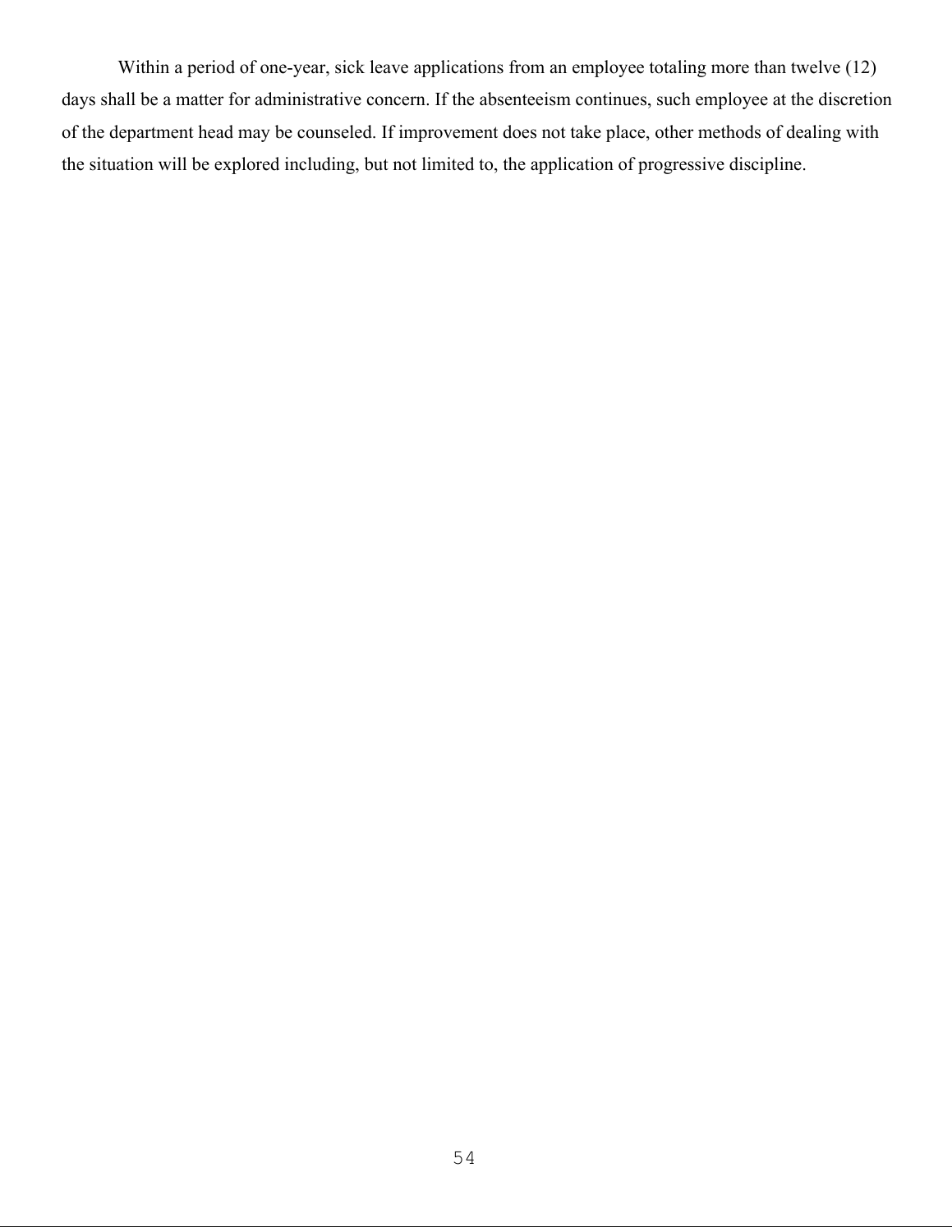Within a period of one-year, sick leave applications from an employee totaling more than twelve (12) days shall be a matter for administrative concern. If the absenteeism continues, such employee at the discretion of the department head may be counseled. If improvement does not take place, other methods of dealing with the situation will be explored including, but not limited to, the application of progressive discipline.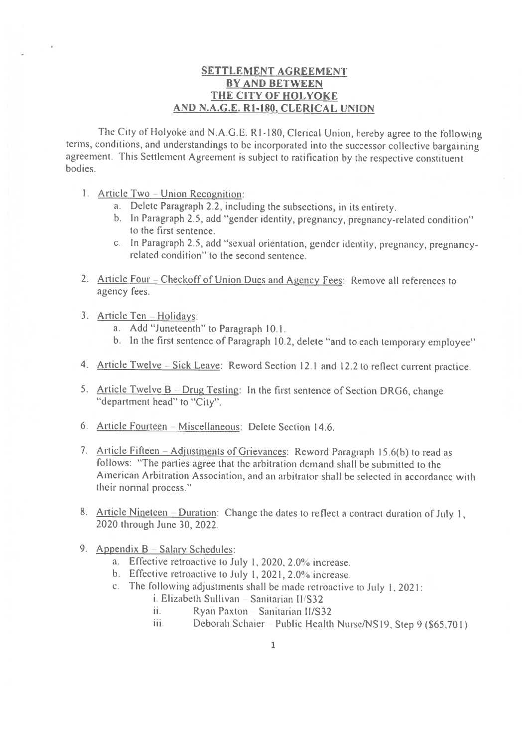# SETTLEMENT AGREEMENT BY AND BETWEEN THE CITY OF HOLYOKE AND N.A.G.E. R1-180, CLERICAL UNION

The City of Holyoke and N.A.G.E. R1-180, Clerical Union, hereby agree to the following terms, conditions, and understandings to be incorporated into the successor collective bargaining agreement. This Settlement Agreement is subject to ratification by the respective constituent bodies.

1. Article Two – Union Recognition:
   a. Delete Paragraph 2.2, including the subsections, in its entirety.
   b. In Paragraph 2.5, add "gender identity, pregnancy, pregnancy-related condition" to the first sentence.
   c. In Paragraph 2.5, add "sexual orientation, gender identity, pregnancy, pregnancy-related condition" to the second sentence.

2. Article Four – Checkoff of Union Dues and Agency Fees: Remove all references to agency fees.

3. Article Ten – Holidays:
   a. Add "Juneteenth" to Paragraph 10.1.
   b. In the first sentence of Paragraph 10.2, delete "and to each temporary employee"

4. Article Twelve – Sick Leave: Reword Section 12.1 and 12.2 to reflect current practice.

5. Article Twelve B – Drug Testing: In the first sentence of Section DRG6, change "department head" to "City".

6. Article Fourteen – Miscellaneous: Delete Section 14.6.

7. Article Fifteen – Adjustments of Grievances: Reword Paragraph 15.6(b) to read as follows: "The parties agree that the arbitration demand shall be submitted to the American Arbitration Association, and an arbitrator shall be selected in accordance with their normal process."

8. Article Nineteen – Duration: Change the dates to reflect a contract duration of July 1, 2020 through June 30, 2022.

9. Appendix B – Salary Schedules:
   a. Effective retroactive to July 1, 2020, 2.0% increase.
   b. Effective retroactive to July 1, 2021, 2.0% increase.
   c. The following adjustments shall be made retroactive to July 1, 2021:
      i. Elizabeth Sullivan – Sanitarian II/S32
      ii. Ryan Paxton – Sanitarian II/S32
      iii. Deborah Schaier – Public Health Nurse/NS19, Step 9 ($65,701)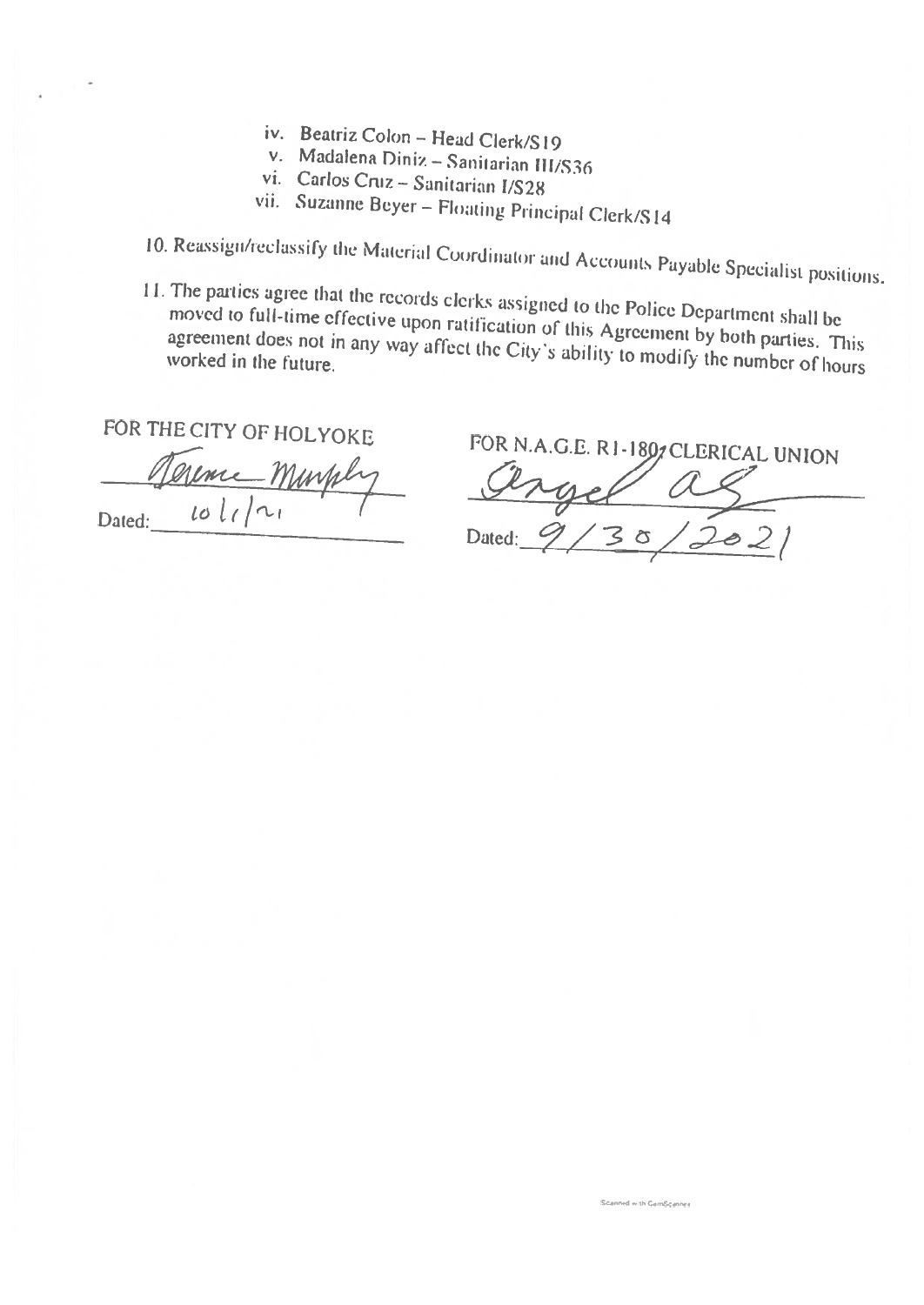iv. Beatriz Colon – Head Clerk/S19
v. Madalena Diniz – Sanitarian III/S36
vi. Carlos Cruz – Sanitarian I/S28
vii. Suzanne Beyer – Floating Principal Clerk/S14

10. Reassign/reclassify the Material Coordinator and Accounts Payable Specialist positions.

11. The parties agree that the records clerks assigned to the Police Department shall be moved to full-time effective upon ratification of this Agreement by both parties. This agreement does not in any way affect the City's ability to modify the number of hours worked in the future.

| | |
|---|---|
| FOR THE CITY OF HOLYOKE | FOR N.A.G.E. R1-180, CLERICAL UNION |
| Terence Murphy | Angel A. |
| Dated: 10/1/21 | Dated: 9/30/2021 |